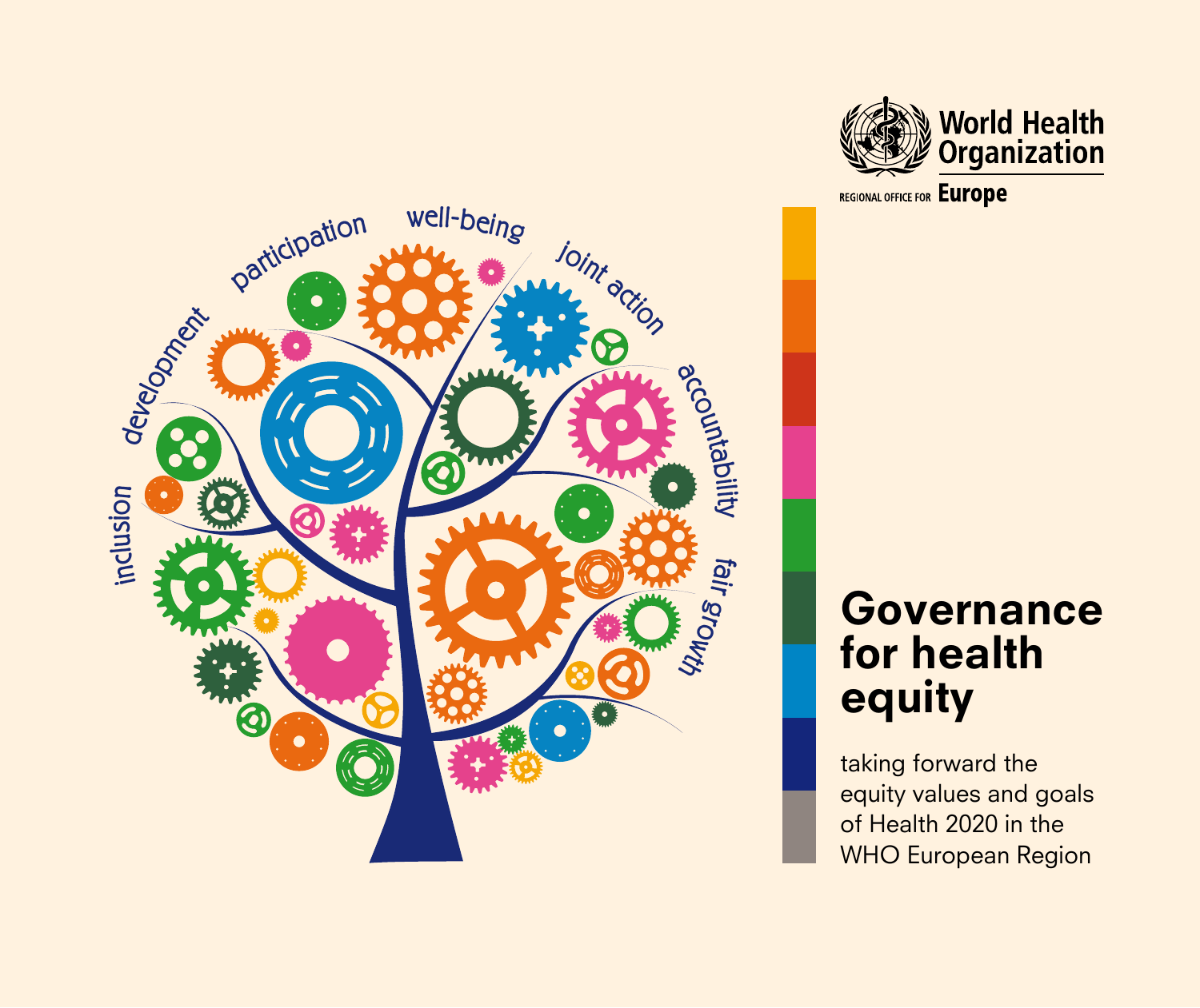World Health Organization

REGIONAL OFFICE FOR **Europe**

inclusion

development

participation

well-being

joint action

accountability

fair growth

# Governance for health equity

taking forward the equity values and goals of Health 2020 in the WHO European Region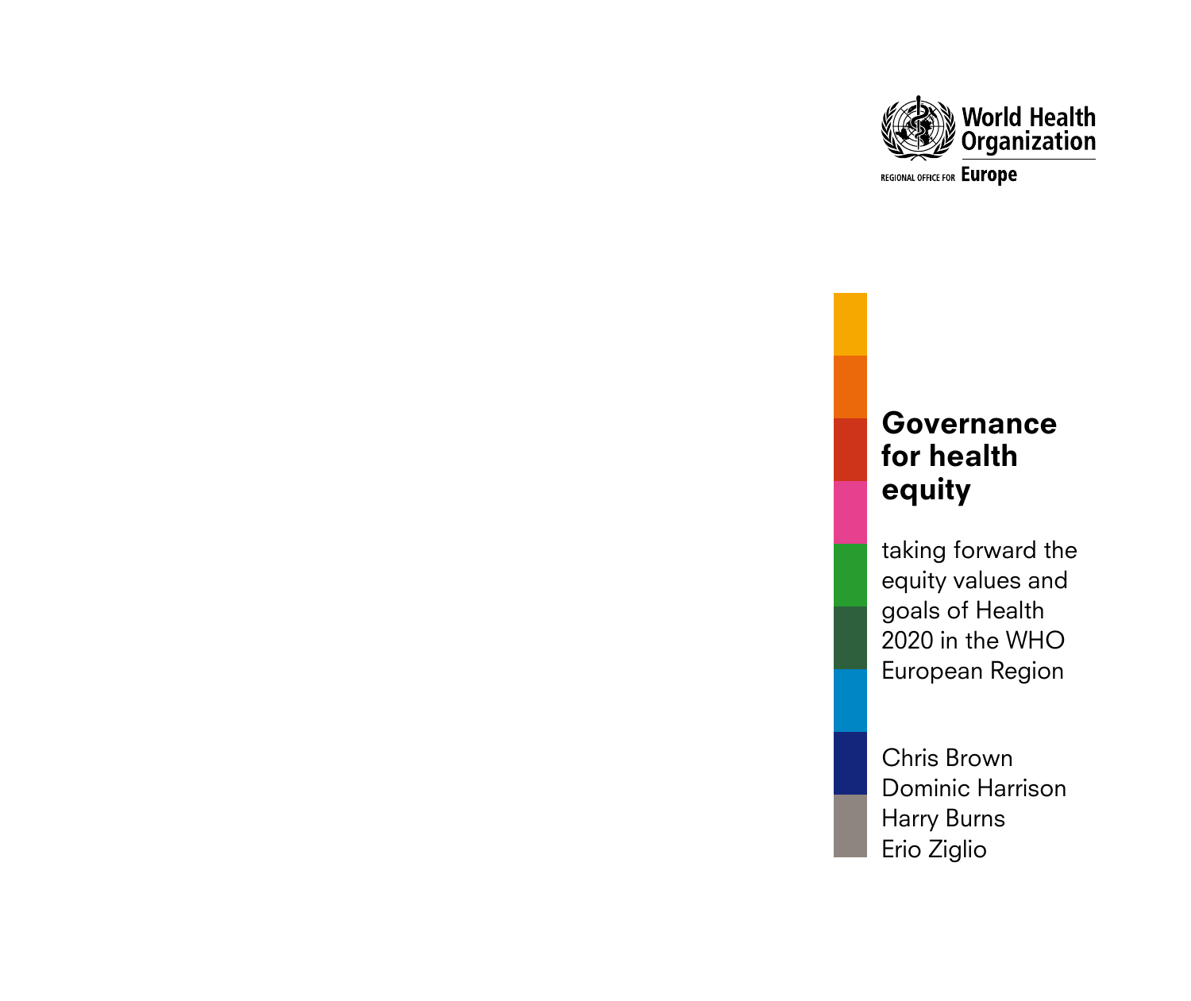World Health Organization

REGIONAL OFFICE FOR Europe

# Governance for health equity

taking forward the equity values and goals of Health 2020 in the WHO European Region

Chris Brown
Dominic Harrison
Harry Burns
Erio Ziglio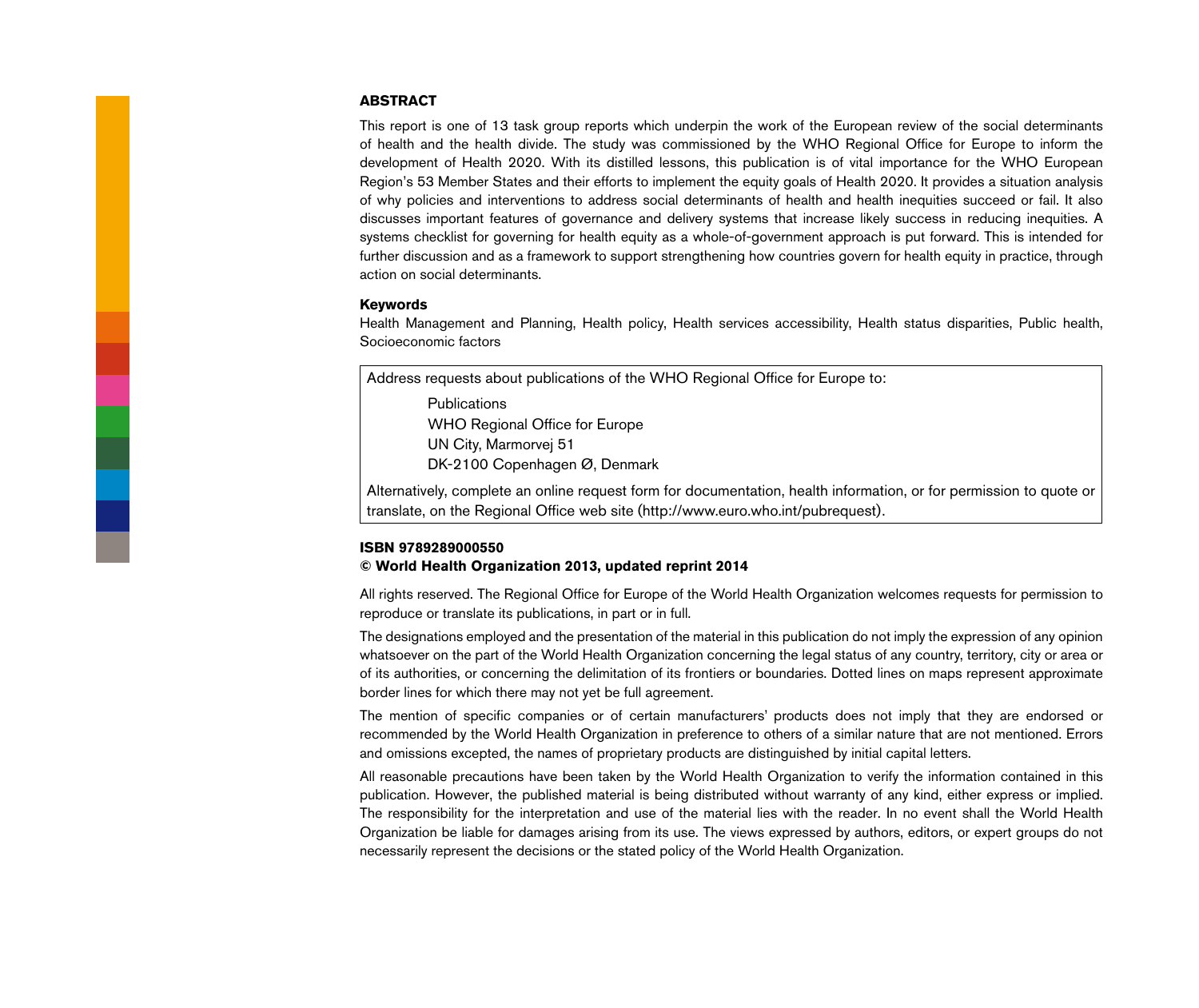**ABSTRACT**

This report is one of 13 task group reports which underpin the work of the European review of the social determinants of health and the health divide. The study was commissioned by the WHO Regional Office for Europe to inform the development of Health 2020. With its distilled lessons, this publication is of vital importance for the WHO European Region's 53 Member States and their efforts to implement the equity goals of Health 2020. It provides a situation analysis of why policies and interventions to address social determinants of health and health inequities succeed or fail. It also discusses important features of governance and delivery systems that increase likely success in reducing inequities. A systems checklist for governing for health equity as a whole-of-government approach is put forward. This is intended for further discussion and as a framework to support strengthening how countries govern for health equity in practice, through action on social determinants.

**Keywords**

Health Management and Planning, Health policy, Health services accessibility, Health status disparities, Public health, Socioeconomic factors

Address requests about publications of the WHO Regional Office for Europe to:

Publications
WHO Regional Office for Europe
UN City, Marmorvej 51
DK-2100 Copenhagen Ø, Denmark

Alternatively, complete an online request form for documentation, health information, or for permission to quote or translate, on the Regional Office web site (http://www.euro.who.int/pubrequest).

**ISBN 9789289000550**
**© World Health Organization 2013, updated reprint 2014**

All rights reserved. The Regional Office for Europe of the World Health Organization welcomes requests for permission to reproduce or translate its publications, in part or in full.

The designations employed and the presentation of the material in this publication do not imply the expression of any opinion whatsoever on the part of the World Health Organization concerning the legal status of any country, territory, city or area or of its authorities, or concerning the delimitation of its frontiers or boundaries. Dotted lines on maps represent approximate border lines for which there may not yet be full agreement.

The mention of specific companies or of certain manufacturers' products does not imply that they are endorsed or recommended by the World Health Organization in preference to others of a similar nature that are not mentioned. Errors and omissions excepted, the names of proprietary products are distinguished by initial capital letters.

All reasonable precautions have been taken by the World Health Organization to verify the information contained in this publication. However, the published material is being distributed without warranty of any kind, either express or implied. The responsibility for the interpretation and use of the material lies with the reader. In no event shall the World Health Organization be liable for damages arising from its use. The views expressed by authors, editors, or expert groups do not necessarily represent the decisions or the stated policy of the World Health Organization.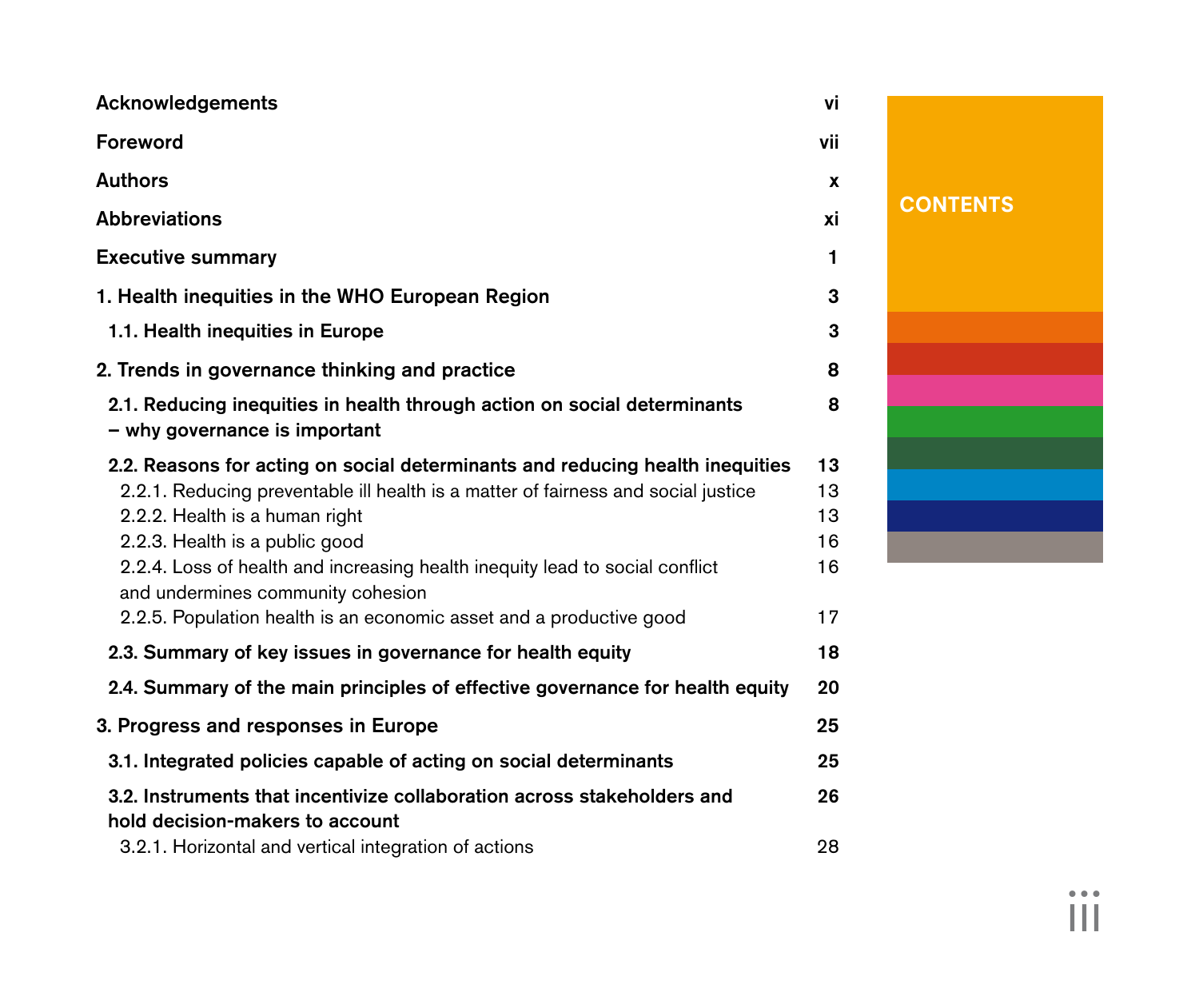# CONTENTS

| | |
|---|---|
| **Acknowledgements** | **vi** |
| **Foreword** | **vii** |
| **Authors** | **x** |
| **Abbreviations** | **xi** |
| **Executive summary** | **1** |
| **1. Health inequities in the WHO European Region** | **3** |
| **1.1. Health inequities in Europe** | **3** |
| **2. Trends in governance thinking and practice** | **8** |
| **2.1. Reducing inequities in health through action on social determinants – why governance is important** | **8** |
| **2.2. Reasons for acting on social determinants and reducing health inequities** | **13** |
| 2.2.1. Reducing preventable ill health is a matter of fairness and social justice | 13 |
| 2.2.2. Health is a human right | 13 |
| 2.2.3. Health is a public good | 16 |
| 2.2.4. Loss of health and increasing health inequity lead to social conflict and undermines community cohesion | 16 |
| 2.2.5. Population health is an economic asset and a productive good | 17 |
| **2.3. Summary of key issues in governance for health equity** | **18** |
| **2.4. Summary of the main principles of effective governance for health equity** | **20** |
| **3. Progress and responses in Europe** | **25** |
| **3.1. Integrated policies capable of acting on social determinants** | **25** |
| **3.2. Instruments that incentivize collaboration across stakeholders and hold decision-makers to account** | **26** |
| 3.2.1. Horizontal and vertical integration of actions | 28 |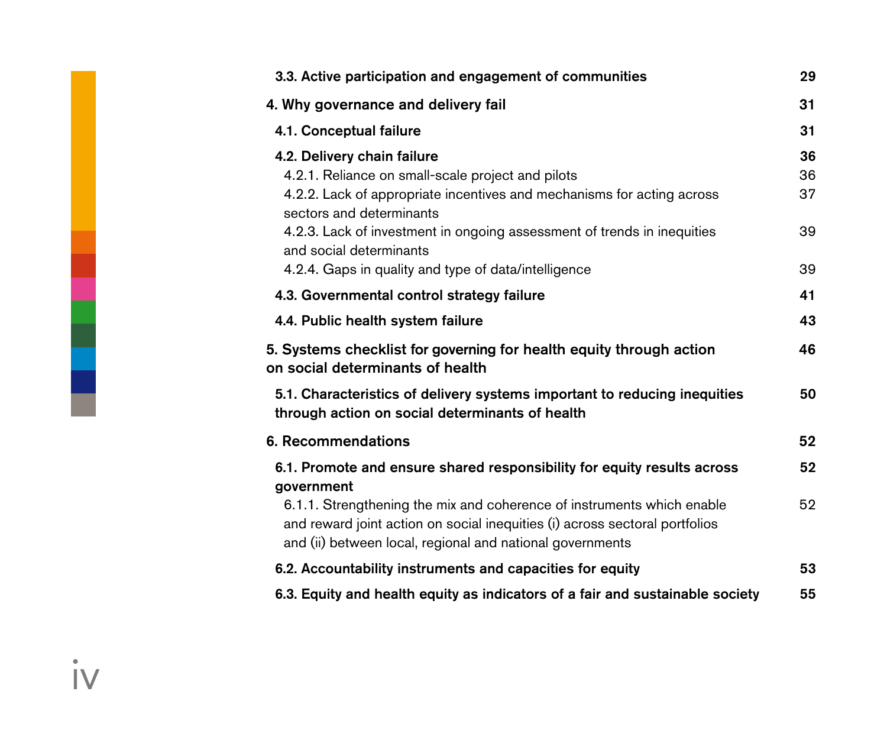| | |
|---|---|
| **3.3. Active participation and engagement of communities** | **29** |
| **4. Why governance and delivery fail** | **31** |
| **4.1. Conceptual failure** | **31** |
| **4.2. Delivery chain failure** | **36** |
| 4.2.1. Reliance on small-scale project and pilots | 36 |
| 4.2.2. Lack of appropriate incentives and mechanisms for acting across sectors and determinants | 37 |
| 4.2.3. Lack of investment in ongoing assessment of trends in inequities and social determinants | 39 |
| 4.2.4. Gaps in quality and type of data/intelligence | 39 |
| **4.3. Governmental control strategy failure** | **41** |
| **4.4. Public health system failure** | **43** |
| **5. Systems checklist for governing for health equity through action on social determinants of health** | **46** |
| **5.1. Characteristics of delivery systems important to reducing inequities through action on social determinants of health** | **50** |
| **6. Recommendations** | **52** |
| **6.1. Promote and ensure shared responsibility for equity results across government** | **52** |
| 6.1.1. Strengthening the mix and coherence of instruments which enable and reward joint action on social inequities (i) across sectoral portfolios and (ii) between local, regional and national governments | 52 |
| **6.2. Accountability instruments and capacities for equity** | **53** |
| **6.3. Equity and health equity as indicators of a fair and sustainable society** | **55** |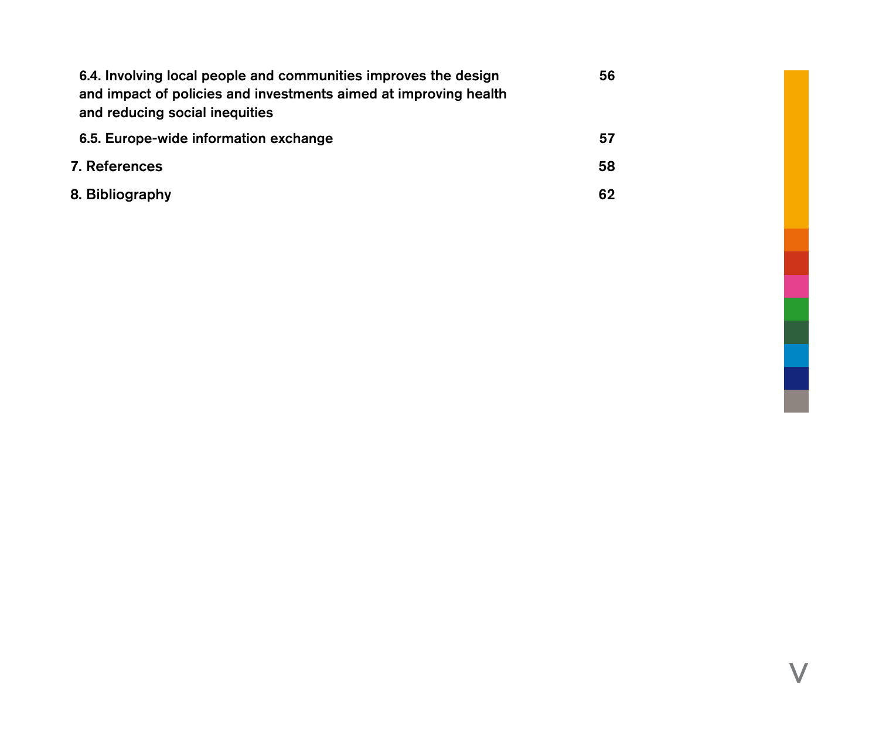6.4. Involving local people and communities improves the design and impact of policies and investments aimed at improving health and reducing social inequities 56

6.5. Europe-wide information exchange 57

7. References 58

8. Bibliography 62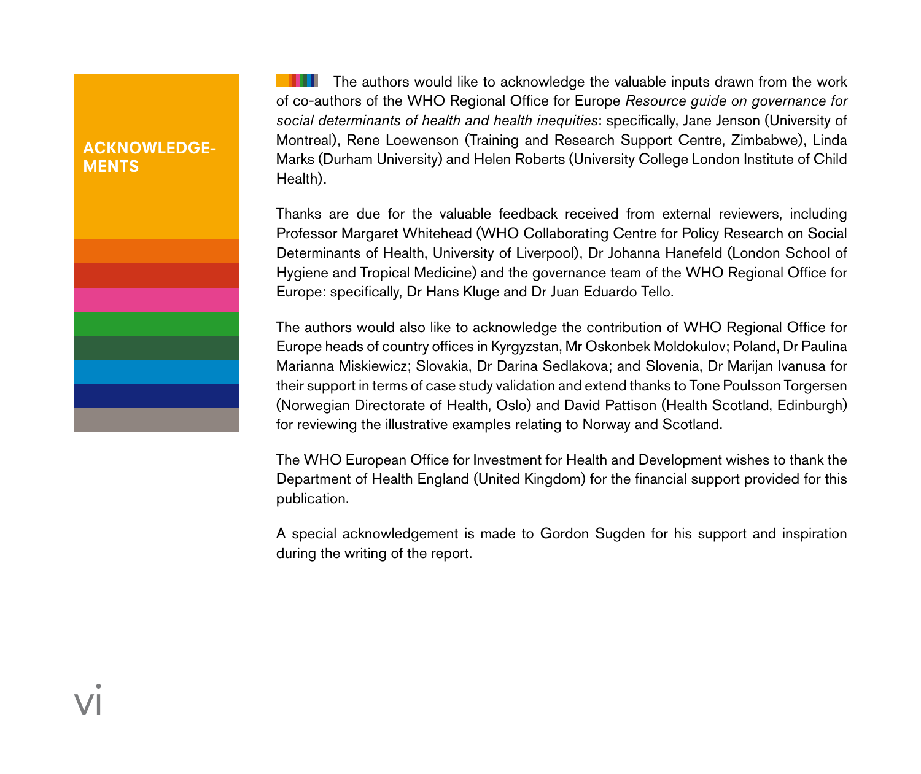# ACKNOWLEDGEMENTS

The authors would like to acknowledge the valuable inputs drawn from the work of co-authors of the WHO Regional Office for Europe *Resource guide on governance for social determinants of health and health inequities*: specifically, Jane Jenson (University of Montreal), Rene Loewenson (Training and Research Support Centre, Zimbabwe), Linda Marks (Durham University) and Helen Roberts (University College London Institute of Child Health).

Thanks are due for the valuable feedback received from external reviewers, including Professor Margaret Whitehead (WHO Collaborating Centre for Policy Research on Social Determinants of Health, University of Liverpool), Dr Johanna Hanefeld (London School of Hygiene and Tropical Medicine) and the governance team of the WHO Regional Office for Europe: specifically, Dr Hans Kluge and Dr Juan Eduardo Tello.

The authors would also like to acknowledge the contribution of WHO Regional Office for Europe heads of country offices in Kyrgyzstan, Mr Oskonbek Moldokulov; Poland, Dr Paulina Marianna Miskiewicz; Slovakia, Dr Darina Sedlakova; and Slovenia, Dr Marijan Ivanusa for their support in terms of case study validation and extend thanks to Tone Poulsson Torgersen (Norwegian Directorate of Health, Oslo) and David Pattison (Health Scotland, Edinburgh) for reviewing the illustrative examples relating to Norway and Scotland.

The WHO European Office for Investment for Health and Development wishes to thank the Department of Health England (United Kingdom) for the financial support provided for this publication.

A special acknowledgement is made to Gordon Sugden for his support and inspiration during the writing of the report.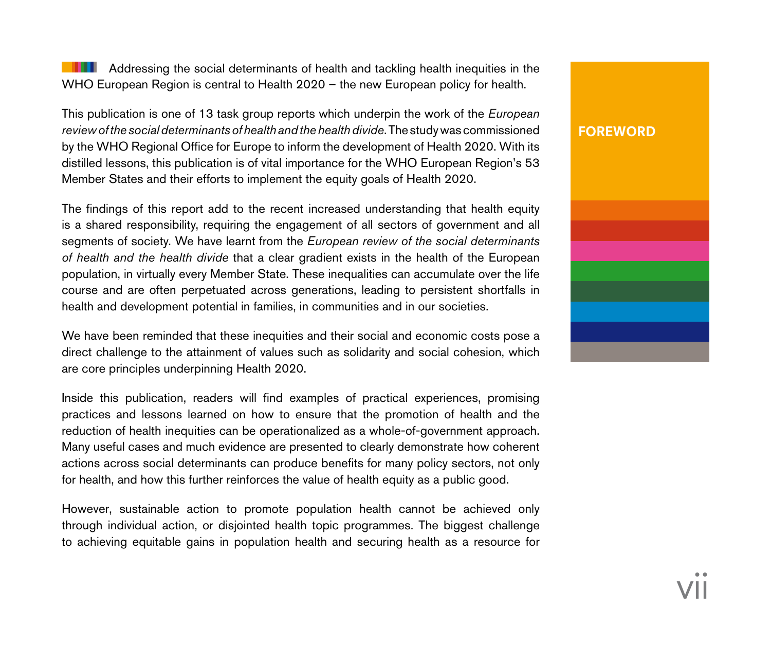## FOREWORD

Addressing the social determinants of health and tackling health inequities in the WHO European Region is central to Health 2020 – the new European policy for health.

This publication is one of 13 task group reports which underpin the work of the *European review of the social determinants of health and the health divide*. The study was commissioned by the WHO Regional Office for Europe to inform the development of Health 2020. With its distilled lessons, this publication is of vital importance for the WHO European Region's 53 Member States and their efforts to implement the equity goals of Health 2020.

The findings of this report add to the recent increased understanding that health equity is a shared responsibility, requiring the engagement of all sectors of government and all segments of society. We have learnt from the *European review of the social determinants of health and the health divide* that a clear gradient exists in the health of the European population, in virtually every Member State. These inequalities can accumulate over the life course and are often perpetuated across generations, leading to persistent shortfalls in health and development potential in families, in communities and in our societies.

We have been reminded that these inequities and their social and economic costs pose a direct challenge to the attainment of values such as solidarity and social cohesion, which are core principles underpinning Health 2020.

Inside this publication, readers will find examples of practical experiences, promising practices and lessons learned on how to ensure that the promotion of health and the reduction of health inequities can be operationalized as a whole-of-government approach. Many useful cases and much evidence are presented to clearly demonstrate how coherent actions across social determinants can produce benefits for many policy sectors, not only for health, and how this further reinforces the value of health equity as a public good.

However, sustainable action to promote population health cannot be achieved only through individual action, or disjointed health topic programmes. The biggest challenge to achieving equitable gains in population health and securing health as a resource for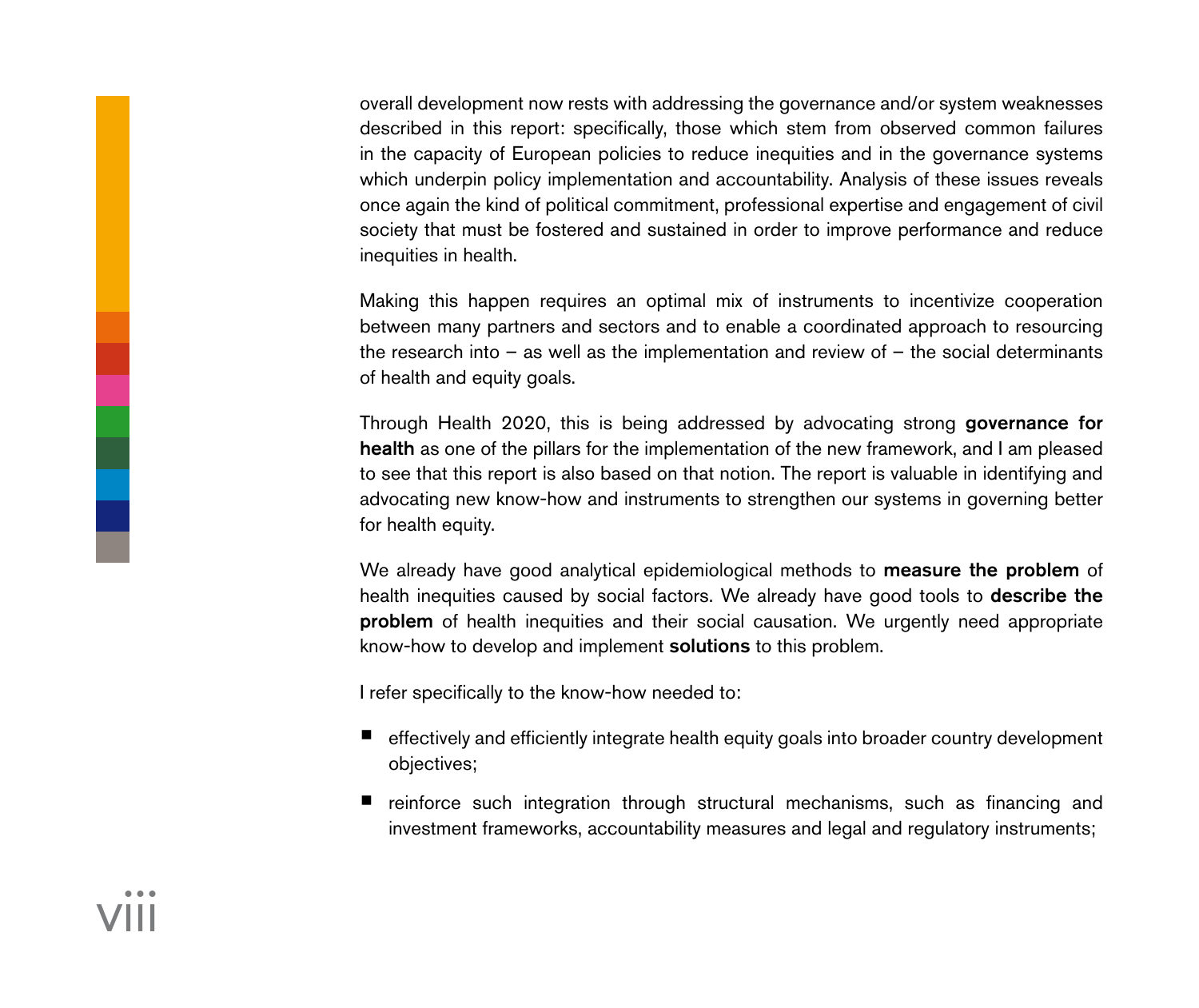overall development now rests with addressing the governance and/or system weaknesses described in this report: specifically, those which stem from observed common failures in the capacity of European policies to reduce inequities and in the governance systems which underpin policy implementation and accountability. Analysis of these issues reveals once again the kind of political commitment, professional expertise and engagement of civil society that must be fostered and sustained in order to improve performance and reduce inequities in health.

Making this happen requires an optimal mix of instruments to incentivize cooperation between many partners and sectors and to enable a coordinated approach to resourcing the research into – as well as the implementation and review of – the social determinants of health and equity goals.

Through Health 2020, this is being addressed by advocating strong **governance for health** as one of the pillars for the implementation of the new framework, and I am pleased to see that this report is also based on that notion. The report is valuable in identifying and advocating new know-how and instruments to strengthen our systems in governing better for health equity.

We already have good analytical epidemiological methods to **measure the problem** of health inequities caused by social factors. We already have good tools to **describe the problem** of health inequities and their social causation. We urgently need appropriate know-how to develop and implement **solutions** to this problem.

I refer specifically to the know-how needed to:

- effectively and efficiently integrate health equity goals into broader country development objectives;
- reinforce such integration through structural mechanisms, such as financing and investment frameworks, accountability measures and legal and regulatory instruments;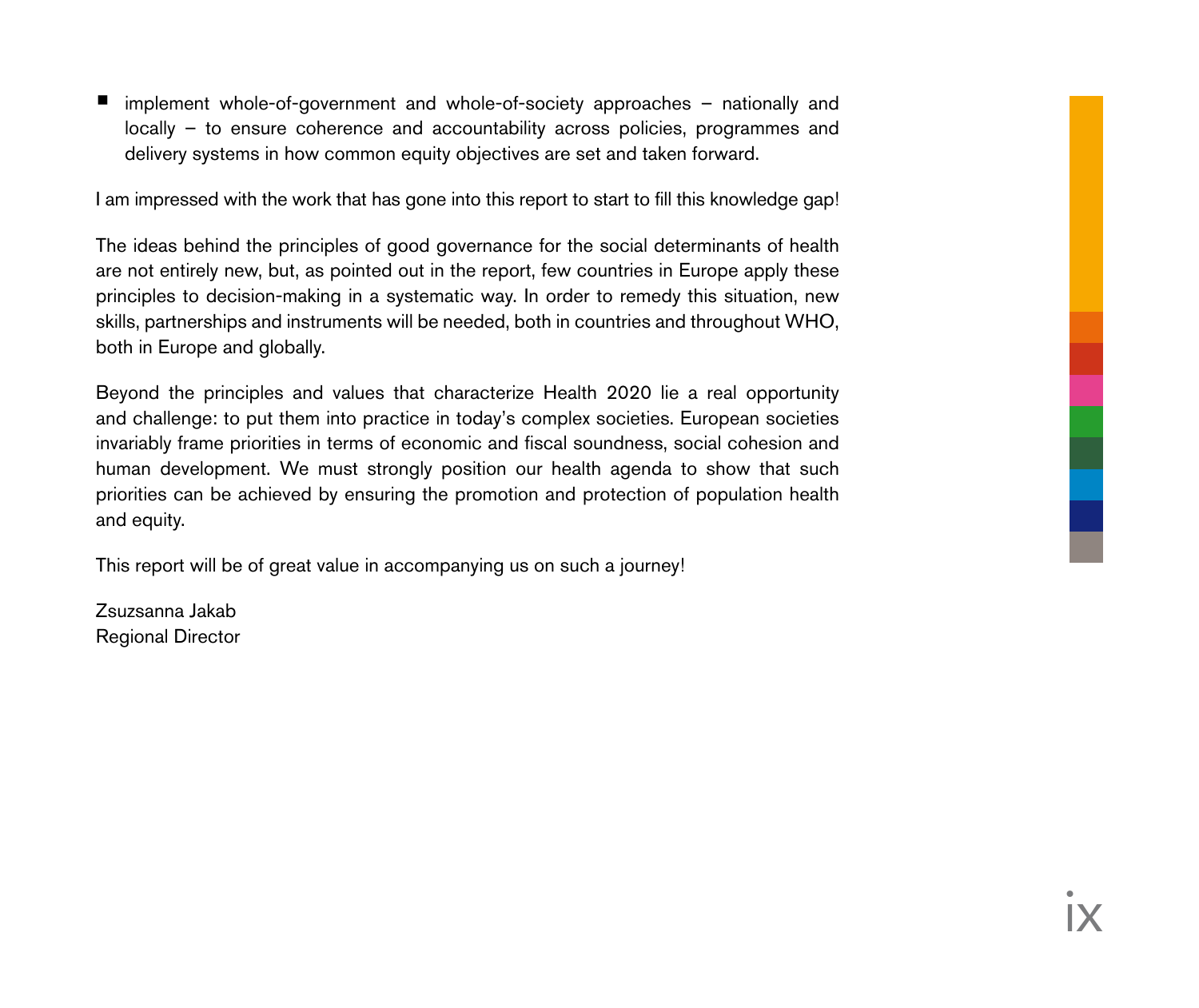- implement whole-of-government and whole-of-society approaches – nationally and locally – to ensure coherence and accountability across policies, programmes and delivery systems in how common equity objectives are set and taken forward.

I am impressed with the work that has gone into this report to start to fill this knowledge gap!

The ideas behind the principles of good governance for the social determinants of health are not entirely new, but, as pointed out in the report, few countries in Europe apply these principles to decision-making in a systematic way. In order to remedy this situation, new skills, partnerships and instruments will be needed, both in countries and throughout WHO, both in Europe and globally.

Beyond the principles and values that characterize Health 2020 lie a real opportunity and challenge: to put them into practice in today's complex societies. European societies invariably frame priorities in terms of economic and fiscal soundness, social cohesion and human development. We must strongly position our health agenda to show that such priorities can be achieved by ensuring the promotion and protection of population health and equity.

This report will be of great value in accompanying us on such a journey!

Zsuzsanna Jakab
Regional Director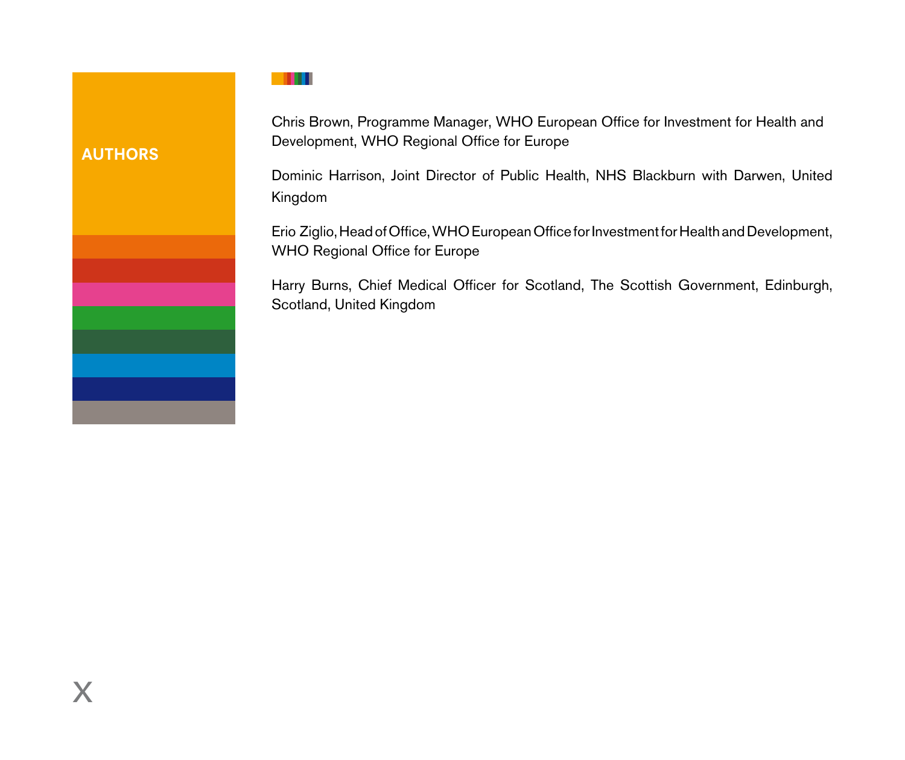# AUTHORS

Chris Brown, Programme Manager, WHO European Office for Investment for Health and Development, WHO Regional Office for Europe

Dominic Harrison, Joint Director of Public Health, NHS Blackburn with Darwen, United Kingdom

Erio Ziglio, Head of Office, WHO European Office for Investment for Health and Development, WHO Regional Office for Europe

Harry Burns, Chief Medical Officer for Scotland, The Scottish Government, Edinburgh, Scotland, United Kingdom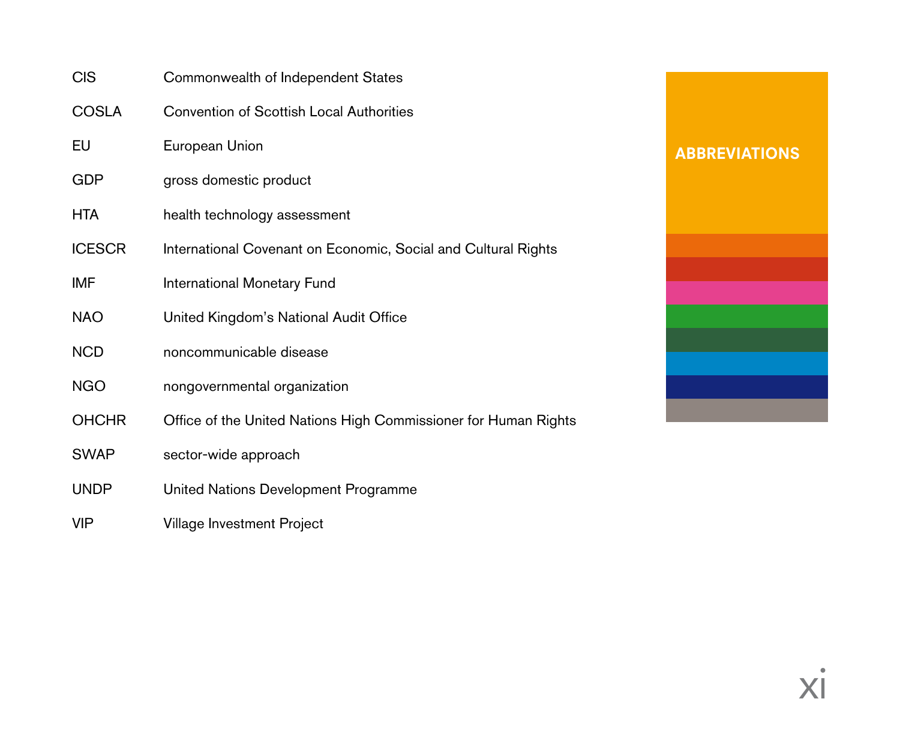## ABBREVIATIONS

| | |
|---|---|
| CIS | Commonwealth of Independent States |
| COSLA | Convention of Scottish Local Authorities |
| EU | European Union |
| GDP | gross domestic product |
| HTA | health technology assessment |
| ICESCR | International Covenant on Economic, Social and Cultural Rights |
| IMF | International Monetary Fund |
| NAO | United Kingdom's National Audit Office |
| NCD | noncommunicable disease |
| NGO | nongovernmental organization |
| OHCHR | Office of the United Nations High Commissioner for Human Rights |
| SWAP | sector-wide approach |
| UNDP | United Nations Development Programme |
| VIP | Village Investment Project |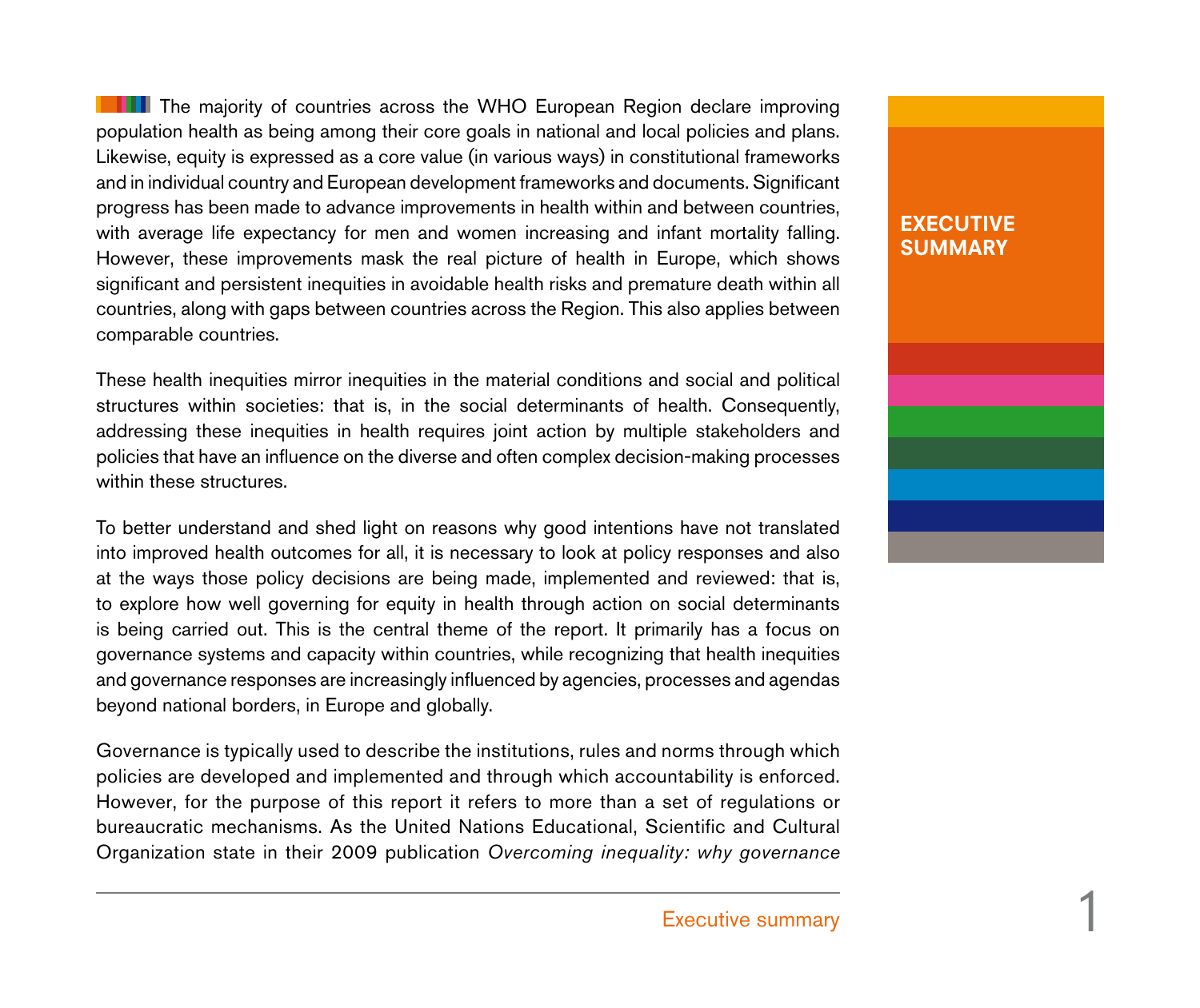# EXECUTIVE SUMMARY

The majority of countries across the WHO European Region declare improving population health as being among their core goals in national and local policies and plans. Likewise, equity is expressed as a core value (in various ways) in constitutional frameworks and in individual country and European development frameworks and documents. Significant progress has been made to advance improvements in health within and between countries, with average life expectancy for men and women increasing and infant mortality falling. However, these improvements mask the real picture of health in Europe, which shows significant and persistent inequities in avoidable health risks and premature death within all countries, along with gaps between countries across the Region. This also applies between comparable countries.

These health inequities mirror inequities in the material conditions and social and political structures within societies: that is, in the social determinants of health. Consequently, addressing these inequities in health requires joint action by multiple stakeholders and policies that have an influence on the diverse and often complex decision-making processes within these structures.

To better understand and shed light on reasons why good intentions have not translated into improved health outcomes for all, it is necessary to look at policy responses and also at the ways those policy decisions are being made, implemented and reviewed: that is, to explore how well governing for equity in health through action on social determinants is being carried out. This is the central theme of the report. It primarily has a focus on governance systems and capacity within countries, while recognizing that health inequities and governance responses are increasingly influenced by agencies, processes and agendas beyond national borders, in Europe and globally.

Governance is typically used to describe the institutions, rules and norms through which policies are developed and implemented and through which accountability is enforced. However, for the purpose of this report it refers to more than a set of regulations or bureaucratic mechanisms. As the United Nations Educational, Scientific and Cultural Organization state in their 2009 publication *Overcoming inequality: why governance*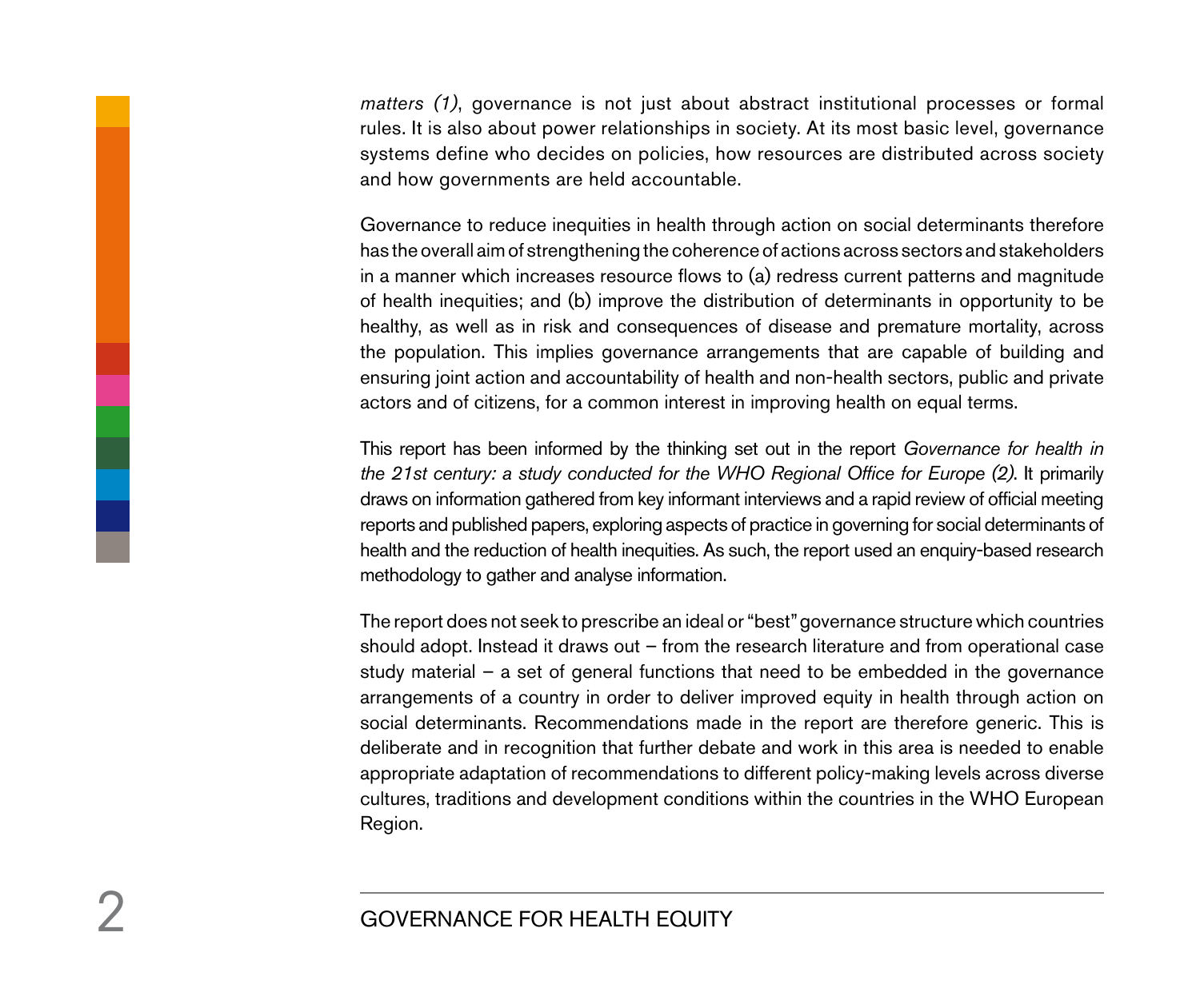*matters (1)*, governance is not just about abstract institutional processes or formal rules. It is also about power relationships in society. At its most basic level, governance systems define who decides on policies, how resources are distributed across society and how governments are held accountable.

Governance to reduce inequities in health through action on social determinants therefore has the overall aim of strengthening the coherence of actions across sectors and stakeholders in a manner which increases resource flows to (a) redress current patterns and magnitude of health inequities; and (b) improve the distribution of determinants in opportunity to be healthy, as well as in risk and consequences of disease and premature mortality, across the population. This implies governance arrangements that are capable of building and ensuring joint action and accountability of health and non-health sectors, public and private actors and of citizens, for a common interest in improving health on equal terms.

This report has been informed by the thinking set out in the report *Governance for health in the 21st century: a study conducted for the WHO Regional Office for Europe (2)*. It primarily draws on information gathered from key informant interviews and a rapid review of official meeting reports and published papers, exploring aspects of practice in governing for social determinants of health and the reduction of health inequities. As such, the report used an enquiry-based research methodology to gather and analyse information.

The report does not seek to prescribe an ideal or "best" governance structure which countries should adopt. Instead it draws out – from the research literature and from operational case study material – a set of general functions that need to be embedded in the governance arrangements of a country in order to deliver improved equity in health through action on social determinants. Recommendations made in the report are therefore generic. This is deliberate and in recognition that further debate and work in this area is needed to enable appropriate adaptation of recommendations to different policy-making levels across diverse cultures, traditions and development conditions within the countries in the WHO European Region.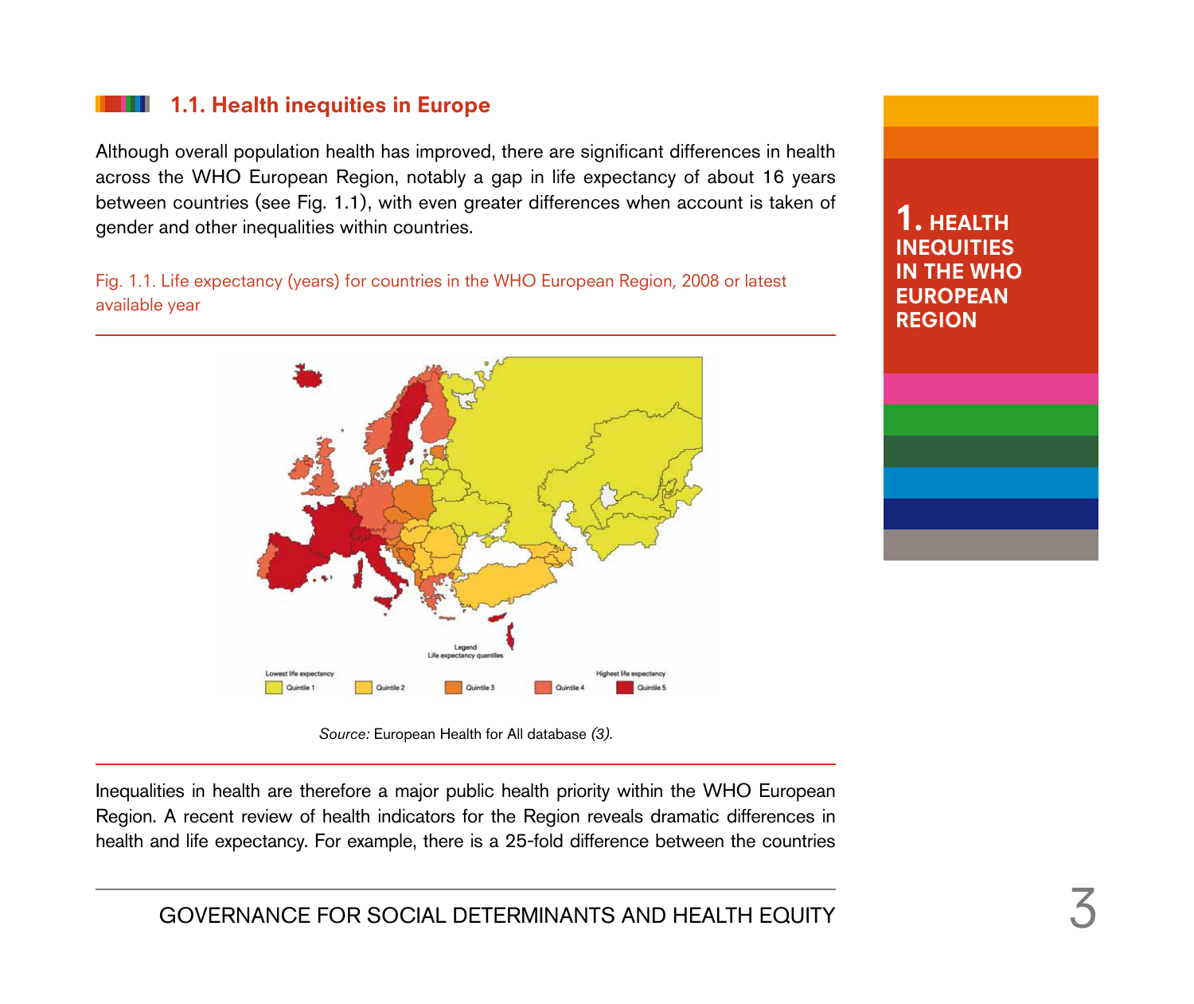## 1.1. Health inequities in Europe

Although overall population health has improved, there are significant differences in health across the WHO European Region, notably a gap in life expectancy of about 16 years between countries (see Fig. 1.1), with even greater differences when account is taken of gender and other inequalities within countries.

Fig. 1.1. Life expectancy (years) for countries in the WHO European Region, 2008 or latest available year

Legend
Life expectancy quantiles

Lowest life expectancy — Quintile 1 — Quintile 2 — Quintile 3 — Quintile 4 — Quintile 5 — Highest life expectancy

*Source:* European Health for All database *(3)*.

Inequalities in health are therefore a major public health priority within the WHO European Region. A recent review of health indicators for the Region reveals dramatic differences in health and life expectancy. For example, there is a 25-fold difference between the countries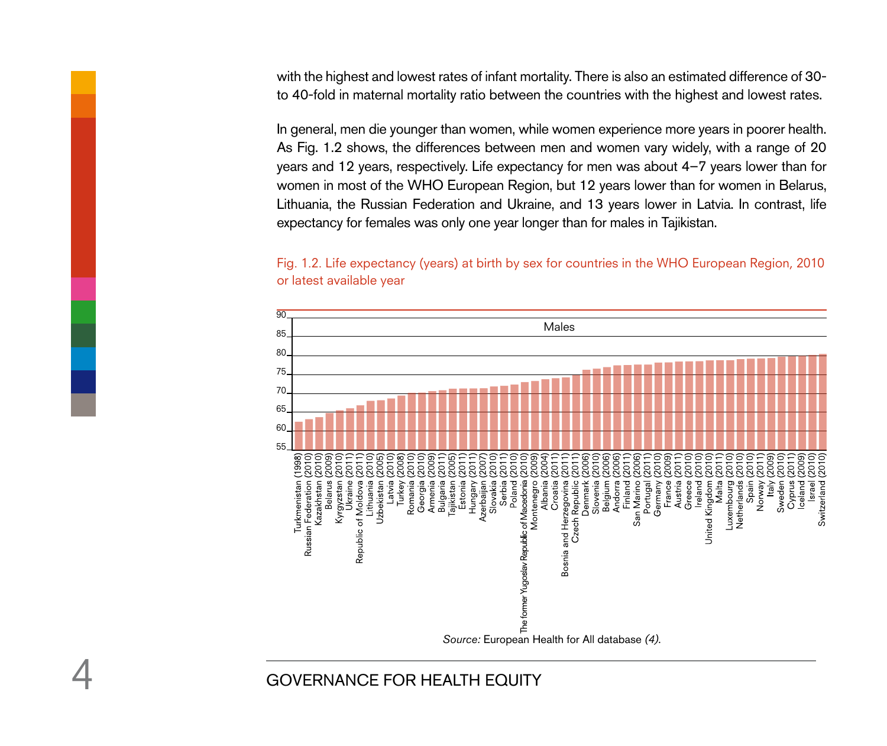with the highest and lowest rates of infant mortality. There is also an estimated difference of 30- to 40-fold in maternal mortality ratio between the countries with the highest and lowest rates.

In general, men die younger than women, while women experience more years in poorer health. As Fig. 1.2 shows, the differences between men and women vary widely, with a range of 20 years and 12 years, respectively. Life expectancy for men was about 4–7 years lower than for women in most of the WHO European Region, but 12 years lower than for women in Belarus, Lithuania, the Russian Federation and Ukraine, and 13 years lower in Latvia. In contrast, life expectancy for females was only one year longer than for males in Tajikistan.

Fig. 1.2. Life expectancy (years) at birth by sex for countries in the WHO European Region, 2010 or latest available year

Males

Turkmenistan (1998), Russian Federation (2010), Kazakhstan (2010), Belarus (2009), Kyrgyzstan (2010), Ukraine (2011), Republic of Moldova (2011), Lithuania (2010), Uzbekistan (2005), Latvia (2010), Turkey (2008), Romania (2010), Georgia (2010), Armenia (2009), Bulgaria (2011), Tajikistan (2005), Estonia (2011), Hungary (2011), Azerbaijan (2007), Slovakia (2010), Serbia (2011), Poland (2010), The former Yugoslav Republic of Macedonia (2010), Montenegro (2009), Albania (2004), Croatia (2011), Bosnia and Herzegovina (2011), Czech Republic (2011), Denmark (2006), Slovenia (2010), Belgium (2006), Andorra (2006), Finland (2011), San Marino (2006), Portugal (2011), Germany (2010), France (2009), Austria (2011), Greece (2010), Ireland (2010), United Kingdom (2010), Malta (2011), Luxembourg (2010), Netherlands (2010), Spain (2010), Norway (2011), Italy (2009), Sweden (2010), Cyprus (2011), Iceland (2009), Israel (2010), Switzerland (2010)

*Source:* European Health for All database *(4)*.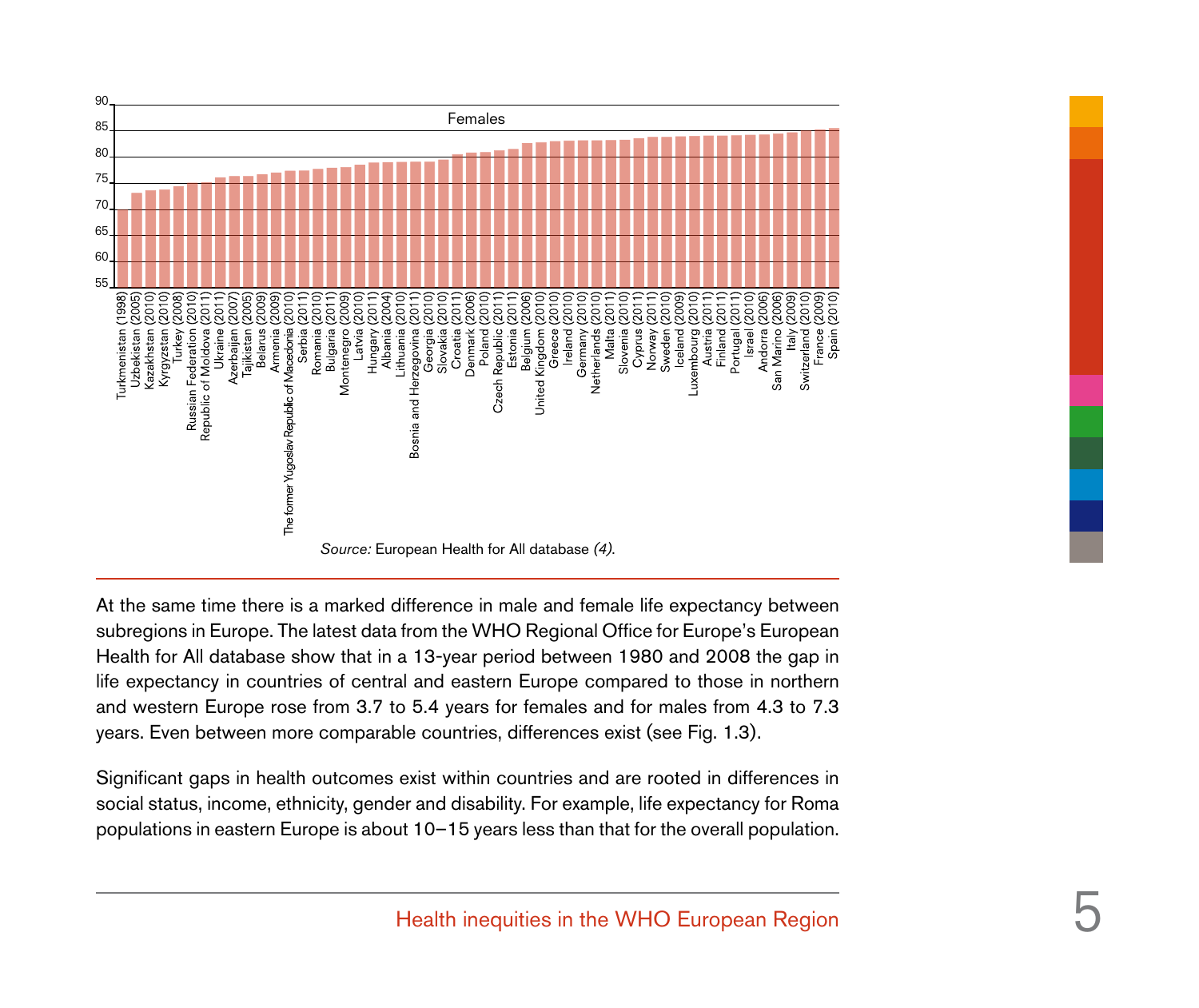Females

Turkmenistan (1998), Uzbekistan (2005), Kazakhstan (2010), Kyrgyzstan (2010), Turkey (2008), Russian Federation (2010), Republic of Moldova (2011), Ukraine (2011), Azerbaijan (2007), Tajikistan (2005), Belarus (2009), Armenia (2009), The former Yugoslav Republic of Macedonia (2010), Serbia (2011), Romania (2010), Bulgaria (2011), Montenegro (2009), Latvia (2010), Hungary (2011), Albania (2004), Lithuania (2010), Bosnia and Herzegovina (2011), Georgia (2010), Slovakia (2010), Croatia (2011), Denmark (2006), Poland (2010), Czech Republic (2011), Estonia (2011), Belgium (2006), United Kingdom (2010), Greece (2010), Ireland (2010), Germany (2010), Netherlands (2010), Malta (2011), Slovenia (2010), Cyprus (2011), Norway (2011), Sweden (2010), Iceland (2009), Luxembourg (2010), Austria (2011), Finland (2011), Portugal (2011), Israel (2010), Andorra (2006), San Marino (2006), Italy (2009), Switzerland (2010), France (2009), Spain (2010)

*Source:* European Health for All database *(4)*.

At the same time there is a marked difference in male and female life expectancy between subregions in Europe. The latest data from the WHO Regional Office for Europe's European Health for All database show that in a 13-year period between 1980 and 2008 the gap in life expectancy in countries of central and eastern Europe compared to those in northern and western Europe rose from 3.7 to 5.4 years for females and for males from 4.3 to 7.3 years. Even between more comparable countries, differences exist (see Fig. 1.3).

Significant gaps in health outcomes exist within countries and are rooted in differences in social status, income, ethnicity, gender and disability. For example, life expectancy for Roma populations in eastern Europe is about 10–15 years less than that for the overall population.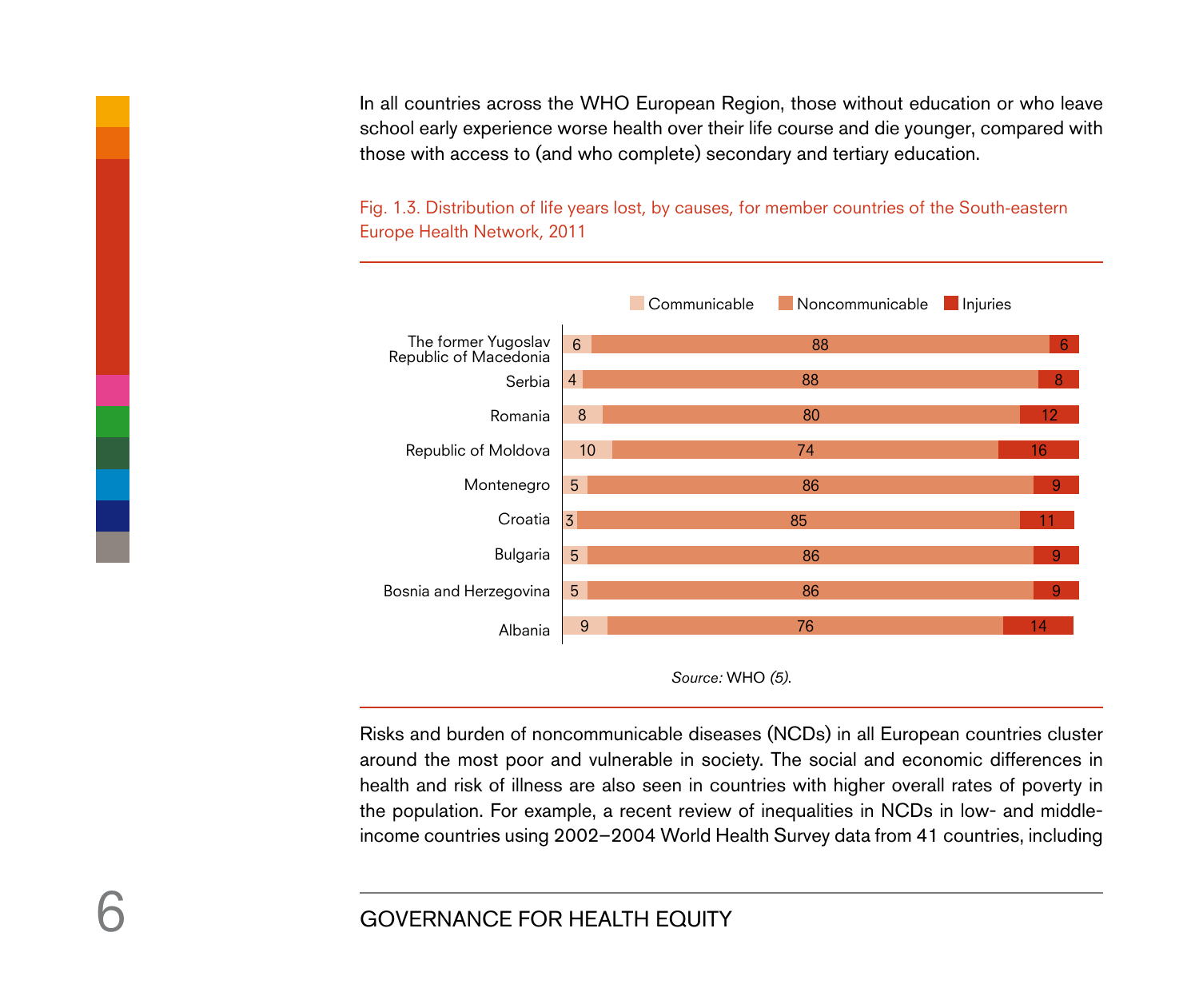In all countries across the WHO European Region, those without education or who leave school early experience worse health over their life course and die younger, compared with those with access to (and who complete) secondary and tertiary education.

Fig. 1.3. Distribution of life years lost, by causes, for member countries of the South-eastern Europe Health Network, 2011

| Country | Communicable | Noncommunicable | Injuries |
|---|---|---|---|
| The former Yugoslav Republic of Macedonia | 6 | 88 | 6 |
| Serbia | 4 | 88 | 8 |
| Romania | 8 | 80 | 12 |
| Republic of Moldova | 10 | 74 | 16 |
| Montenegro | 5 | 86 | 9 |
| Croatia | 3 | 85 | 11 |
| Bulgaria | 5 | 86 | 9 |
| Bosnia and Herzegovina | 5 | 86 | 9 |
| Albania | 9 | 76 | 14 |

*Source:* WHO *(5)*.

Risks and burden of noncommunicable diseases (NCDs) in all European countries cluster around the most poor and vulnerable in society. The social and economic differences in health and risk of illness are also seen in countries with higher overall rates of poverty in the population. For example, a recent review of inequalities in NCDs in low- and middle-income countries using 2002–2004 World Health Survey data from 41 countries, including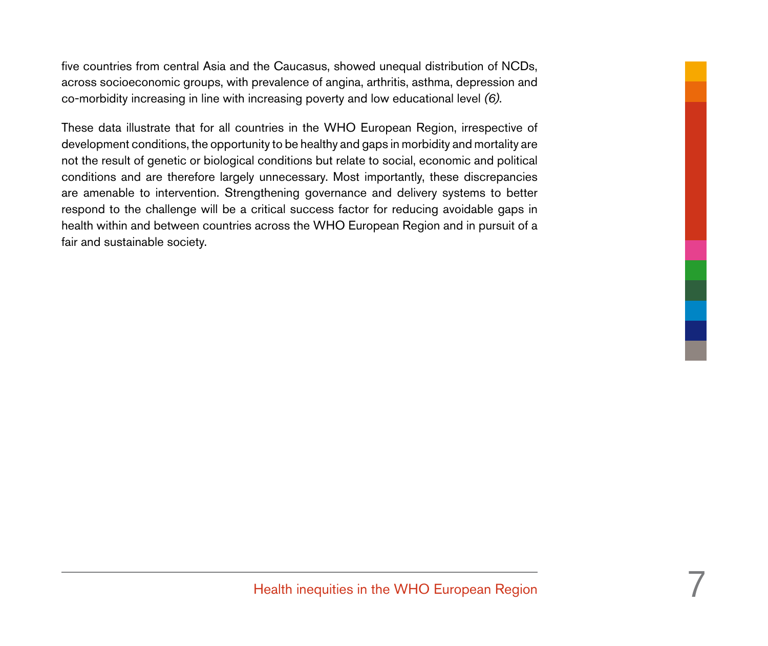five countries from central Asia and the Caucasus, showed unequal distribution of NCDs, across socioeconomic groups, with prevalence of angina, arthritis, asthma, depression and co-morbidity increasing in line with increasing poverty and low educational level *(6)*.

These data illustrate that for all countries in the WHO European Region, irrespective of development conditions, the opportunity to be healthy and gaps in morbidity and mortality are not the result of genetic or biological conditions but relate to social, economic and political conditions and are therefore largely unnecessary. Most importantly, these discrepancies are amenable to intervention. Strengthening governance and delivery systems to better respond to the challenge will be a critical success factor for reducing avoidable gaps in health within and between countries across the WHO European Region and in pursuit of a fair and sustainable society.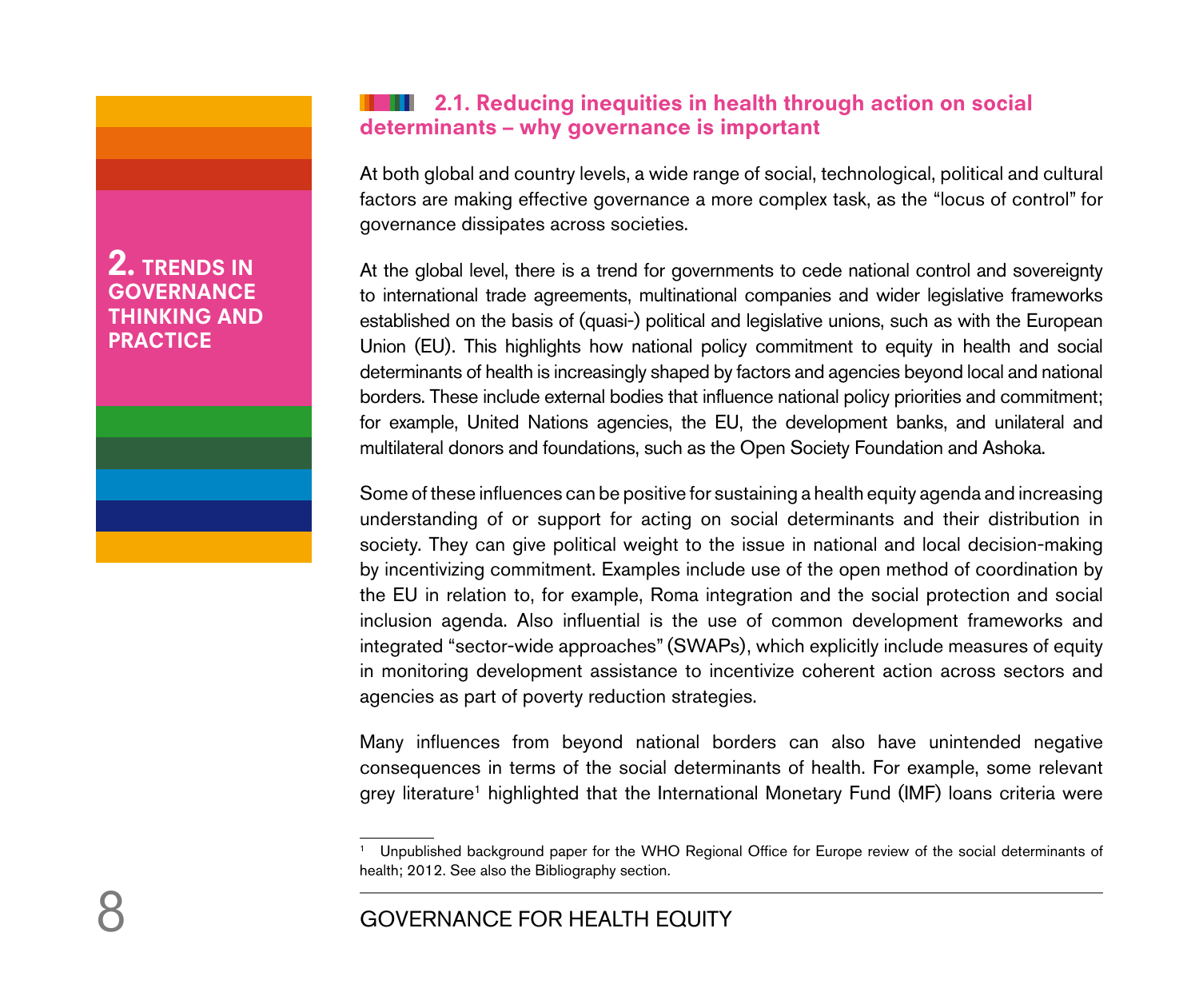## 2. TRENDS IN GOVERNANCE THINKING AND PRACTICE

### 2.1. Reducing inequities in health through action on social determinants – why governance is important

At both global and country levels, a wide range of social, technological, political and cultural factors are making effective governance a more complex task, as the "locus of control" for governance dissipates across societies.

At the global level, there is a trend for governments to cede national control and sovereignty to international trade agreements, multinational companies and wider legislative frameworks established on the basis of (quasi-) political and legislative unions, such as with the European Union (EU). This highlights how national policy commitment to equity in health and social determinants of health is increasingly shaped by factors and agencies beyond local and national borders. These include external bodies that influence national policy priorities and commitment; for example, United Nations agencies, the EU, the development banks, and unilateral and multilateral donors and foundations, such as the Open Society Foundation and Ashoka.

Some of these influences can be positive for sustaining a health equity agenda and increasing understanding of or support for acting on social determinants and their distribution in society. They can give political weight to the issue in national and local decision-making by incentivizing commitment. Examples include use of the open method of coordination by the EU in relation to, for example, Roma integration and the social protection and social inclusion agenda. Also influential is the use of common development frameworks and integrated "sector-wide approaches" (SWAPs), which explicitly include measures of equity in monitoring development assistance to incentivize coherent action across sectors and agencies as part of poverty reduction strategies.

Many influences from beyond national borders can also have unintended negative consequences in terms of the social determinants of health. For example, some relevant grey literature[1] highlighted that the International Monetary Fund (IMF) loans criteria were

[1] Unpublished background paper for the WHO Regional Office for Europe review of the social determinants of health; 2012. See also the Bibliography section.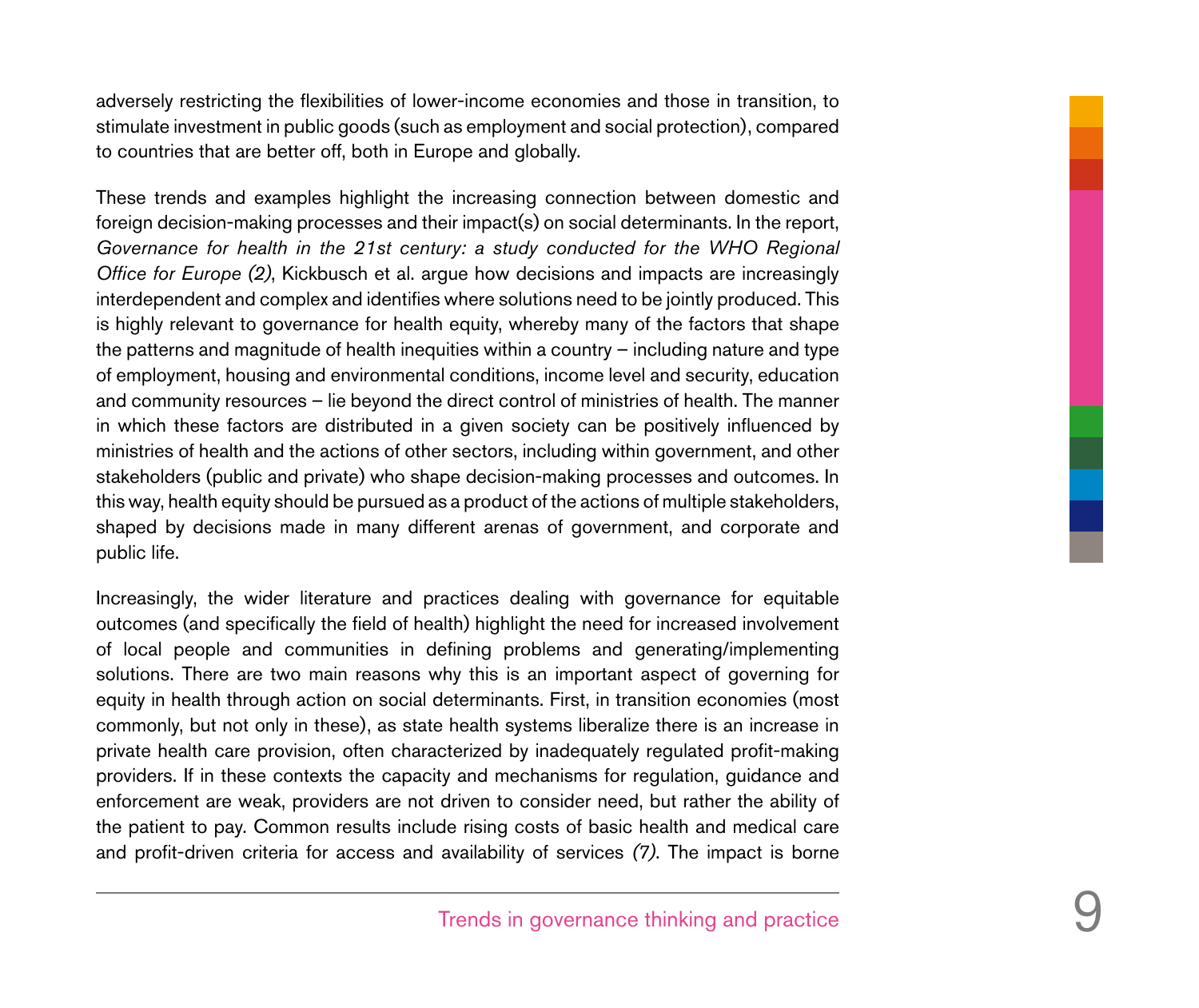adversely restricting the flexibilities of lower-income economies and those in transition, to stimulate investment in public goods (such as employment and social protection), compared to countries that are better off, both in Europe and globally.

These trends and examples highlight the increasing connection between domestic and foreign decision-making processes and their impact(s) on social determinants. In the report, *Governance for health in the 21st century: a study conducted for the WHO Regional Office for Europe (2)*, Kickbusch et al. argue how decisions and impacts are increasingly interdependent and complex and identifies where solutions need to be jointly produced. This is highly relevant to governance for health equity, whereby many of the factors that shape the patterns and magnitude of health inequities within a country – including nature and type of employment, housing and environmental conditions, income level and security, education and community resources – lie beyond the direct control of ministries of health. The manner in which these factors are distributed in a given society can be positively influenced by ministries of health and the actions of other sectors, including within government, and other stakeholders (public and private) who shape decision-making processes and outcomes. In this way, health equity should be pursued as a product of the actions of multiple stakeholders, shaped by decisions made in many different arenas of government, and corporate and public life.

Increasingly, the wider literature and practices dealing with governance for equitable outcomes (and specifically the field of health) highlight the need for increased involvement of local people and communities in defining problems and generating/implementing solutions. There are two main reasons why this is an important aspect of governing for equity in health through action on social determinants. First, in transition economies (most commonly, but not only in these), as state health systems liberalize there is an increase in private health care provision, often characterized by inadequately regulated profit-making providers. If in these contexts the capacity and mechanisms for regulation, guidance and enforcement are weak, providers are not driven to consider need, but rather the ability of the patient to pay. Common results include rising costs of basic health and medical care and profit-driven criteria for access and availability of services *(7)*. The impact is borne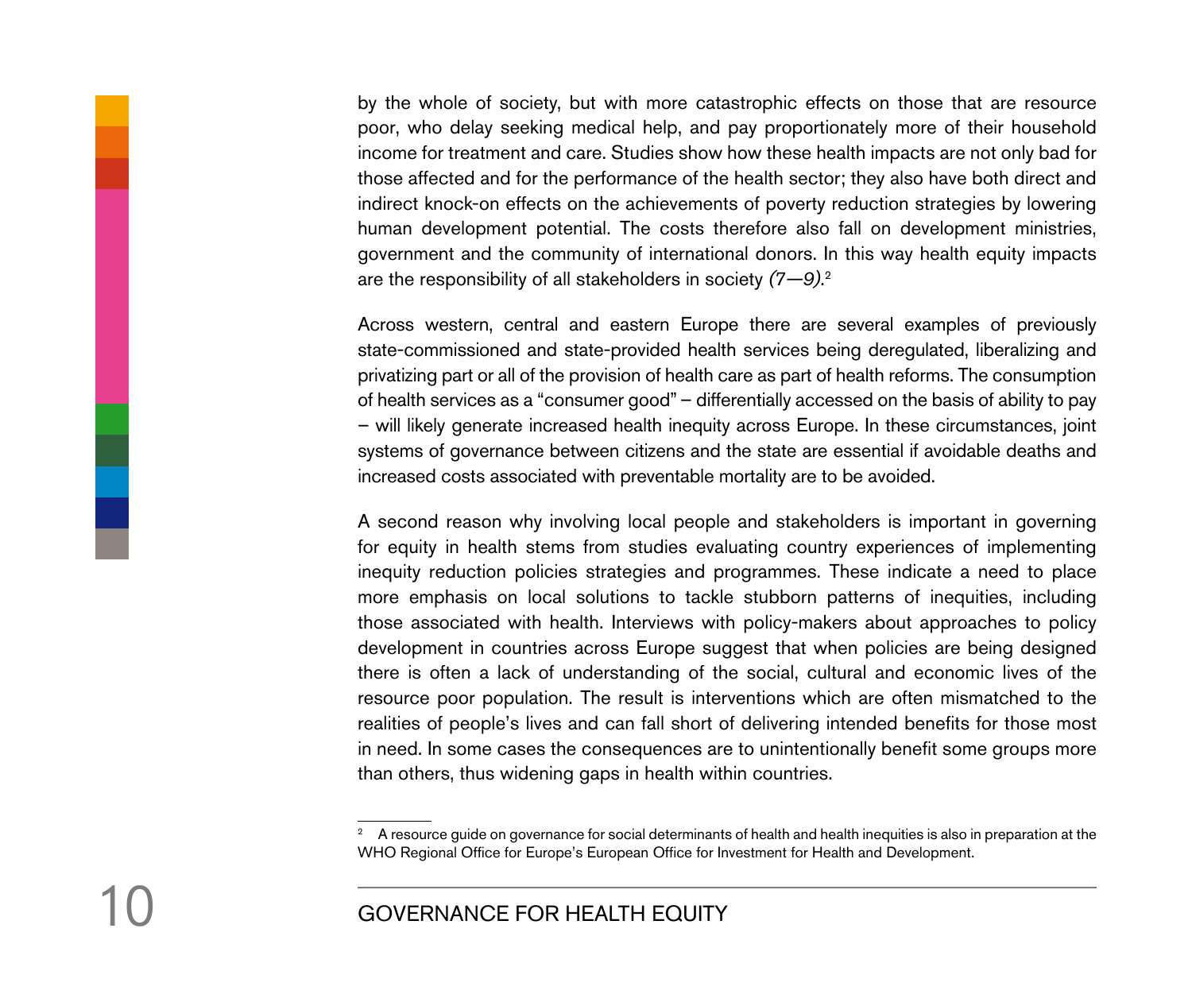by the whole of society, but with more catastrophic effects on those that are resource poor, who delay seeking medical help, and pay proportionately more of their household income for treatment and care. Studies show how these health impacts are not only bad for those affected and for the performance of the health sector; they also have both direct and indirect knock-on effects on the achievements of poverty reduction strategies by lowering human development potential. The costs therefore also fall on development ministries, government and the community of international donors. In this way health equity impacts are the responsibility of all stakeholders in society *(7—9)*.[2]

Across western, central and eastern Europe there are several examples of previously state-commissioned and state-provided health services being deregulated, liberalizing and privatizing part or all of the provision of health care as part of health reforms. The consumption of health services as a "consumer good" – differentially accessed on the basis of ability to pay – will likely generate increased health inequity across Europe. In these circumstances, joint systems of governance between citizens and the state are essential if avoidable deaths and increased costs associated with preventable mortality are to be avoided.

A second reason why involving local people and stakeholders is important in governing for equity in health stems from studies evaluating country experiences of implementing inequity reduction policies strategies and programmes. These indicate a need to place more emphasis on local solutions to tackle stubborn patterns of inequities, including those associated with health. Interviews with policy-makers about approaches to policy development in countries across Europe suggest that when policies are being designed there is often a lack of understanding of the social, cultural and economic lives of the resource poor population. The result is interventions which are often mismatched to the realities of people's lives and can fall short of delivering intended benefits for those most in need. In some cases the consequences are to unintentionally benefit some groups more than others, thus widening gaps in health within countries.

---

[2] A resource guide on governance for social determinants of health and health inequities is also in preparation at the WHO Regional Office for Europe's European Office for Investment for Health and Development.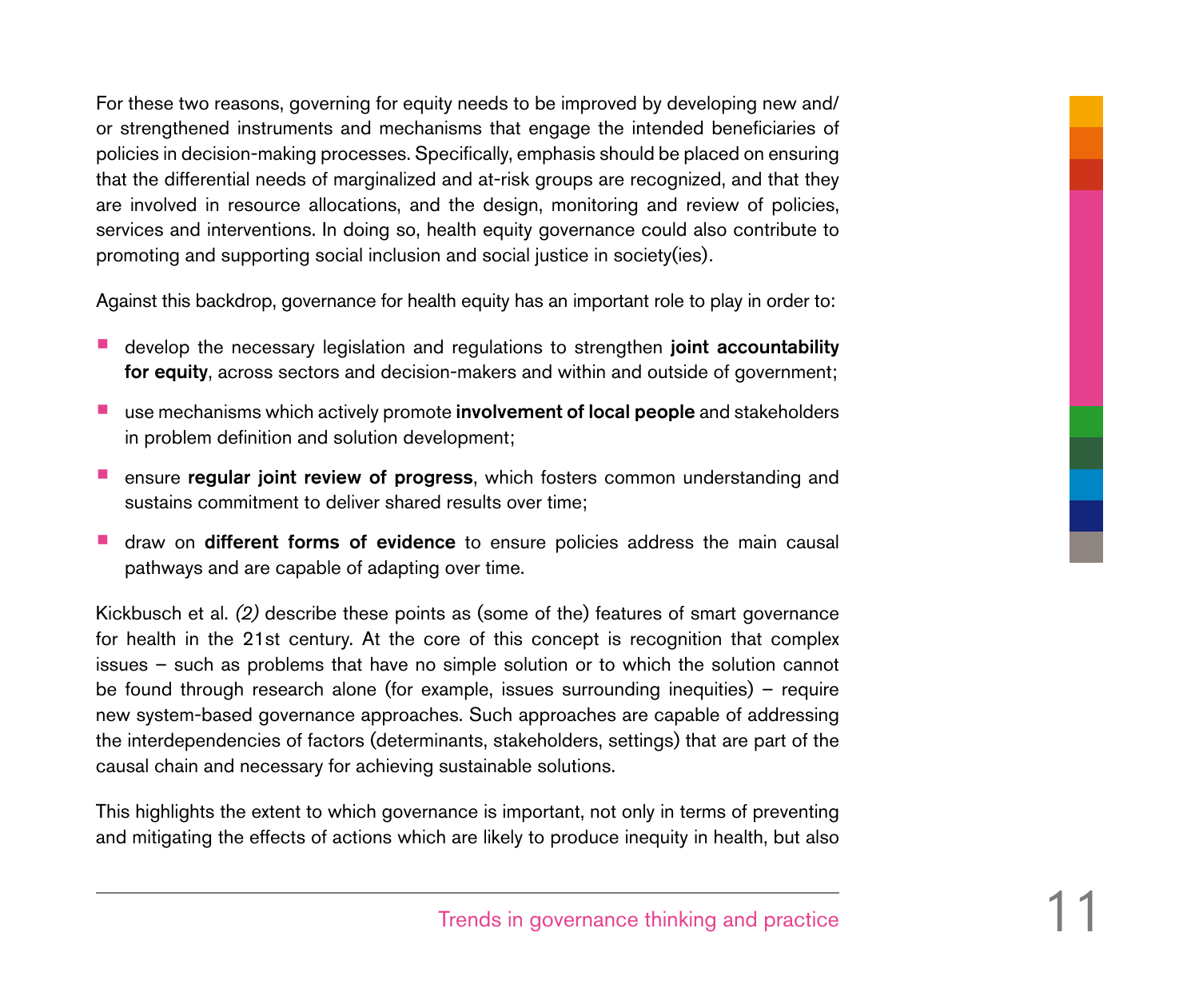For these two reasons, governing for equity needs to be improved by developing new and/or strengthened instruments and mechanisms that engage the intended beneficiaries of policies in decision-making processes. Specifically, emphasis should be placed on ensuring that the differential needs of marginalized and at-risk groups are recognized, and that they are involved in resource allocations, and the design, monitoring and review of policies, services and interventions. In doing so, health equity governance could also contribute to promoting and supporting social inclusion and social justice in society(ies).

Against this backdrop, governance for health equity has an important role to play in order to:

- develop the necessary legislation and regulations to strengthen **joint accountability for equity**, across sectors and decision-makers and within and outside of government;
- use mechanisms which actively promote **involvement of local people** and stakeholders in problem definition and solution development;
- ensure **regular joint review of progress**, which fosters common understanding and sustains commitment to deliver shared results over time;
- draw on **different forms of evidence** to ensure policies address the main causal pathways and are capable of adapting over time.

Kickbusch et al. *(2)* describe these points as (some of the) features of smart governance for health in the 21st century. At the core of this concept is recognition that complex issues – such as problems that have no simple solution or to which the solution cannot be found through research alone (for example, issues surrounding inequities) – require new system-based governance approaches. Such approaches are capable of addressing the interdependencies of factors (determinants, stakeholders, settings) that are part of the causal chain and necessary for achieving sustainable solutions.

This highlights the extent to which governance is important, not only in terms of preventing and mitigating the effects of actions which are likely to produce inequity in health, but also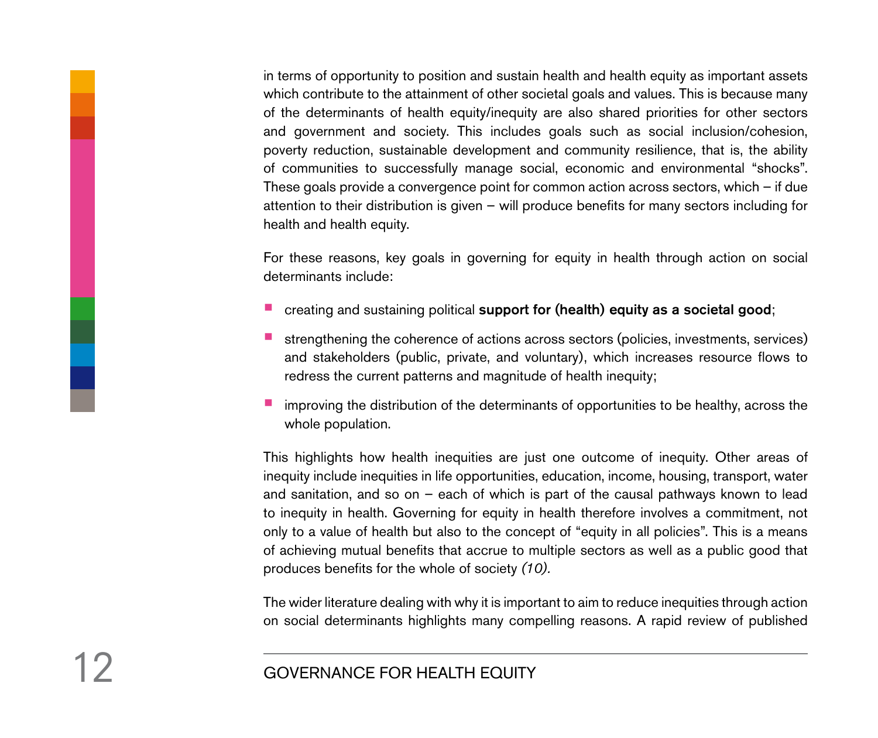in terms of opportunity to position and sustain health and health equity as important assets which contribute to the attainment of other societal goals and values. This is because many of the determinants of health equity/inequity are also shared priorities for other sectors and government and society. This includes goals such as social inclusion/cohesion, poverty reduction, sustainable development and community resilience, that is, the ability of communities to successfully manage social, economic and environmental "shocks". These goals provide a convergence point for common action across sectors, which – if due attention to their distribution is given – will produce benefits for many sectors including for health and health equity.

For these reasons, key goals in governing for equity in health through action on social determinants include:

- creating and sustaining political **support for (health) equity as a societal good**;
- strengthening the coherence of actions across sectors (policies, investments, services) and stakeholders (public, private, and voluntary), which increases resource flows to redress the current patterns and magnitude of health inequity;
- improving the distribution of the determinants of opportunities to be healthy, across the whole population.

This highlights how health inequities are just one outcome of inequity. Other areas of inequity include inequities in life opportunities, education, income, housing, transport, water and sanitation, and so on – each of which is part of the causal pathways known to lead to inequity in health. Governing for equity in health therefore involves a commitment, not only to a value of health but also to the concept of "equity in all policies". This is a means of achieving mutual benefits that accrue to multiple sectors as well as a public good that produces benefits for the whole of society *(10).*

The wider literature dealing with why it is important to aim to reduce inequities through action on social determinants highlights many compelling reasons. A rapid review of published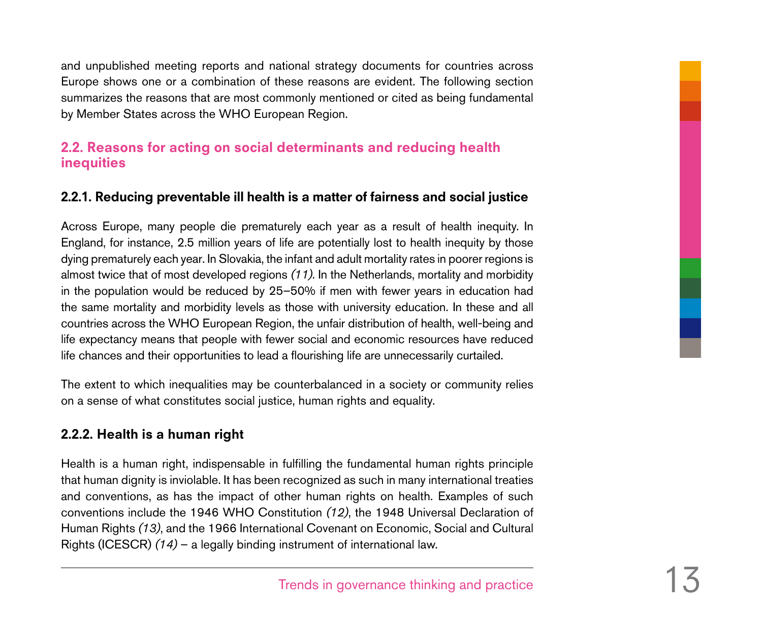and unpublished meeting reports and national strategy documents for countries across Europe shows one or a combination of these reasons are evident. The following section summarizes the reasons that are most commonly mentioned or cited as being fundamental by Member States across the WHO European Region.

## 2.2. Reasons for acting on social determinants and reducing health inequities

### 2.2.1. Reducing preventable ill health is a matter of fairness and social justice

Across Europe, many people die prematurely each year as a result of health inequity. In England, for instance, 2.5 million years of life are potentially lost to health inequity by those dying prematurely each year. In Slovakia, the infant and adult mortality rates in poorer regions is almost twice that of most developed regions *(11)*. In the Netherlands, mortality and morbidity in the population would be reduced by 25–50% if men with fewer years in education had the same mortality and morbidity levels as those with university education. In these and all countries across the WHO European Region, the unfair distribution of health, well-being and life expectancy means that people with fewer social and economic resources have reduced life chances and their opportunities to lead a flourishing life are unnecessarily curtailed.

The extent to which inequalities may be counterbalanced in a society or community relies on a sense of what constitutes social justice, human rights and equality.

### 2.2.2. Health is a human right

Health is a human right, indispensable in fulfilling the fundamental human rights principle that human dignity is inviolable. It has been recognized as such in many international treaties and conventions, as has the impact of other human rights on health. Examples of such conventions include the 1946 WHO Constitution *(12)*, the 1948 Universal Declaration of Human Rights *(13)*, and the 1966 International Covenant on Economic, Social and Cultural Rights (ICESCR) *(14)* – a legally binding instrument of international law.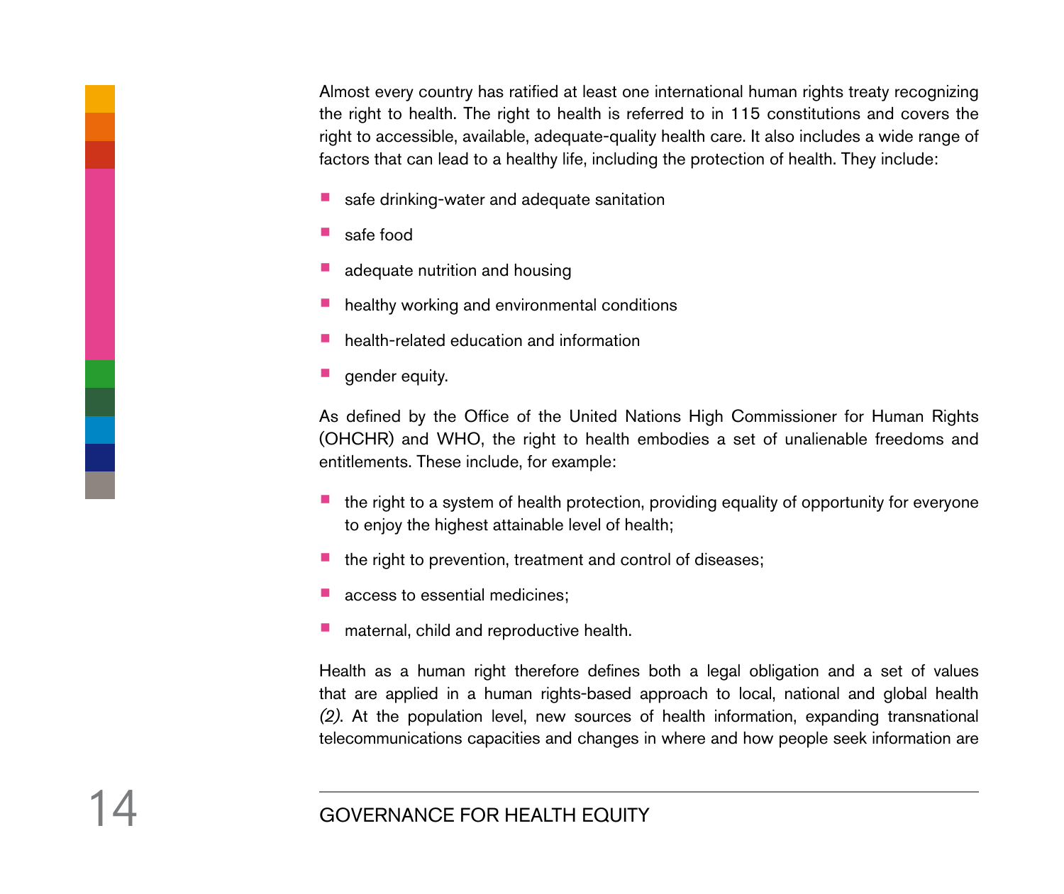Almost every country has ratified at least one international human rights treaty recognizing the right to health. The right to health is referred to in 115 constitutions and covers the right to accessible, available, adequate-quality health care. It also includes a wide range of factors that can lead to a healthy life, including the protection of health. They include:

- safe drinking-water and adequate sanitation
- safe food
- adequate nutrition and housing
- healthy working and environmental conditions
- health-related education and information
- gender equity.

As defined by the Office of the United Nations High Commissioner for Human Rights (OHCHR) and WHO, the right to health embodies a set of unalienable freedoms and entitlements. These include, for example:

- the right to a system of health protection, providing equality of opportunity for everyone to enjoy the highest attainable level of health;
- the right to prevention, treatment and control of diseases;
- access to essential medicines;
- maternal, child and reproductive health.

Health as a human right therefore defines both a legal obligation and a set of values that are applied in a human rights-based approach to local, national and global health *(2)*. At the population level, new sources of health information, expanding transnational telecommunications capacities and changes in where and how people seek information are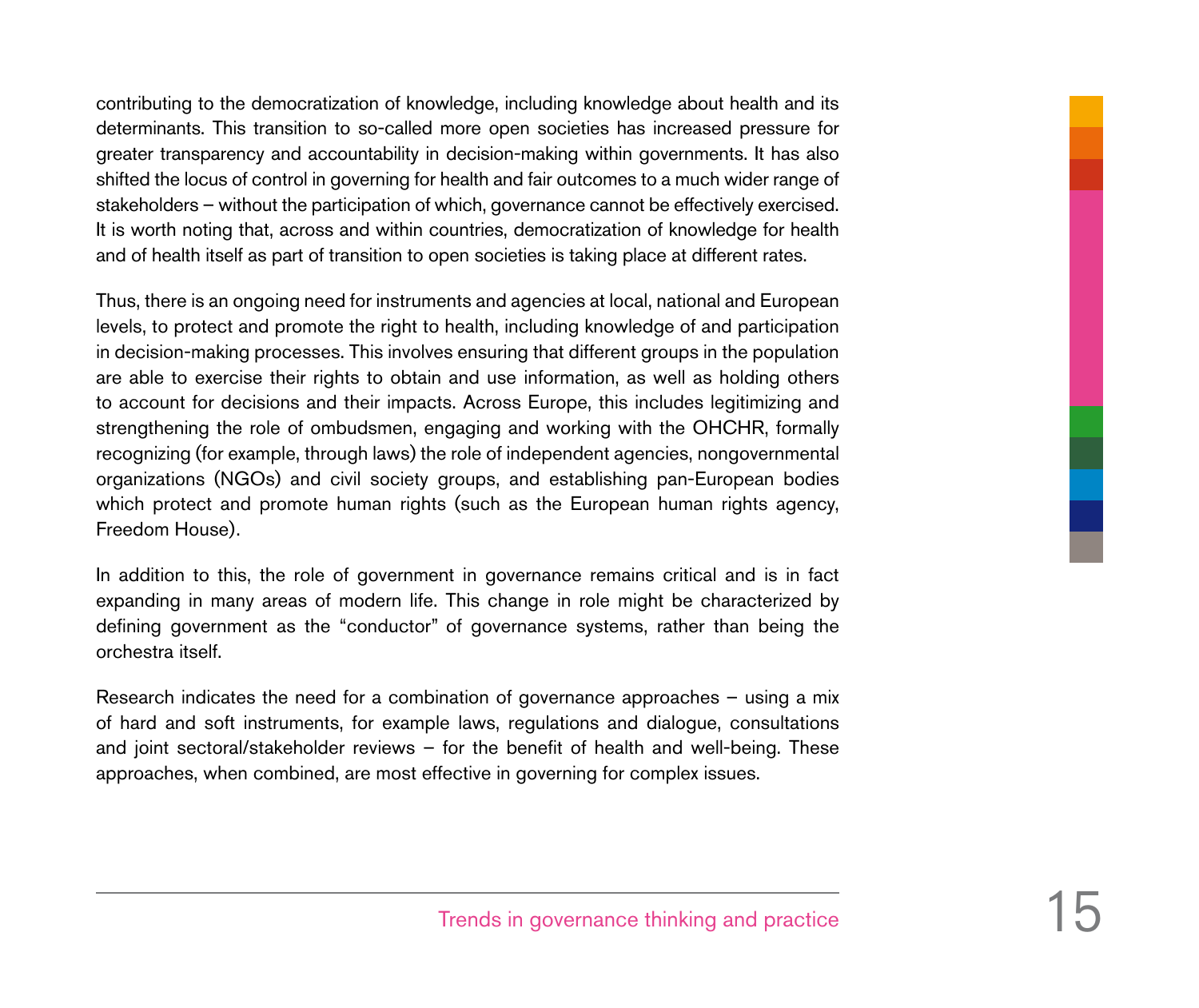contributing to the democratization of knowledge, including knowledge about health and its determinants. This transition to so-called more open societies has increased pressure for greater transparency and accountability in decision-making within governments. It has also shifted the locus of control in governing for health and fair outcomes to a much wider range of stakeholders – without the participation of which, governance cannot be effectively exercised. It is worth noting that, across and within countries, democratization of knowledge for health and of health itself as part of transition to open societies is taking place at different rates.

Thus, there is an ongoing need for instruments and agencies at local, national and European levels, to protect and promote the right to health, including knowledge of and participation in decision-making processes. This involves ensuring that different groups in the population are able to exercise their rights to obtain and use information, as well as holding others to account for decisions and their impacts. Across Europe, this includes legitimizing and strengthening the role of ombudsmen, engaging and working with the OHCHR, formally recognizing (for example, through laws) the role of independent agencies, nongovernmental organizations (NGOs) and civil society groups, and establishing pan-European bodies which protect and promote human rights (such as the European human rights agency, Freedom House).

In addition to this, the role of government in governance remains critical and is in fact expanding in many areas of modern life. This change in role might be characterized by defining government as the "conductor" of governance systems, rather than being the orchestra itself.

Research indicates the need for a combination of governance approaches – using a mix of hard and soft instruments, for example laws, regulations and dialogue, consultations and joint sectoral/stakeholder reviews – for the benefit of health and well-being. These approaches, when combined, are most effective in governing for complex issues.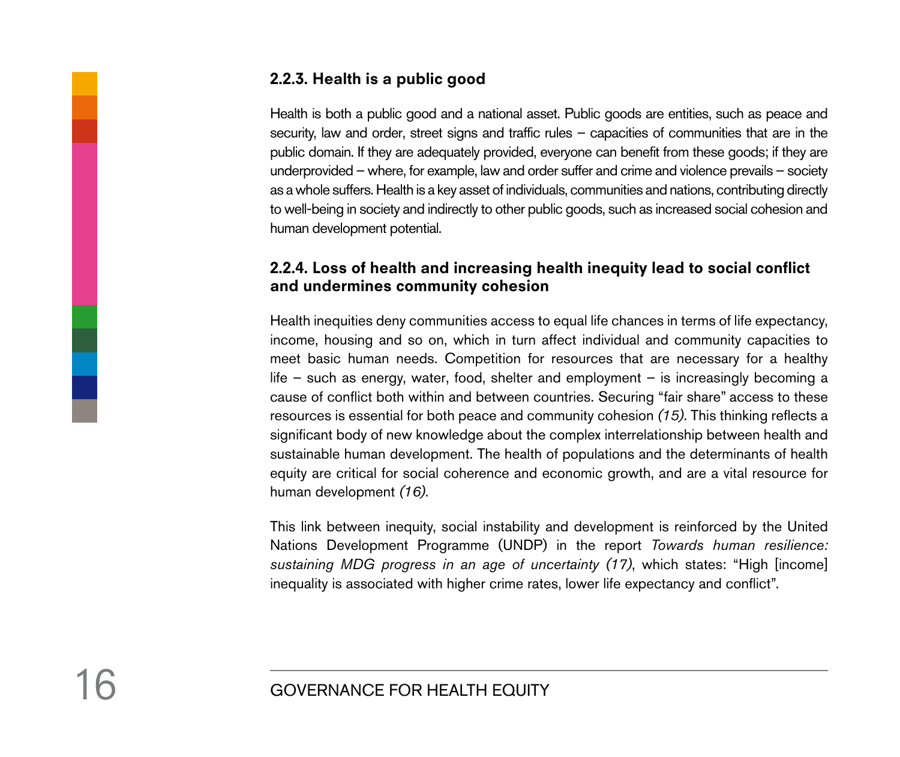### 2.2.3. Health is a public good

Health is both a public good and a national asset. Public goods are entities, such as peace and security, law and order, street signs and traffic rules – capacities of communities that are in the public domain. If they are adequately provided, everyone can benefit from these goods; if they are underprovided – where, for example, law and order suffer and crime and violence prevails – society as a whole suffers. Health is a key asset of individuals, communities and nations, contributing directly to well-being in society and indirectly to other public goods, such as increased social cohesion and human development potential.

### 2.2.4. Loss of health and increasing health inequity lead to social conflict and undermines community cohesion

Health inequities deny communities access to equal life chances in terms of life expectancy, income, housing and so on, which in turn affect individual and community capacities to meet basic human needs. Competition for resources that are necessary for a healthy life – such as energy, water, food, shelter and employment – is increasingly becoming a cause of conflict both within and between countries. Securing "fair share" access to these resources is essential for both peace and community cohesion *(15)*. This thinking reflects a significant body of new knowledge about the complex interrelationship between health and sustainable human development. The health of populations and the determinants of health equity are critical for social coherence and economic growth, and are a vital resource for human development *(16)*.

This link between inequity, social instability and development is reinforced by the United Nations Development Programme (UNDP) in the report *Towards human resilience: sustaining MDG progress in an age of uncertainty (17)*, which states: "High [income] inequality is associated with higher crime rates, lower life expectancy and conflict".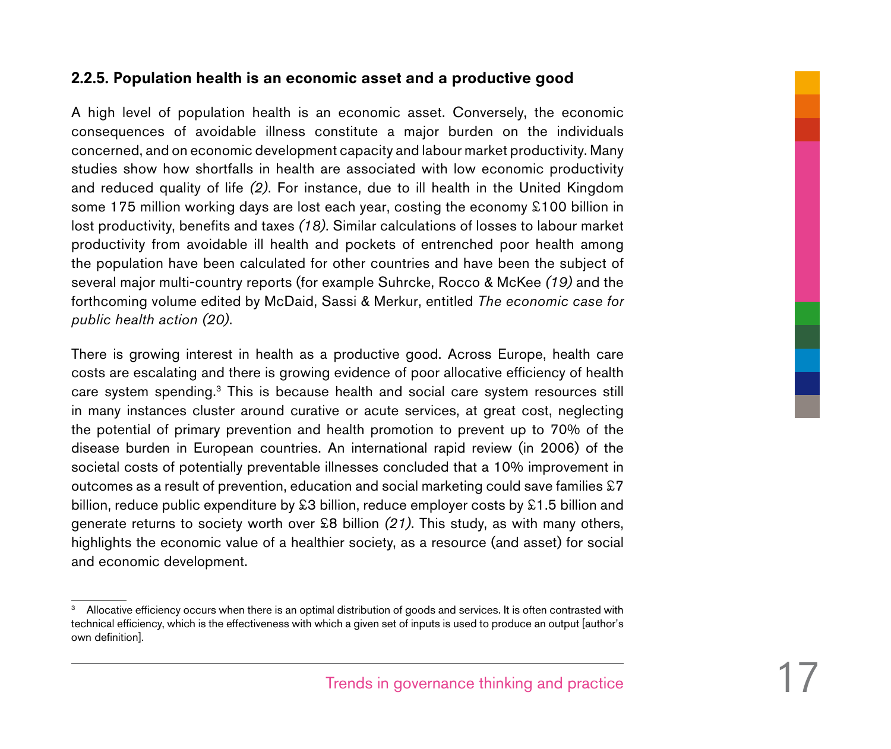### 2.2.5. Population health is an economic asset and a productive good

A high level of population health is an economic asset. Conversely, the economic consequences of avoidable illness constitute a major burden on the individuals concerned, and on economic development capacity and labour market productivity. Many studies show how shortfalls in health are associated with low economic productivity and reduced quality of life *(2)*. For instance, due to ill health in the United Kingdom some 175 million working days are lost each year, costing the economy £100 billion in lost productivity, benefits and taxes *(18)*. Similar calculations of losses to labour market productivity from avoidable ill health and pockets of entrenched poor health among the population have been calculated for other countries and have been the subject of several major multi-country reports (for example Suhrcke, Rocco & McKee *(19)* and the forthcoming volume edited by McDaid, Sassi & Merkur, entitled *The economic case for public health action (20)*.

There is growing interest in health as a productive good. Across Europe, health care costs are escalating and there is growing evidence of poor allocative efficiency of health care system spending.[3] This is because health and social care system resources still in many instances cluster around curative or acute services, at great cost, neglecting the potential of primary prevention and health promotion to prevent up to 70% of the disease burden in European countries. An international rapid review (in 2006) of the societal costs of potentially preventable illnesses concluded that a 10% improvement in outcomes as a result of prevention, education and social marketing could save families £7 billion, reduce public expenditure by £3 billion, reduce employer costs by £1.5 billion and generate returns to society worth over £8 billion *(21)*. This study, as with many others, highlights the economic value of a healthier society, as a resource (and asset) for social and economic development.

---

[3] Allocative efficiency occurs when there is an optimal distribution of goods and services. It is often contrasted with technical efficiency, which is the effectiveness with which a given set of inputs is used to produce an output [author's own definition].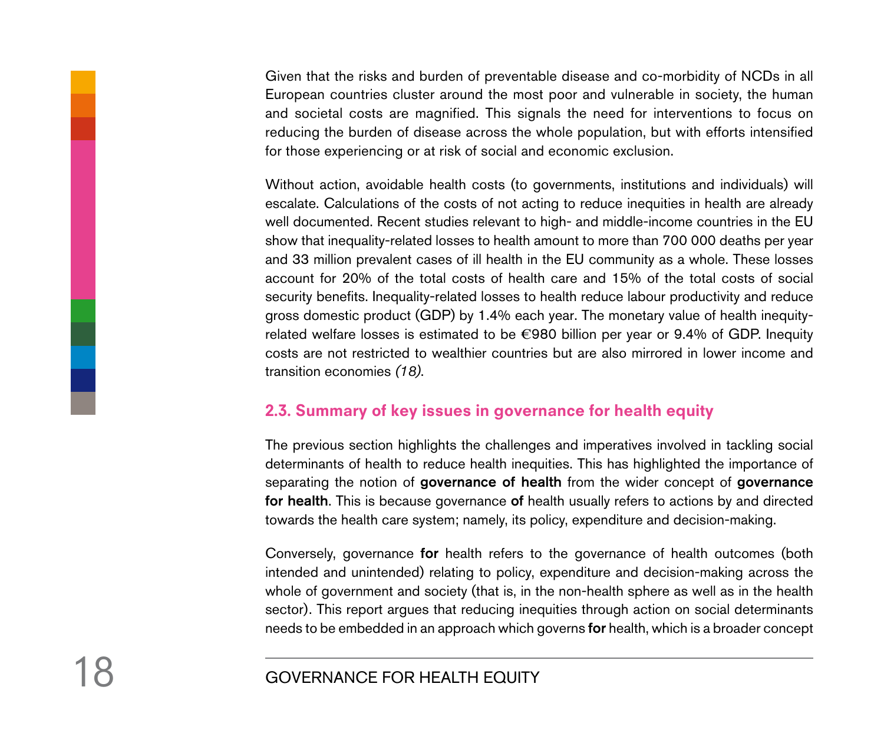Given that the risks and burden of preventable disease and co-morbidity of NCDs in all European countries cluster around the most poor and vulnerable in society, the human and societal costs are magnified. This signals the need for interventions to focus on reducing the burden of disease across the whole population, but with efforts intensified for those experiencing or at risk of social and economic exclusion.

Without action, avoidable health costs (to governments, institutions and individuals) will escalate. Calculations of the costs of not acting to reduce inequities in health are already well documented. Recent studies relevant to high- and middle-income countries in the EU show that inequality-related losses to health amount to more than 700 000 deaths per year and 33 million prevalent cases of ill health in the EU community as a whole. These losses account for 20% of the total costs of health care and 15% of the total costs of social security benefits. Inequality-related losses to health reduce labour productivity and reduce gross domestic product (GDP) by 1.4% each year. The monetary value of health inequity-related welfare losses is estimated to be €980 billion per year or 9.4% of GDP. Inequity costs are not restricted to wealthier countries but are also mirrored in lower income and transition economies *(18)*.

## 2.3. Summary of key issues in governance for health equity

The previous section highlights the challenges and imperatives involved in tackling social determinants of health to reduce health inequities. This has highlighted the importance of separating the notion of **governance of health** from the wider concept of **governance for health**. This is because governance **of** health usually refers to actions by and directed towards the health care system; namely, its policy, expenditure and decision-making.

Conversely, governance **for** health refers to the governance of health outcomes (both intended and unintended) relating to policy, expenditure and decision-making across the whole of government and society (that is, in the non-health sphere as well as in the health sector). This report argues that reducing inequities through action on social determinants needs to be embedded in an approach which governs **for** health, which is a broader concept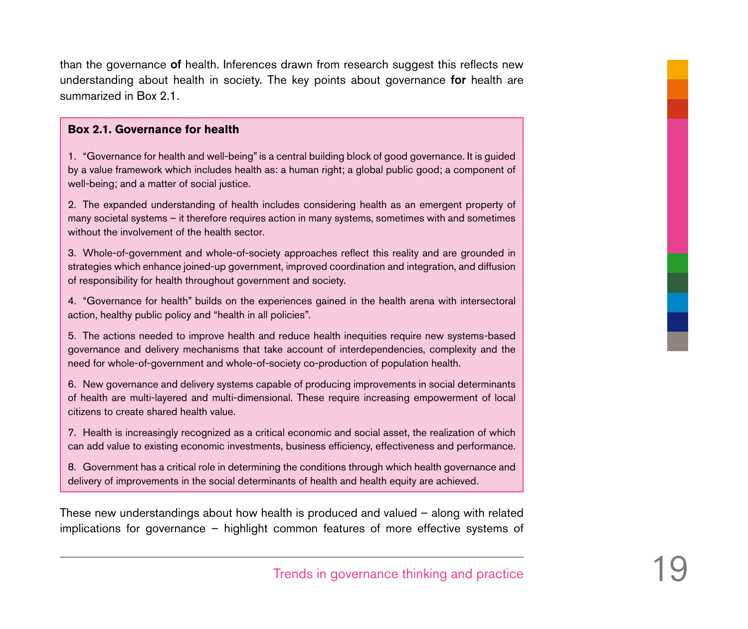than the governance **of** health. Inferences drawn from research suggest this reflects new understanding about health in society. The key points about governance **for** health are summarized in Box 2.1.

**Box 2.1. Governance for health**

1. "Governance for health and well-being" is a central building block of good governance. It is guided by a value framework which includes health as: a human right; a global public good; a component of well-being; and a matter of social justice.

2. The expanded understanding of health includes considering health as an emergent property of many societal systems – it therefore requires action in many systems, sometimes with and sometimes without the involvement of the health sector.

3. Whole-of-government and whole-of-society approaches reflect this reality and are grounded in strategies which enhance joined-up government, improved coordination and integration, and diffusion of responsibility for health throughout government and society.

4. "Governance for health" builds on the experiences gained in the health arena with intersectoral action, healthy public policy and "health in all policies".

5. The actions needed to improve health and reduce health inequities require new systems-based governance and delivery mechanisms that take account of interdependencies, complexity and the need for whole-of-government and whole-of-society co-production of population health.

6. New governance and delivery systems capable of producing improvements in social determinants of health are multi-layered and multi-dimensional. These require increasing empowerment of local citizens to create shared health value.

7. Health is increasingly recognized as a critical economic and social asset, the realization of which can add value to existing economic investments, business efficiency, effectiveness and performance.

8. Government has a critical role in determining the conditions through which health governance and delivery of improvements in the social determinants of health and health equity are achieved.

These new understandings about how health is produced and valued – along with related implications for governance – highlight common features of more effective systems of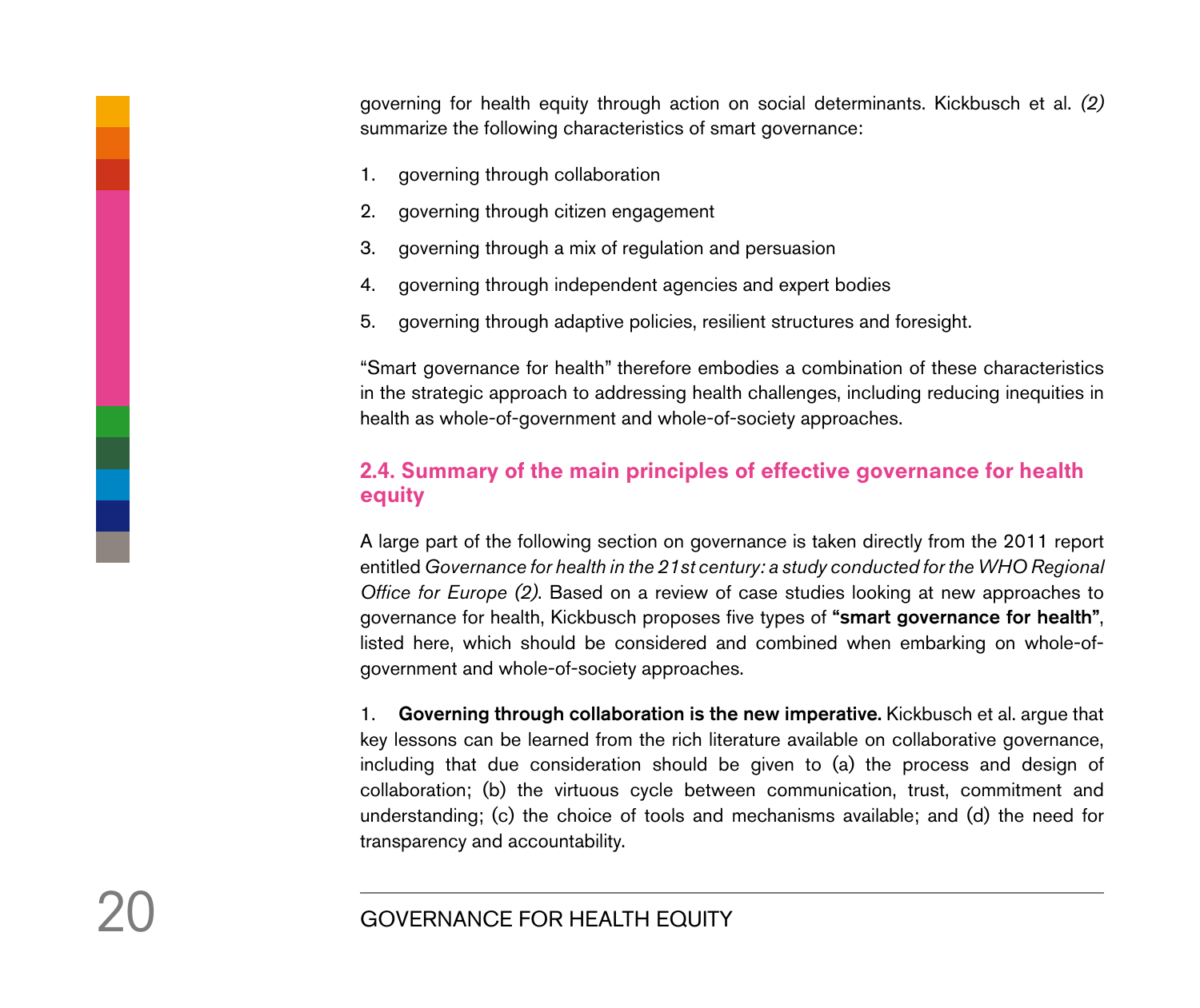governing for health equity through action on social determinants. Kickbusch et al. *(2)* summarize the following characteristics of smart governance:

1. governing through collaboration
2. governing through citizen engagement
3. governing through a mix of regulation and persuasion
4. governing through independent agencies and expert bodies
5. governing through adaptive policies, resilient structures and foresight.

"Smart governance for health" therefore embodies a combination of these characteristics in the strategic approach to addressing health challenges, including reducing inequities in health as whole-of-government and whole-of-society approaches.

## 2.4. Summary of the main principles of effective governance for health equity

A large part of the following section on governance is taken directly from the 2011 report entitled *Governance for health in the 21st century: a study conducted for the WHO Regional Office for Europe (2)*. Based on a review of case studies looking at new approaches to governance for health, Kickbusch proposes five types of **"smart governance for health"**, listed here, which should be considered and combined when embarking on whole-of-government and whole-of-society approaches.

1. **Governing through collaboration is the new imperative.** Kickbusch et al. argue that key lessons can be learned from the rich literature available on collaborative governance, including that due consideration should be given to (a) the process and design of collaboration; (b) the virtuous cycle between communication, trust, commitment and understanding; (c) the choice of tools and mechanisms available; and (d) the need for transparency and accountability.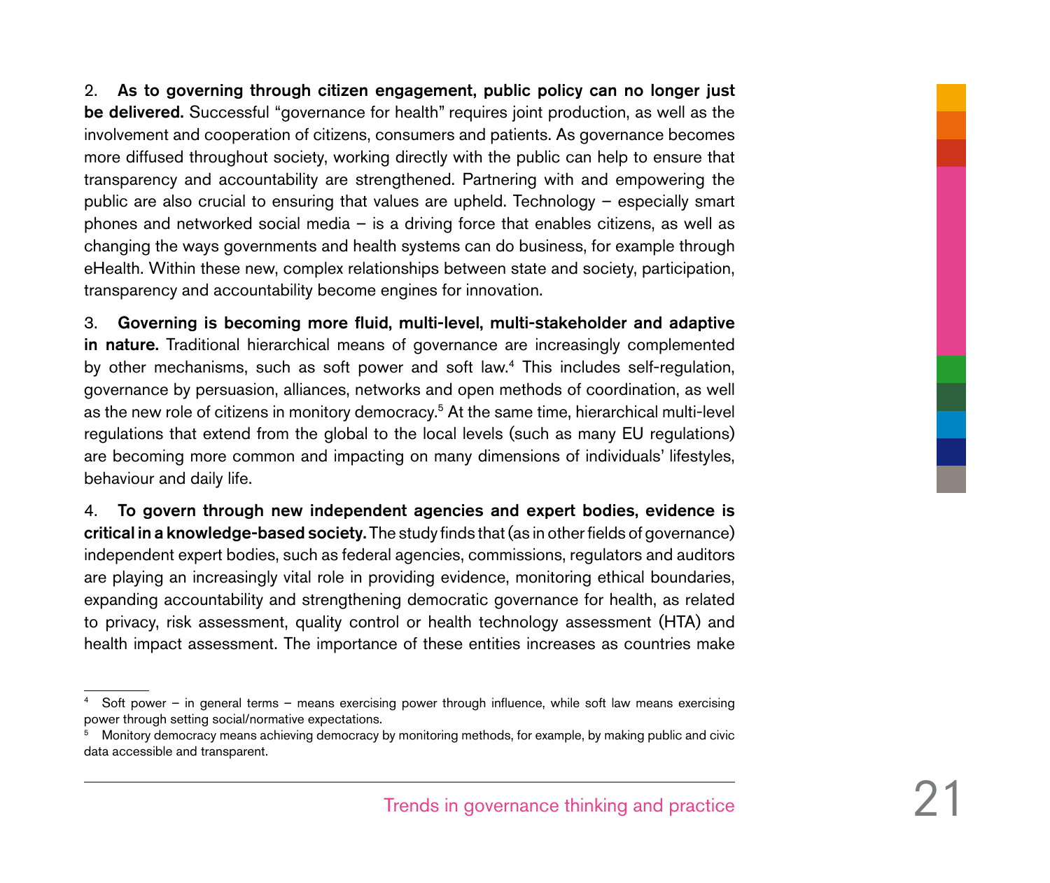2. **As to governing through citizen engagement, public policy can no longer just be delivered.** Successful "governance for health" requires joint production, as well as the involvement and cooperation of citizens, consumers and patients. As governance becomes more diffused throughout society, working directly with the public can help to ensure that transparency and accountability are strengthened. Partnering with and empowering the public are also crucial to ensuring that values are upheld. Technology – especially smart phones and networked social media – is a driving force that enables citizens, as well as changing the ways governments and health systems can do business, for example through eHealth. Within these new, complex relationships between state and society, participation, transparency and accountability become engines for innovation.

3. **Governing is becoming more fluid, multi-level, multi-stakeholder and adaptive in nature.** Traditional hierarchical means of governance are increasingly complemented by other mechanisms, such as soft power and soft law.[4] This includes self-regulation, governance by persuasion, alliances, networks and open methods of coordination, as well as the new role of citizens in monitory democracy.[5] At the same time, hierarchical multi-level regulations that extend from the global to the local levels (such as many EU regulations) are becoming more common and impacting on many dimensions of individuals' lifestyles, behaviour and daily life.

4. **To govern through new independent agencies and expert bodies, evidence is critical in a knowledge-based society.** The study finds that (as in other fields of governance) independent expert bodies, such as federal agencies, commissions, regulators and auditors are playing an increasingly vital role in providing evidence, monitoring ethical boundaries, expanding accountability and strengthening democratic governance for health, as related to privacy, risk assessment, quality control or health technology assessment (HTA) and health impact assessment. The importance of these entities increases as countries make

---

[4] Soft power – in general terms – means exercising power through influence, while soft law means exercising power through setting social/normative expectations.

[5] Monitory democracy means achieving democracy by monitoring methods, for example, by making public and civic data accessible and transparent.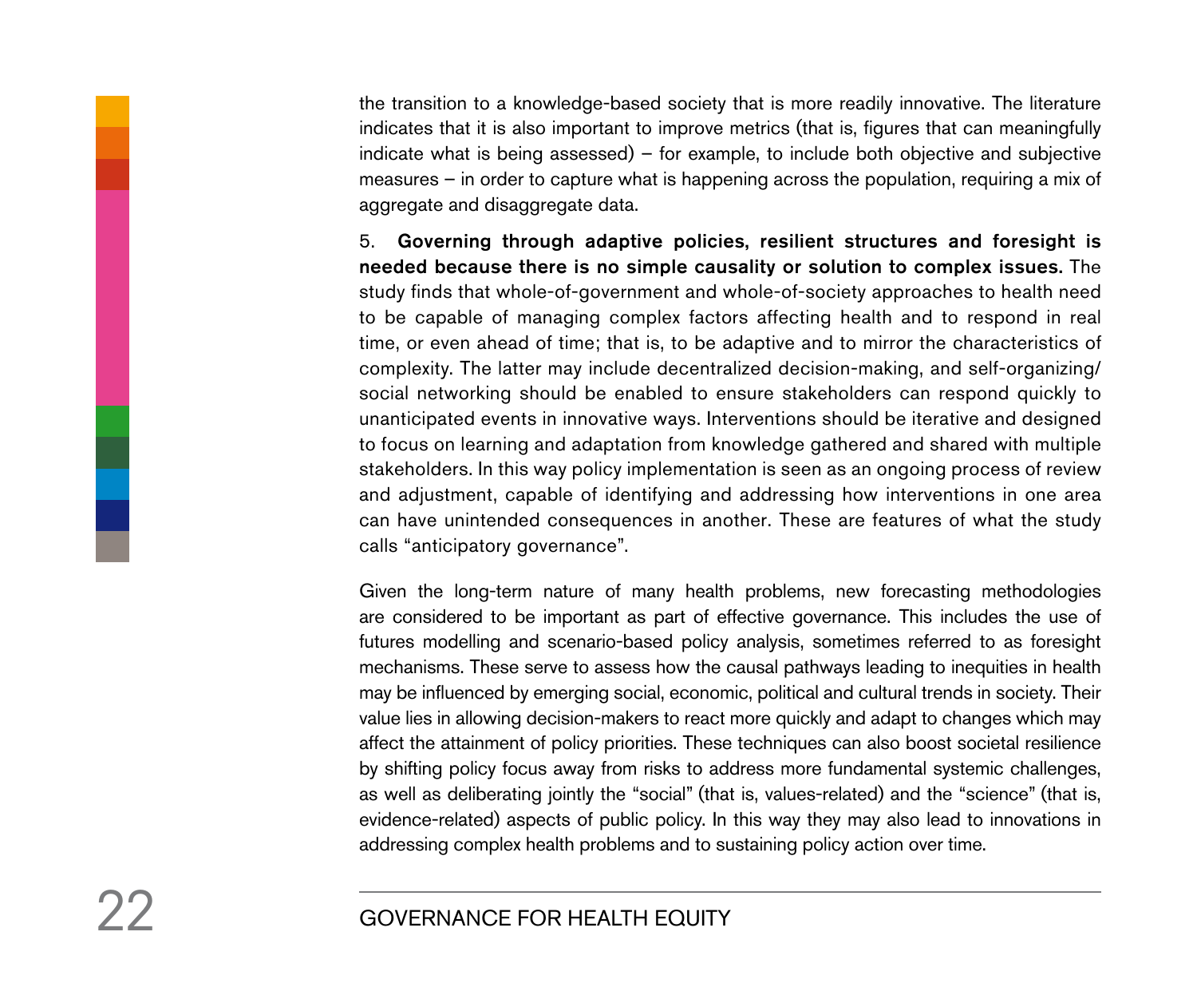the transition to a knowledge-based society that is more readily innovative. The literature indicates that it is also important to improve metrics (that is, figures that can meaningfully indicate what is being assessed) – for example, to include both objective and subjective measures – in order to capture what is happening across the population, requiring a mix of aggregate and disaggregate data.

5. **Governing through adaptive policies, resilient structures and foresight is needed because there is no simple causality or solution to complex issues.** The study finds that whole-of-government and whole-of-society approaches to health need to be capable of managing complex factors affecting health and to respond in real time, or even ahead of time; that is, to be adaptive and to mirror the characteristics of complexity. The latter may include decentralized decision-making, and self-organizing/ social networking should be enabled to ensure stakeholders can respond quickly to unanticipated events in innovative ways. Interventions should be iterative and designed to focus on learning and adaptation from knowledge gathered and shared with multiple stakeholders. In this way policy implementation is seen as an ongoing process of review and adjustment, capable of identifying and addressing how interventions in one area can have unintended consequences in another. These are features of what the study calls "anticipatory governance".

Given the long-term nature of many health problems, new forecasting methodologies are considered to be important as part of effective governance. This includes the use of futures modelling and scenario-based policy analysis, sometimes referred to as foresight mechanisms. These serve to assess how the causal pathways leading to inequities in health may be influenced by emerging social, economic, political and cultural trends in society. Their value lies in allowing decision-makers to react more quickly and adapt to changes which may affect the attainment of policy priorities. These techniques can also boost societal resilience by shifting policy focus away from risks to address more fundamental systemic challenges, as well as deliberating jointly the "social" (that is, values-related) and the "science" (that is, evidence-related) aspects of public policy. In this way they may also lead to innovations in addressing complex health problems and to sustaining policy action over time.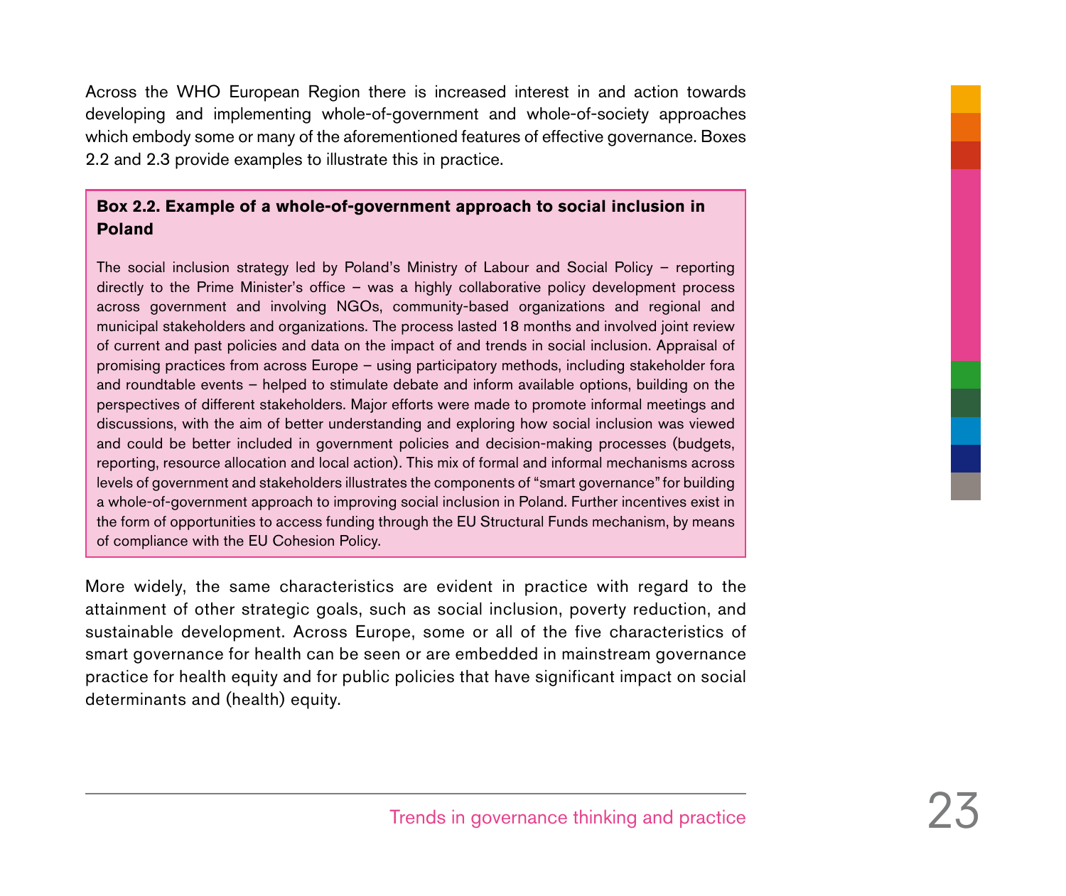Across the WHO European Region there is increased interest in and action towards developing and implementing whole-of-government and whole-of-society approaches which embody some or many of the aforementioned features of effective governance. Boxes 2.2 and 2.3 provide examples to illustrate this in practice.

**Box 2.2. Example of a whole-of-government approach to social inclusion in Poland**

The social inclusion strategy led by Poland's Ministry of Labour and Social Policy – reporting directly to the Prime Minister's office – was a highly collaborative policy development process across government and involving NGOs, community-based organizations and regional and municipal stakeholders and organizations. The process lasted 18 months and involved joint review of current and past policies and data on the impact of and trends in social inclusion. Appraisal of promising practices from across Europe – using participatory methods, including stakeholder fora and roundtable events – helped to stimulate debate and inform available options, building on the perspectives of different stakeholders. Major efforts were made to promote informal meetings and discussions, with the aim of better understanding and exploring how social inclusion was viewed and could be better included in government policies and decision-making processes (budgets, reporting, resource allocation and local action). This mix of formal and informal mechanisms across levels of government and stakeholders illustrates the components of "smart governance" for building a whole-of-government approach to improving social inclusion in Poland. Further incentives exist in the form of opportunities to access funding through the EU Structural Funds mechanism, by means of compliance with the EU Cohesion Policy.

More widely, the same characteristics are evident in practice with regard to the attainment of other strategic goals, such as social inclusion, poverty reduction, and sustainable development. Across Europe, some or all of the five characteristics of smart governance for health can be seen or are embedded in mainstream governance practice for health equity and for public policies that have significant impact on social determinants and (health) equity.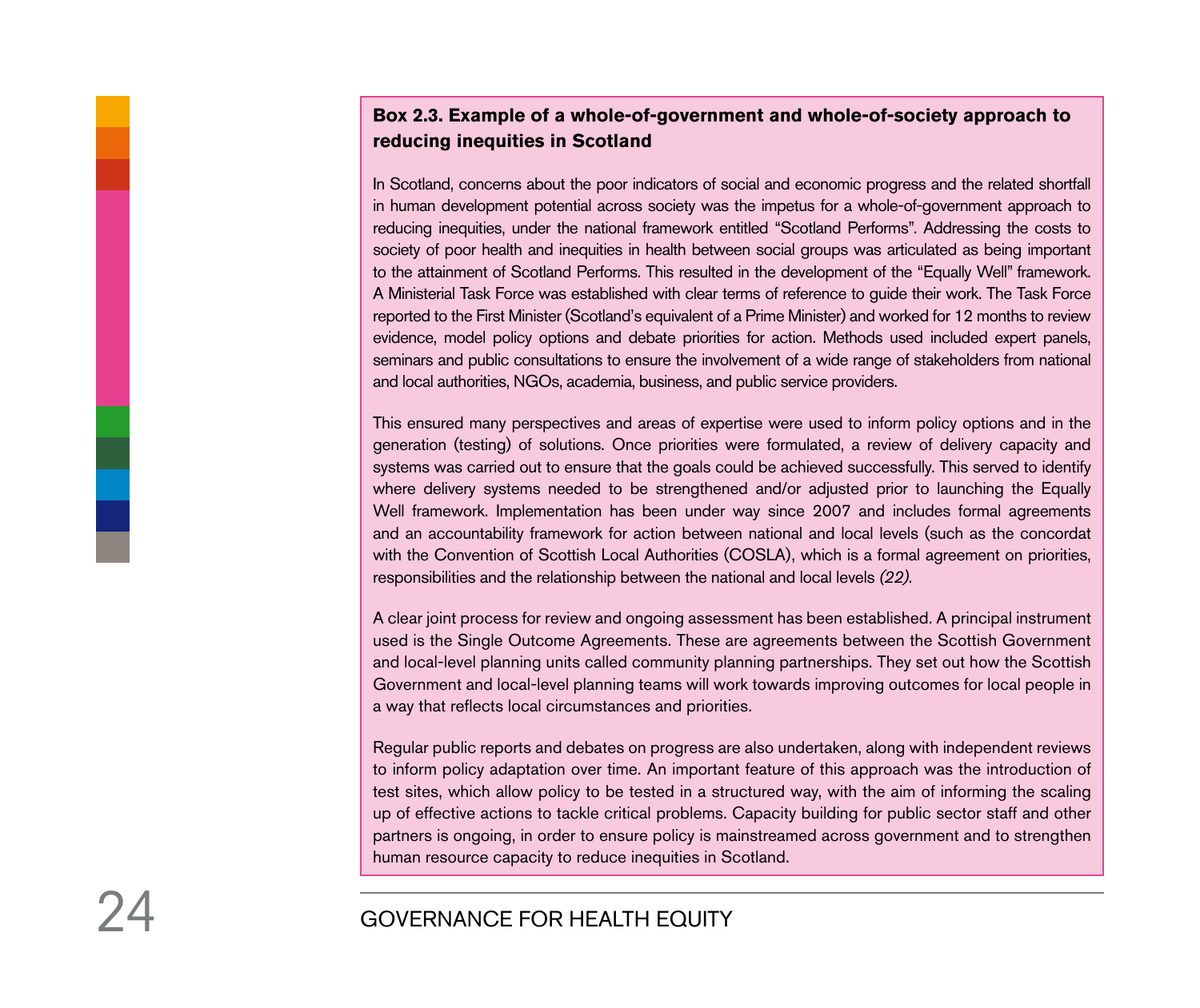**Box 2.3. Example of a whole-of-government and whole-of-society approach to reducing inequities in Scotland**

In Scotland, concerns about the poor indicators of social and economic progress and the related shortfall in human development potential across society was the impetus for a whole-of-government approach to reducing inequities, under the national framework entitled "Scotland Performs". Addressing the costs to society of poor health and inequities in health between social groups was articulated as being important to the attainment of Scotland Performs. This resulted in the development of the "Equally Well" framework. A Ministerial Task Force was established with clear terms of reference to guide their work. The Task Force reported to the First Minister (Scotland's equivalent of a Prime Minister) and worked for 12 months to review evidence, model policy options and debate priorities for action. Methods used included expert panels, seminars and public consultations to ensure the involvement of a wide range of stakeholders from national and local authorities, NGOs, academia, business, and public service providers.

This ensured many perspectives and areas of expertise were used to inform policy options and in the generation (testing) of solutions. Once priorities were formulated, a review of delivery capacity and systems was carried out to ensure that the goals could be achieved successfully. This served to identify where delivery systems needed to be strengthened and/or adjusted prior to launching the Equally Well framework. Implementation has been under way since 2007 and includes formal agreements and an accountability framework for action between national and local levels (such as the concordat with the Convention of Scottish Local Authorities (COSLA), which is a formal agreement on priorities, responsibilities and the relationship between the national and local levels *(22)*.

A clear joint process for review and ongoing assessment has been established. A principal instrument used is the Single Outcome Agreements. These are agreements between the Scottish Government and local-level planning units called community planning partnerships. They set out how the Scottish Government and local-level planning teams will work towards improving outcomes for local people in a way that reflects local circumstances and priorities.

Regular public reports and debates on progress are also undertaken, along with independent reviews to inform policy adaptation over time. An important feature of this approach was the introduction of test sites, which allow policy to be tested in a structured way, with the aim of informing the scaling up of effective actions to tackle critical problems. Capacity building for public sector staff and other partners is ongoing, in order to ensure policy is mainstreamed across government and to strengthen human resource capacity to reduce inequities in Scotland.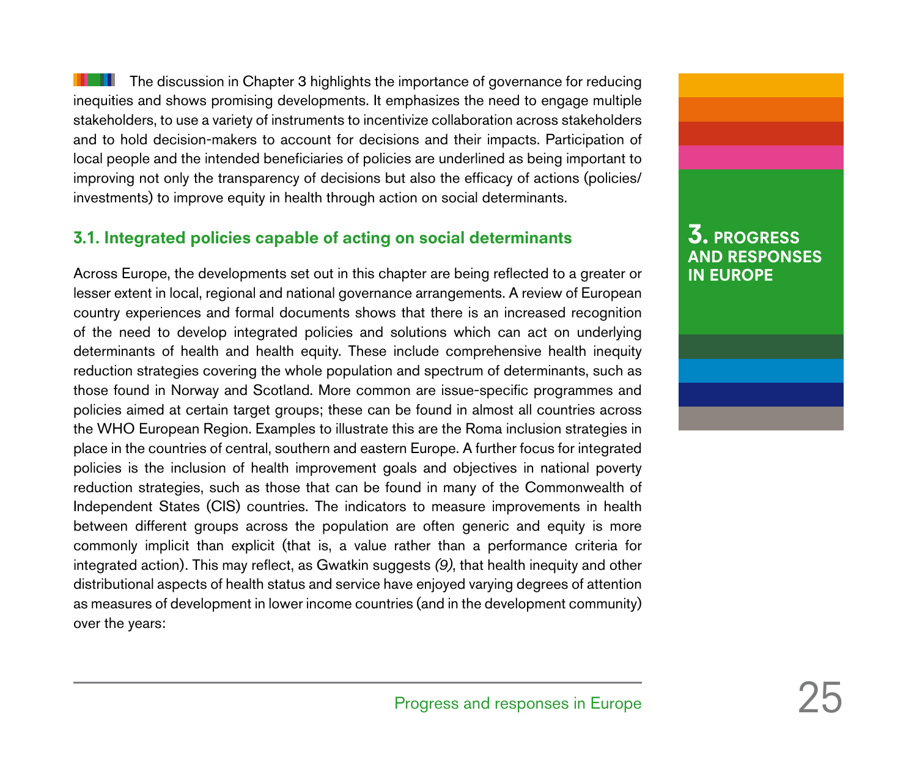The discussion in Chapter 3 highlights the importance of governance for reducing inequities and shows promising developments. It emphasizes the need to engage multiple stakeholders, to use a variety of instruments to incentivize collaboration across stakeholders and to hold decision-makers to account for decisions and their impacts. Participation of local people and the intended beneficiaries of policies are underlined as being important to improving not only the transparency of decisions but also the efficacy of actions (policies/ investments) to improve equity in health through action on social determinants.

## 3.1. Integrated policies capable of acting on social determinants

Across Europe, the developments set out in this chapter are being reflected to a greater or lesser extent in local, regional and national governance arrangements. A review of European country experiences and formal documents shows that there is an increased recognition of the need to develop integrated policies and solutions which can act on underlying determinants of health and health equity. These include comprehensive health inequity reduction strategies covering the whole population and spectrum of determinants, such as those found in Norway and Scotland. More common are issue-specific programmes and policies aimed at certain target groups; these can be found in almost all countries across the WHO European Region. Examples to illustrate this are the Roma inclusion strategies in place in the countries of central, southern and eastern Europe. A further focus for integrated policies is the inclusion of health improvement goals and objectives in national poverty reduction strategies, such as those that can be found in many of the Commonwealth of Independent States (CIS) countries. The indicators to measure improvements in health between different groups across the population are often generic and equity is more commonly implicit than explicit (that is, a value rather than a performance criteria for integrated action). This may reflect, as Gwatkin suggests *(9)*, that health inequity and other distributional aspects of health status and service have enjoyed varying degrees of attention as measures of development in lower income countries (and in the development community) over the years: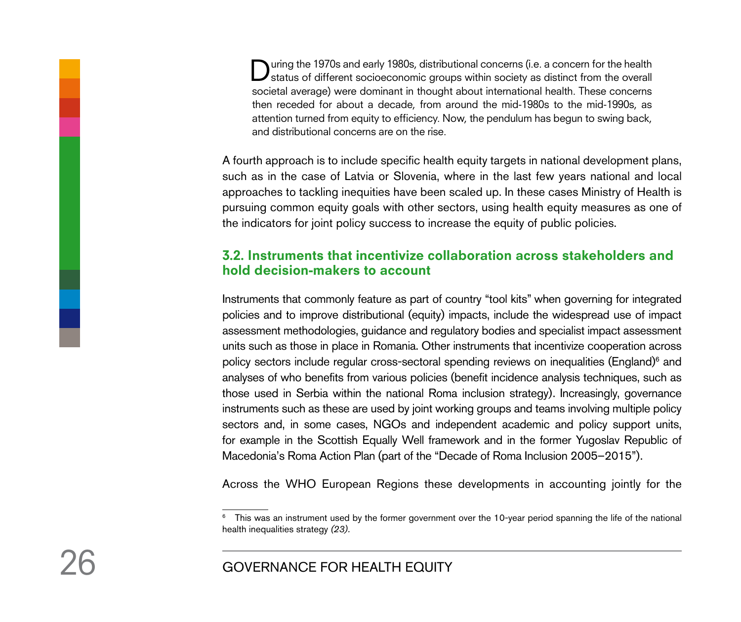During the 1970s and early 1980s, distributional concerns (i.e. a concern for the health status of different socioeconomic groups within society as distinct from the overall societal average) were dominant in thought about international health. These concerns then receded for about a decade, from around the mid-1980s to the mid-1990s, as attention turned from equity to efficiency. Now, the pendulum has begun to swing back, and distributional concerns are on the rise.

A fourth approach is to include specific health equity targets in national development plans, such as in the case of Latvia or Slovenia, where in the last few years national and local approaches to tackling inequities have been scaled up. In these cases Ministry of Health is pursuing common equity goals with other sectors, using health equity measures as one of the indicators for joint policy success to increase the equity of public policies.

### 3.2. Instruments that incentivize collaboration across stakeholders and hold decision-makers to account

Instruments that commonly feature as part of country "tool kits" when governing for integrated policies and to improve distributional (equity) impacts, include the widespread use of impact assessment methodologies, guidance and regulatory bodies and specialist impact assessment units such as those in place in Romania. Other instruments that incentivize cooperation across policy sectors include regular cross-sectoral spending reviews on inequalities (England)[6] and analyses of who benefits from various policies (benefit incidence analysis techniques, such as those used in Serbia within the national Roma inclusion strategy). Increasingly, governance instruments such as these are used by joint working groups and teams involving multiple policy sectors and, in some cases, NGOs and independent academic and policy support units, for example in the Scottish Equally Well framework and in the former Yugoslav Republic of Macedonia's Roma Action Plan (part of the "Decade of Roma Inclusion 2005–2015").

Across the WHO European Regions these developments in accounting jointly for the

[6] This was an instrument used by the former government over the 10-year period spanning the life of the national health inequalities strategy *(23)*.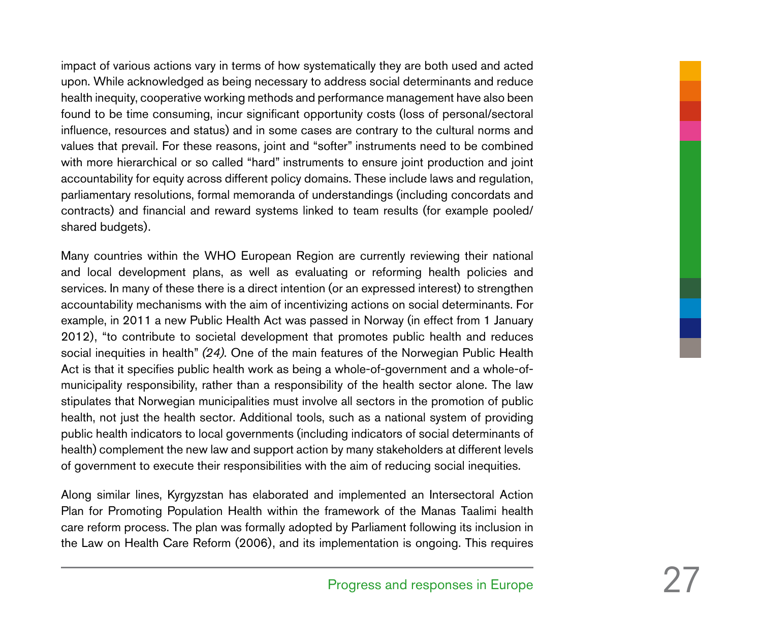impact of various actions vary in terms of how systematically they are both used and acted upon. While acknowledged as being necessary to address social determinants and reduce health inequity, cooperative working methods and performance management have also been found to be time consuming, incur significant opportunity costs (loss of personal/sectoral influence, resources and status) and in some cases are contrary to the cultural norms and values that prevail. For these reasons, joint and "softer" instruments need to be combined with more hierarchical or so called "hard" instruments to ensure joint production and joint accountability for equity across different policy domains. These include laws and regulation, parliamentary resolutions, formal memoranda of understandings (including concordats and contracts) and financial and reward systems linked to team results (for example pooled/shared budgets).

Many countries within the WHO European Region are currently reviewing their national and local development plans, as well as evaluating or reforming health policies and services. In many of these there is a direct intention (or an expressed interest) to strengthen accountability mechanisms with the aim of incentivizing actions on social determinants. For example, in 2011 a new Public Health Act was passed in Norway (in effect from 1 January 2012), "to contribute to societal development that promotes public health and reduces social inequities in health" *(24)*. One of the main features of the Norwegian Public Health Act is that it specifies public health work as being a whole-of-government and a whole-of-municipality responsibility, rather than a responsibility of the health sector alone. The law stipulates that Norwegian municipalities must involve all sectors in the promotion of public health, not just the health sector. Additional tools, such as a national system of providing public health indicators to local governments (including indicators of social determinants of health) complement the new law and support action by many stakeholders at different levels of government to execute their responsibilities with the aim of reducing social inequities.

Along similar lines, Kyrgyzstan has elaborated and implemented an Intersectoral Action Plan for Promoting Population Health within the framework of the Manas Taalimi health care reform process. The plan was formally adopted by Parliament following its inclusion in the Law on Health Care Reform (2006), and its implementation is ongoing. This requires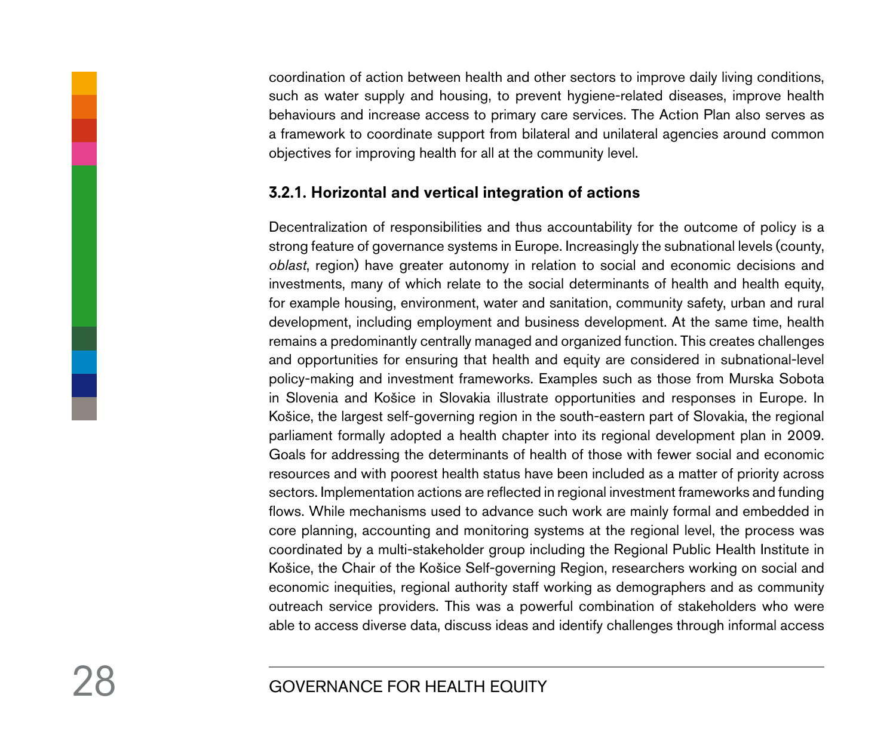coordination of action between health and other sectors to improve daily living conditions, such as water supply and housing, to prevent hygiene-related diseases, improve health behaviours and increase access to primary care services. The Action Plan also serves as a framework to coordinate support from bilateral and unilateral agencies around common objectives for improving health for all at the community level.

### 3.2.1. Horizontal and vertical integration of actions

Decentralization of responsibilities and thus accountability for the outcome of policy is a strong feature of governance systems in Europe. Increasingly the subnational levels (county, *oblast*, region) have greater autonomy in relation to social and economic decisions and investments, many of which relate to the social determinants of health and health equity, for example housing, environment, water and sanitation, community safety, urban and rural development, including employment and business development. At the same time, health remains a predominantly centrally managed and organized function. This creates challenges and opportunities for ensuring that health and equity are considered in subnational-level policy-making and investment frameworks. Examples such as those from Murska Sobota in Slovenia and Košice in Slovakia illustrate opportunities and responses in Europe. In Košice, the largest self-governing region in the south-eastern part of Slovakia, the regional parliament formally adopted a health chapter into its regional development plan in 2009. Goals for addressing the determinants of health of those with fewer social and economic resources and with poorest health status have been included as a matter of priority across sectors. Implementation actions are reflected in regional investment frameworks and funding flows. While mechanisms used to advance such work are mainly formal and embedded in core planning, accounting and monitoring systems at the regional level, the process was coordinated by a multi-stakeholder group including the Regional Public Health Institute in Košice, the Chair of the Košice Self-governing Region, researchers working on social and economic inequities, regional authority staff working as demographers and as community outreach service providers. This was a powerful combination of stakeholders who were able to access diverse data, discuss ideas and identify challenges through informal access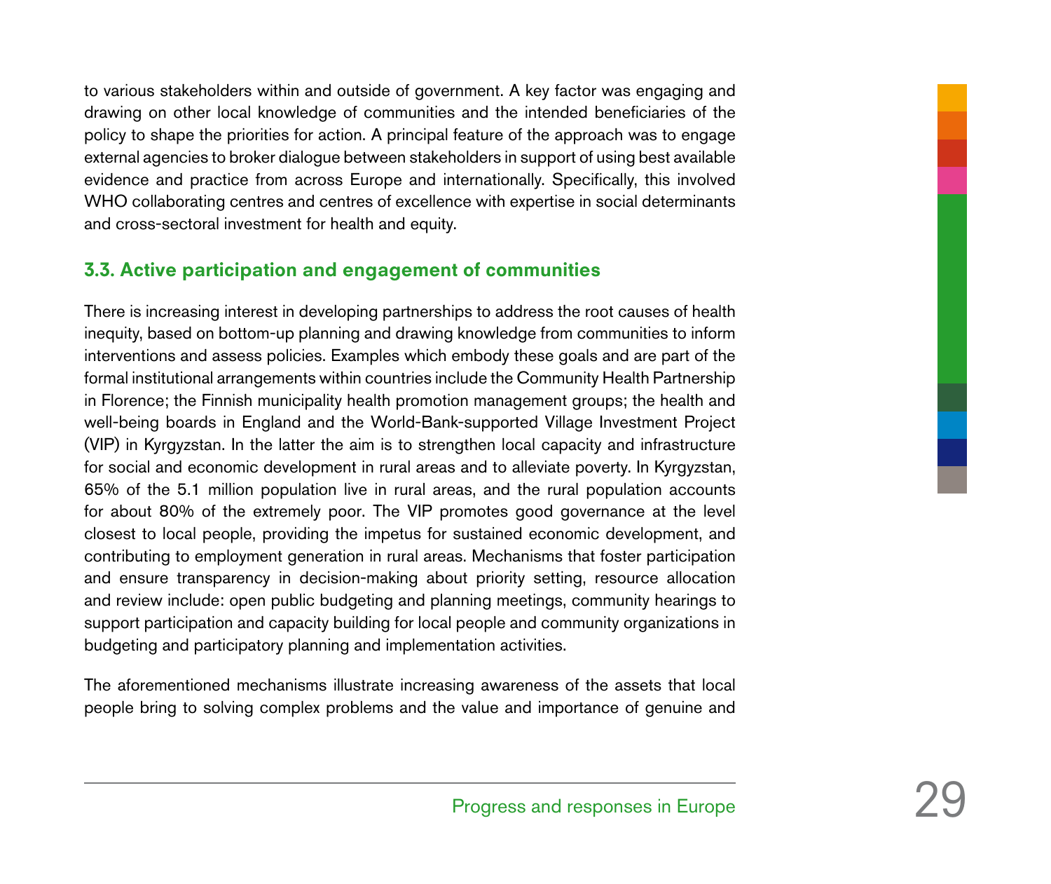to various stakeholders within and outside of government. A key factor was engaging and drawing on other local knowledge of communities and the intended beneficiaries of the policy to shape the priorities for action. A principal feature of the approach was to engage external agencies to broker dialogue between stakeholders in support of using best available evidence and practice from across Europe and internationally. Specifically, this involved WHO collaborating centres and centres of excellence with expertise in social determinants and cross-sectoral investment for health and equity.

### 3.3. Active participation and engagement of communities

There is increasing interest in developing partnerships to address the root causes of health inequity, based on bottom-up planning and drawing knowledge from communities to inform interventions and assess policies. Examples which embody these goals and are part of the formal institutional arrangements within countries include the Community Health Partnership in Florence; the Finnish municipality health promotion management groups; the health and well-being boards in England and the World-Bank-supported Village Investment Project (VIP) in Kyrgyzstan. In the latter the aim is to strengthen local capacity and infrastructure for social and economic development in rural areas and to alleviate poverty. In Kyrgyzstan, 65% of the 5.1 million population live in rural areas, and the rural population accounts for about 80% of the extremely poor. The VIP promotes good governance at the level closest to local people, providing the impetus for sustained economic development, and contributing to employment generation in rural areas. Mechanisms that foster participation and ensure transparency in decision-making about priority setting, resource allocation and review include: open public budgeting and planning meetings, community hearings to support participation and capacity building for local people and community organizations in budgeting and participatory planning and implementation activities.

The aforementioned mechanisms illustrate increasing awareness of the assets that local people bring to solving complex problems and the value and importance of genuine and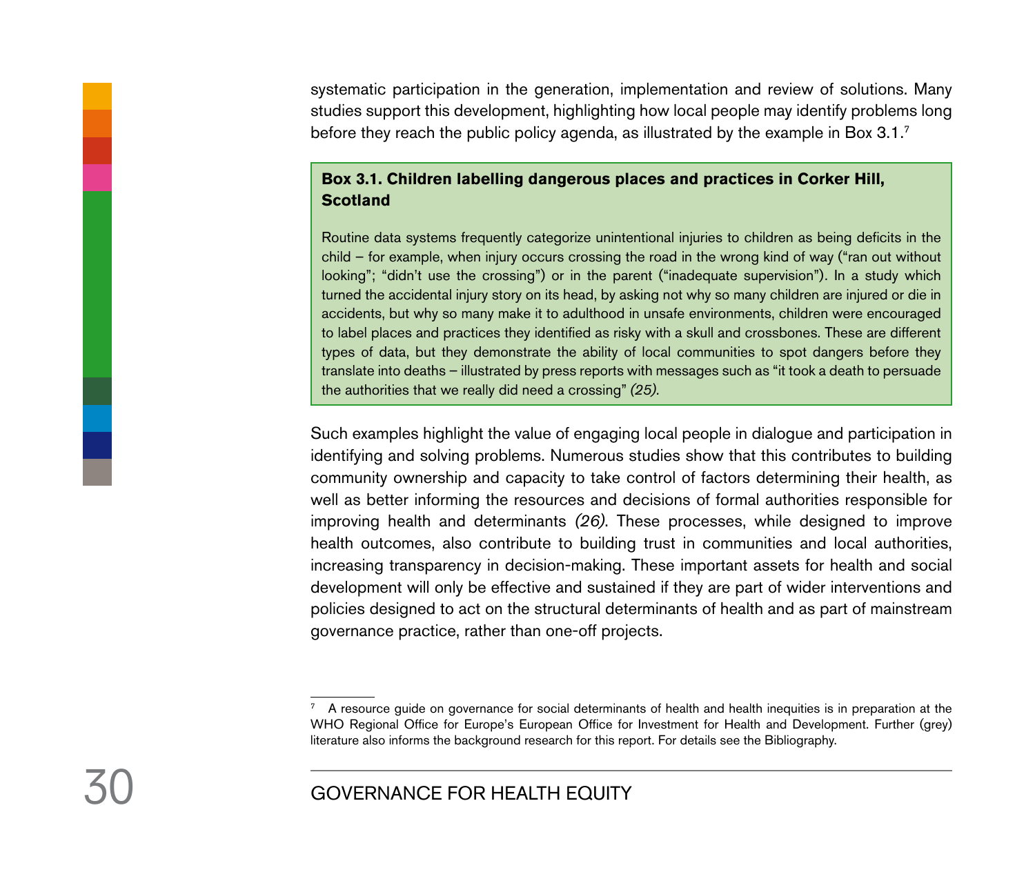systematic participation in the generation, implementation and review of solutions. Many studies support this development, highlighting how local people may identify problems long before they reach the public policy agenda, as illustrated by the example in Box 3.1.[7]

**Box 3.1. Children labelling dangerous places and practices in Corker Hill, Scotland**

Routine data systems frequently categorize unintentional injuries to children as being deficits in the child – for example, when injury occurs crossing the road in the wrong kind of way ("ran out without looking"; "didn't use the crossing") or in the parent ("inadequate supervision"). In a study which turned the accidental injury story on its head, by asking not why so many children are injured or die in accidents, but why so many make it to adulthood in unsafe environments, children were encouraged to label places and practices they identified as risky with a skull and crossbones. These are different types of data, but they demonstrate the ability of local communities to spot dangers before they translate into deaths – illustrated by press reports with messages such as "it took a death to persuade the authorities that we really did need a crossing" *(25)*.

Such examples highlight the value of engaging local people in dialogue and participation in identifying and solving problems. Numerous studies show that this contributes to building community ownership and capacity to take control of factors determining their health, as well as better informing the resources and decisions of formal authorities responsible for improving health and determinants *(26)*. These processes, while designed to improve health outcomes, also contribute to building trust in communities and local authorities, increasing transparency in decision-making. These important assets for health and social development will only be effective and sustained if they are part of wider interventions and policies designed to act on the structural determinants of health and as part of mainstream governance practice, rather than one-off projects.

---

[7] A resource guide on governance for social determinants of health and health inequities is in preparation at the WHO Regional Office for Europe's European Office for Investment for Health and Development. Further (grey) literature also informs the background research for this report. For details see the Bibliography.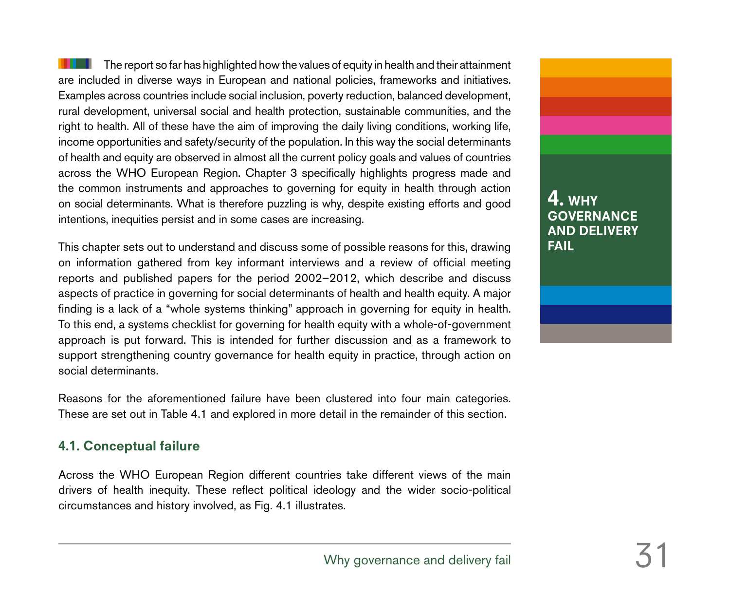# 4. WHY GOVERNANCE AND DELIVERY FAIL

The report so far has highlighted how the values of equity in health and their attainment are included in diverse ways in European and national policies, frameworks and initiatives. Examples across countries include social inclusion, poverty reduction, balanced development, rural development, universal social and health protection, sustainable communities, and the right to health. All of these have the aim of improving the daily living conditions, working life, income opportunities and safety/security of the population. In this way the social determinants of health and equity are observed in almost all the current policy goals and values of countries across the WHO European Region. Chapter 3 specifically highlights progress made and the common instruments and approaches to governing for equity in health through action on social determinants. What is therefore puzzling is why, despite existing efforts and good intentions, inequities persist and in some cases are increasing.

This chapter sets out to understand and discuss some of possible reasons for this, drawing on information gathered from key informant interviews and a review of official meeting reports and published papers for the period 2002–2012, which describe and discuss aspects of practice in governing for social determinants of health and health equity. A major finding is a lack of a "whole systems thinking" approach in governing for equity in health. To this end, a systems checklist for governing for health equity with a whole-of-government approach is put forward. This is intended for further discussion and as a framework to support strengthening country governance for health equity in practice, through action on social determinants.

Reasons for the aforementioned failure have been clustered into four main categories. These are set out in Table 4.1 and explored in more detail in the remainder of this section.

## 4.1. Conceptual failure

Across the WHO European Region different countries take different views of the main drivers of health inequity. These reflect political ideology and the wider socio-political circumstances and history involved, as Fig. 4.1 illustrates.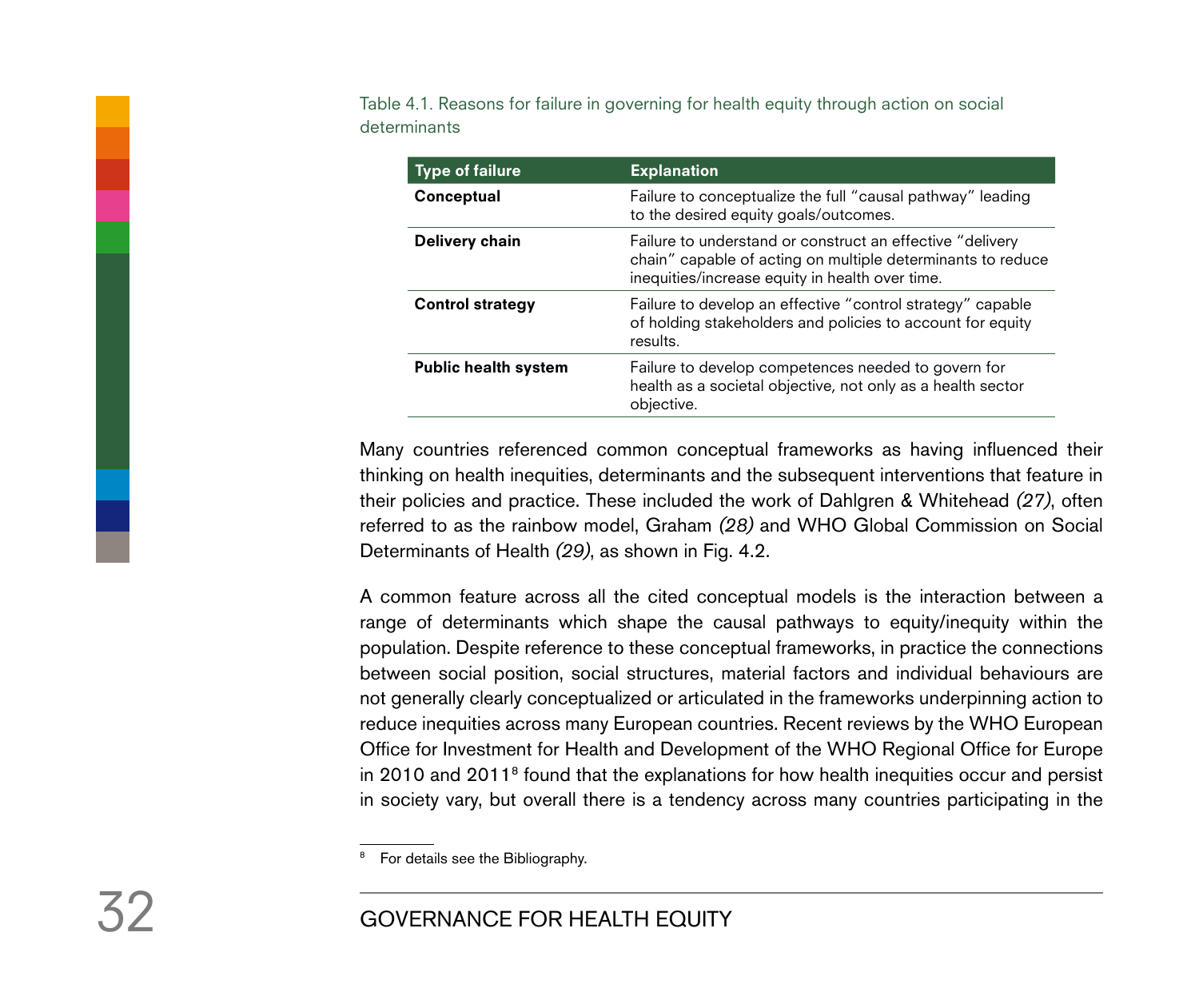Table 4.1. Reasons for failure in governing for health equity through action on social determinants

| Type of failure | Explanation |
| --- | --- |
| **Conceptual** | Failure to conceptualize the full "causal pathway" leading to the desired equity goals/outcomes. |
| **Delivery chain** | Failure to understand or construct an effective "delivery chain" capable of acting on multiple determinants to reduce inequities/increase equity in health over time. |
| **Control strategy** | Failure to develop an effective "control strategy" capable of holding stakeholders and policies to account for equity results. |
| **Public health system** | Failure to develop competences needed to govern for health as a societal objective, not only as a health sector objective. |

Many countries referenced common conceptual frameworks as having influenced their thinking on health inequities, determinants and the subsequent interventions that feature in their policies and practice. These included the work of Dahlgren & Whitehead *(27)*, often referred to as the rainbow model, Graham *(28)* and WHO Global Commission on Social Determinants of Health *(29)*, as shown in Fig. 4.2.

A common feature across all the cited conceptual models is the interaction between a range of determinants which shape the causal pathways to equity/inequity within the population. Despite reference to these conceptual frameworks, in practice the connections between social position, social structures, material factors and individual behaviours are not generally clearly conceptualized or articulated in the frameworks underpinning action to reduce inequities across many European countries. Recent reviews by the WHO European Office for Investment for Health and Development of the WHO Regional Office for Europe in 2010 and 2011[8] found that the explanations for how health inequities occur and persist in society vary, but overall there is a tendency across many countries participating in the

[8] For details see the Bibliography.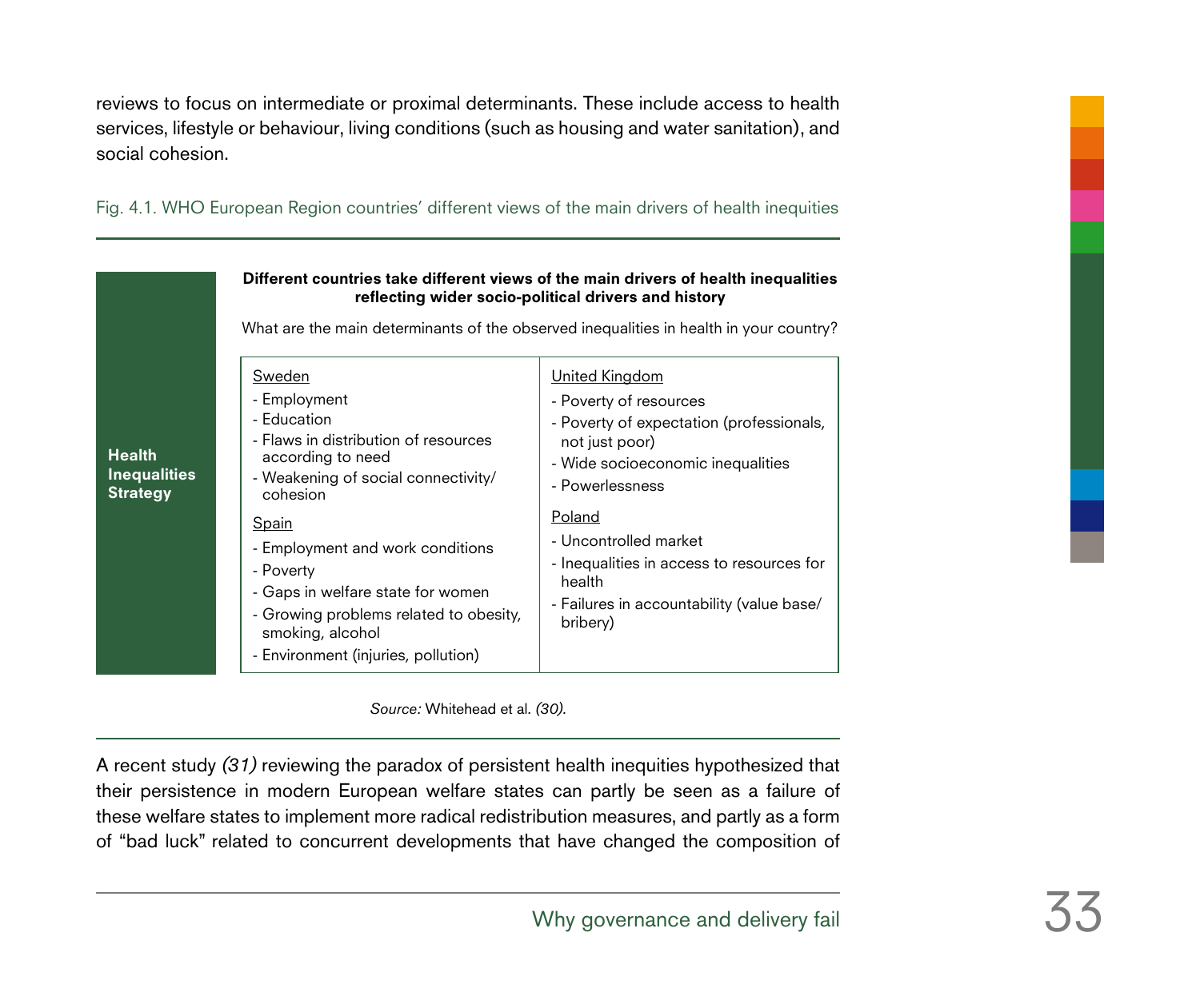reviews to focus on intermediate or proximal determinants. These include access to health services, lifestyle or behaviour, living conditions (such as housing and water sanitation), and social cohesion.

Fig. 4.1. WHO European Region countries' different views of the main drivers of health inequities

**Health Inequalities Strategy**

**Different countries take different views of the main drivers of health inequalities reflecting wider socio-political drivers and history**

What are the main determinants of the observed inequalities in health in your country?

| | |
|---|---|
| Sweden<br>- Employment<br>- Education<br>- Flaws in distribution of resources according to need<br>- Weakening of social connectivity/ cohesion | United Kingdom<br>- Poverty of resources<br>- Poverty of expectation (professionals, not just poor)<br>- Wide socioeconomic inequalities<br>- Powerlessness |
| Spain<br>- Employment and work conditions<br>- Poverty<br>- Gaps in welfare state for women<br>- Growing problems related to obesity, smoking, alcohol<br>- Environment (injuries, pollution) | Poland<br>- Uncontrolled market<br>- Inequalities in access to resources for health<br>- Failures in accountability (value base/ bribery) |

*Source:* Whitehead et al. *(30)*.

A recent study *(31)* reviewing the paradox of persistent health inequities hypothesized that their persistence in modern European welfare states can partly be seen as a failure of these welfare states to implement more radical redistribution measures, and partly as a form of "bad luck" related to concurrent developments that have changed the composition of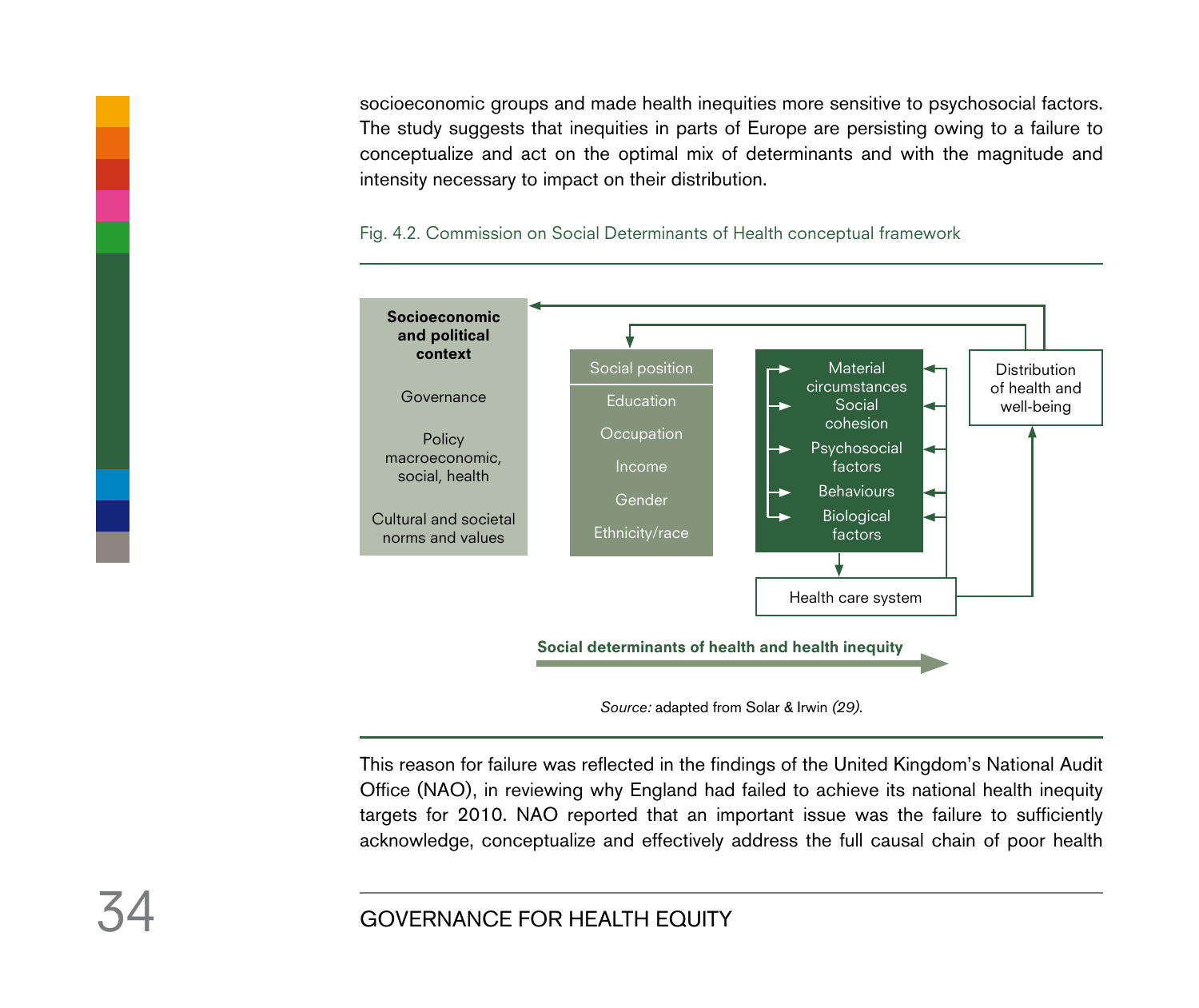socioeconomic groups and made health inequities more sensitive to psychosocial factors. The study suggests that inequities in parts of Europe are persisting owing to a failure to conceptualize and act on the optimal mix of determinants and with the magnitude and intensity necessary to impact on their distribution.

Fig. 4.2. Commission on Social Determinants of Health conceptual framework

**Socioeconomic and political context**

Governance

Policy macroeconomic, social, health

Cultural and societal norms and values

Social position

Education

Occupation

Income

Gender

Ethnicity/race

Material circumstances

Social cohesion

Psychosocial factors

Behaviours

Biological factors

Health care system

Distribution of health and well-being

**Social determinants of health and health inequity**

*Source:* adapted from Solar & Irwin *(29)*.

This reason for failure was reflected in the findings of the United Kingdom's National Audit Office (NAO), in reviewing why England had failed to achieve its national health inequity targets for 2010. NAO reported that an important issue was the failure to sufficiently acknowledge, conceptualize and effectively address the full causal chain of poor health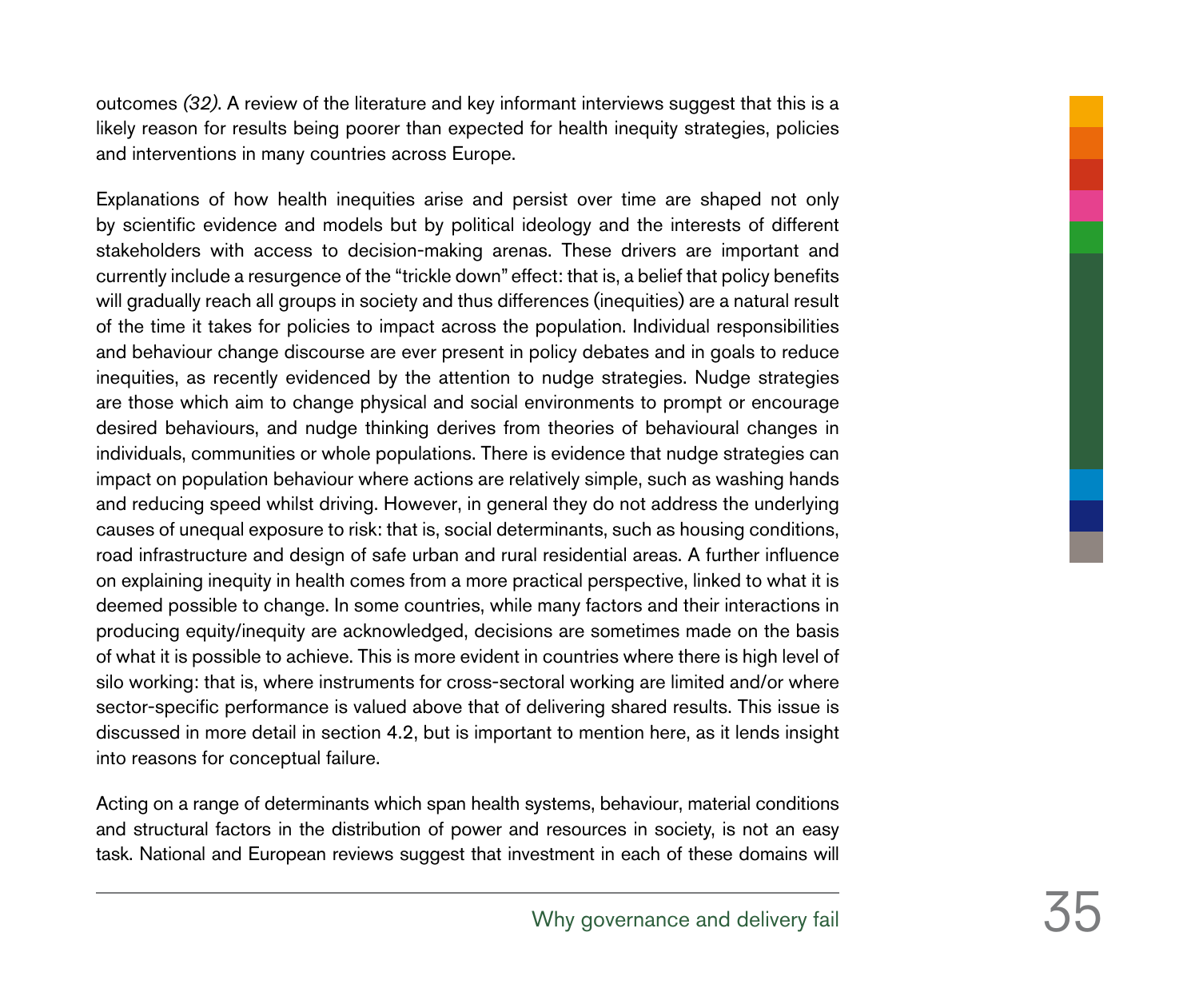outcomes *(32)*. A review of the literature and key informant interviews suggest that this is a likely reason for results being poorer than expected for health inequity strategies, policies and interventions in many countries across Europe.

Explanations of how health inequities arise and persist over time are shaped not only by scientific evidence and models but by political ideology and the interests of different stakeholders with access to decision-making arenas. These drivers are important and currently include a resurgence of the "trickle down" effect: that is, a belief that policy benefits will gradually reach all groups in society and thus differences (inequities) are a natural result of the time it takes for policies to impact across the population. Individual responsibilities and behaviour change discourse are ever present in policy debates and in goals to reduce inequities, as recently evidenced by the attention to nudge strategies. Nudge strategies are those which aim to change physical and social environments to prompt or encourage desired behaviours, and nudge thinking derives from theories of behavioural changes in individuals, communities or whole populations. There is evidence that nudge strategies can impact on population behaviour where actions are relatively simple, such as washing hands and reducing speed whilst driving. However, in general they do not address the underlying causes of unequal exposure to risk: that is, social determinants, such as housing conditions, road infrastructure and design of safe urban and rural residential areas. A further influence on explaining inequity in health comes from a more practical perspective, linked to what it is deemed possible to change. In some countries, while many factors and their interactions in producing equity/inequity are acknowledged, decisions are sometimes made on the basis of what it is possible to achieve. This is more evident in countries where there is high level of silo working: that is, where instruments for cross-sectoral working are limited and/or where sector-specific performance is valued above that of delivering shared results. This issue is discussed in more detail in section 4.2, but is important to mention here, as it lends insight into reasons for conceptual failure.

Acting on a range of determinants which span health systems, behaviour, material conditions and structural factors in the distribution of power and resources in society, is not an easy task. National and European reviews suggest that investment in each of these domains will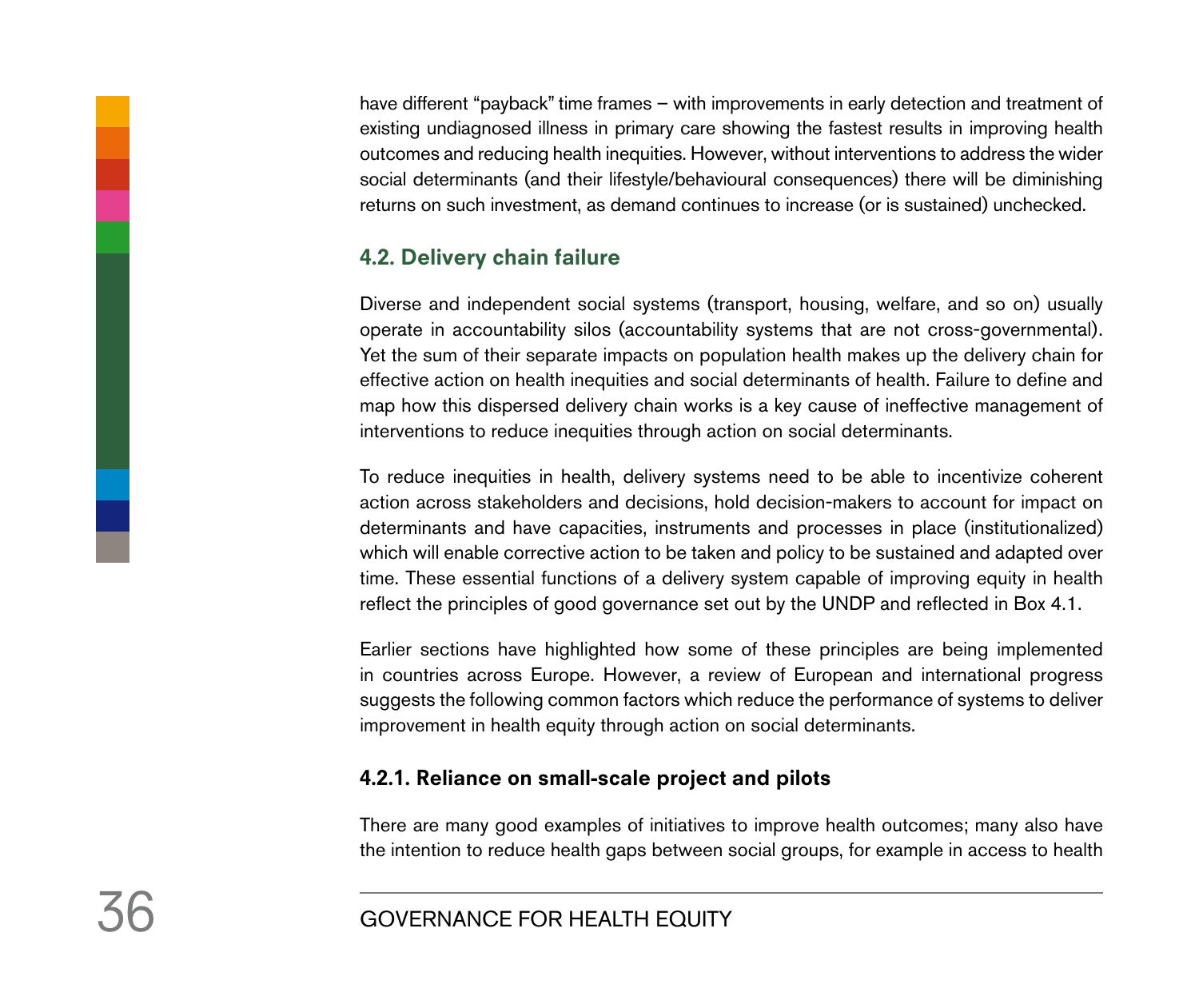have different "payback" time frames – with improvements in early detection and treatment of existing undiagnosed illness in primary care showing the fastest results in improving health outcomes and reducing health inequities. However, without interventions to address the wider social determinants (and their lifestyle/behavioural consequences) there will be diminishing returns on such investment, as demand continues to increase (or is sustained) unchecked.

## 4.2. Delivery chain failure

Diverse and independent social systems (transport, housing, welfare, and so on) usually operate in accountability silos (accountability systems that are not cross-governmental). Yet the sum of their separate impacts on population health makes up the delivery chain for effective action on health inequities and social determinants of health. Failure to define and map how this dispersed delivery chain works is a key cause of ineffective management of interventions to reduce inequities through action on social determinants.

To reduce inequities in health, delivery systems need to be able to incentivize coherent action across stakeholders and decisions, hold decision-makers to account for impact on determinants and have capacities, instruments and processes in place (institutionalized) which will enable corrective action to be taken and policy to be sustained and adapted over time. These essential functions of a delivery system capable of improving equity in health reflect the principles of good governance set out by the UNDP and reflected in Box 4.1.

Earlier sections have highlighted how some of these principles are being implemented in countries across Europe. However, a review of European and international progress suggests the following common factors which reduce the performance of systems to deliver improvement in health equity through action on social determinants.

### 4.2.1. Reliance on small-scale project and pilots

There are many good examples of initiatives to improve health outcomes; many also have the intention to reduce health gaps between social groups, for example in access to health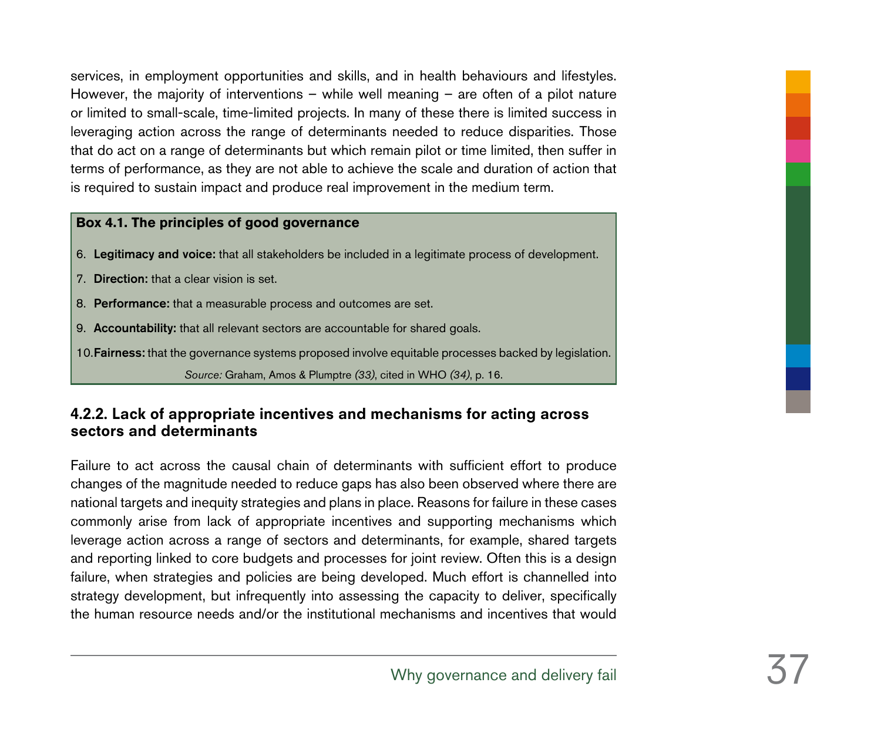services, in employment opportunities and skills, and in health behaviours and lifestyles. However, the majority of interventions – while well meaning – are often of a pilot nature or limited to small-scale, time-limited projects. In many of these there is limited success in leveraging action across the range of determinants needed to reduce disparities. Those that do act on a range of determinants but which remain pilot or time limited, then suffer in terms of performance, as they are not able to achieve the scale and duration of action that is required to sustain impact and produce real improvement in the medium term.

**Box 4.1. The principles of good governance**

6. **Legitimacy and voice:** that all stakeholders be included in a legitimate process of development.
7. **Direction:** that a clear vision is set.
8. **Performance:** that a measurable process and outcomes are set.
9. **Accountability:** that all relevant sectors are accountable for shared goals.
10. **Fairness:** that the governance systems proposed involve equitable processes backed by legislation.

*Source:* Graham, Amos & Plumptre *(33)*, cited in WHO *(34)*, p. 16.

### 4.2.2. Lack of appropriate incentives and mechanisms for acting across sectors and determinants

Failure to act across the causal chain of determinants with sufficient effort to produce changes of the magnitude needed to reduce gaps has also been observed where there are national targets and inequity strategies and plans in place. Reasons for failure in these cases commonly arise from lack of appropriate incentives and supporting mechanisms which leverage action across a range of sectors and determinants, for example, shared targets and reporting linked to core budgets and processes for joint review. Often this is a design failure, when strategies and policies are being developed. Much effort is channelled into strategy development, but infrequently into assessing the capacity to deliver, specifically the human resource needs and/or the institutional mechanisms and incentives that would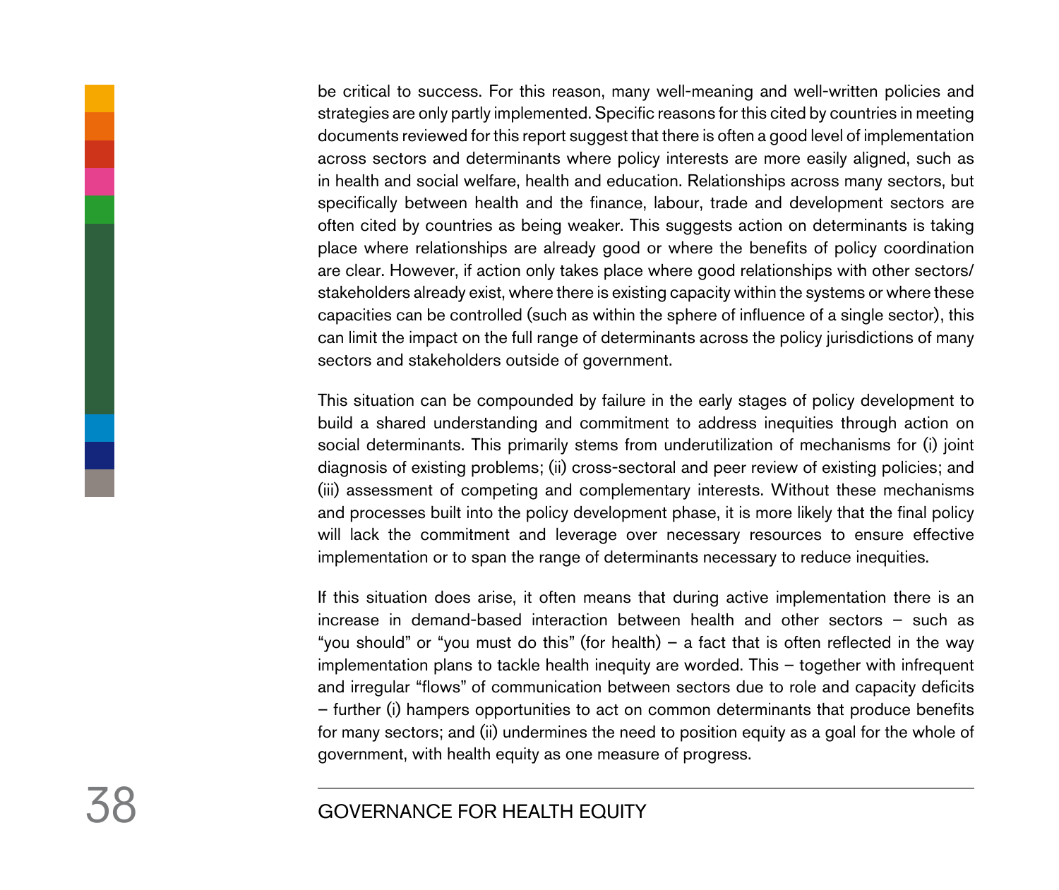be critical to success. For this reason, many well-meaning and well-written policies and strategies are only partly implemented. Specific reasons for this cited by countries in meeting documents reviewed for this report suggest that there is often a good level of implementation across sectors and determinants where policy interests are more easily aligned, such as in health and social welfare, health and education. Relationships across many sectors, but specifically between health and the finance, labour, trade and development sectors are often cited by countries as being weaker. This suggests action on determinants is taking place where relationships are already good or where the benefits of policy coordination are clear. However, if action only takes place where good relationships with other sectors/ stakeholders already exist, where there is existing capacity within the systems or where these capacities can be controlled (such as within the sphere of influence of a single sector), this can limit the impact on the full range of determinants across the policy jurisdictions of many sectors and stakeholders outside of government.

This situation can be compounded by failure in the early stages of policy development to build a shared understanding and commitment to address inequities through action on social determinants. This primarily stems from underutilization of mechanisms for (i) joint diagnosis of existing problems; (ii) cross-sectoral and peer review of existing policies; and (iii) assessment of competing and complementary interests. Without these mechanisms and processes built into the policy development phase, it is more likely that the final policy will lack the commitment and leverage over necessary resources to ensure effective implementation or to span the range of determinants necessary to reduce inequities.

If this situation does arise, it often means that during active implementation there is an increase in demand-based interaction between health and other sectors – such as "you should" or "you must do this" (for health) – a fact that is often reflected in the way implementation plans to tackle health inequity are worded. This – together with infrequent and irregular "flows" of communication between sectors due to role and capacity deficits – further (i) hampers opportunities to act on common determinants that produce benefits for many sectors; and (ii) undermines the need to position equity as a goal for the whole of government, with health equity as one measure of progress.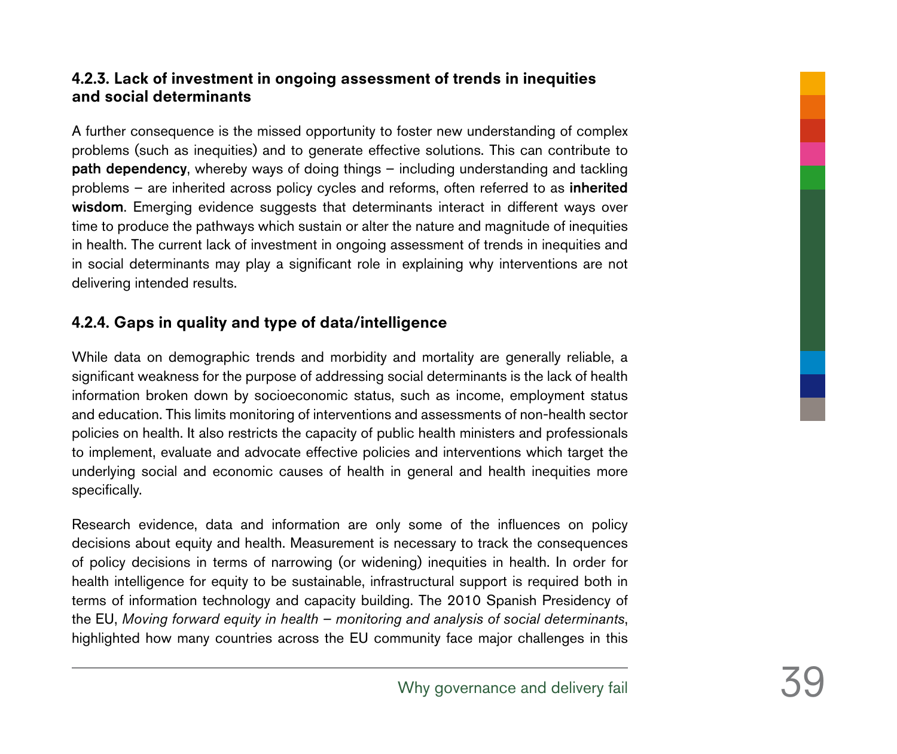### 4.2.3. Lack of investment in ongoing assessment of trends in inequities and social determinants

A further consequence is the missed opportunity to foster new understanding of complex problems (such as inequities) and to generate effective solutions. This can contribute to **path dependency**, whereby ways of doing things – including understanding and tackling problems – are inherited across policy cycles and reforms, often referred to as **inherited wisdom**. Emerging evidence suggests that determinants interact in different ways over time to produce the pathways which sustain or alter the nature and magnitude of inequities in health. The current lack of investment in ongoing assessment of trends in inequities and in social determinants may play a significant role in explaining why interventions are not delivering intended results.

### 4.2.4. Gaps in quality and type of data/intelligence

While data on demographic trends and morbidity and mortality are generally reliable, a significant weakness for the purpose of addressing social determinants is the lack of health information broken down by socioeconomic status, such as income, employment status and education. This limits monitoring of interventions and assessments of non-health sector policies on health. It also restricts the capacity of public health ministers and professionals to implement, evaluate and advocate effective policies and interventions which target the underlying social and economic causes of health in general and health inequities more specifically.

Research evidence, data and information are only some of the influences on policy decisions about equity and health. Measurement is necessary to track the consequences of policy decisions in terms of narrowing (or widening) inequities in health. In order for health intelligence for equity to be sustainable, infrastructural support is required both in terms of information technology and capacity building. The 2010 Spanish Presidency of the EU, *Moving forward equity in health – monitoring and analysis of social determinants*, highlighted how many countries across the EU community face major challenges in this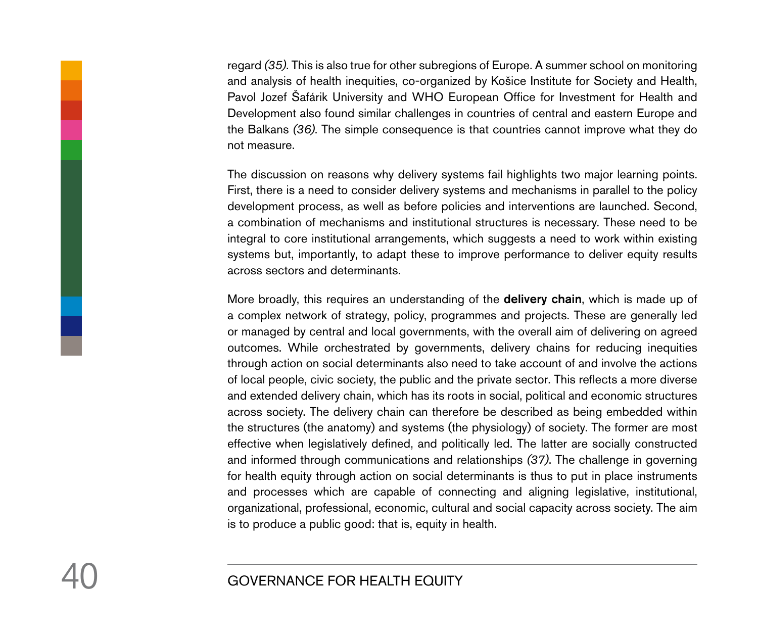regard *(35)*. This is also true for other subregions of Europe. A summer school on monitoring and analysis of health inequities, co-organized by Košice Institute for Society and Health, Pavol Jozef Šafárik University and WHO European Office for Investment for Health and Development also found similar challenges in countries of central and eastern Europe and the Balkans *(36)*. The simple consequence is that countries cannot improve what they do not measure.

The discussion on reasons why delivery systems fail highlights two major learning points. First, there is a need to consider delivery systems and mechanisms in parallel to the policy development process, as well as before policies and interventions are launched. Second, a combination of mechanisms and institutional structures is necessary. These need to be integral to core institutional arrangements, which suggests a need to work within existing systems but, importantly, to adapt these to improve performance to deliver equity results across sectors and determinants.

More broadly, this requires an understanding of the **delivery chain**, which is made up of a complex network of strategy, policy, programmes and projects. These are generally led or managed by central and local governments, with the overall aim of delivering on agreed outcomes. While orchestrated by governments, delivery chains for reducing inequities through action on social determinants also need to take account of and involve the actions of local people, civic society, the public and the private sector. This reflects a more diverse and extended delivery chain, which has its roots in social, political and economic structures across society. The delivery chain can therefore be described as being embedded within the structures (the anatomy) and systems (the physiology) of society. The former are most effective when legislatively defined, and politically led. The latter are socially constructed and informed through communications and relationships *(37)*. The challenge in governing for health equity through action on social determinants is thus to put in place instruments and processes which are capable of connecting and aligning legislative, institutional, organizational, professional, economic, cultural and social capacity across society. The aim is to produce a public good: that is, equity in health.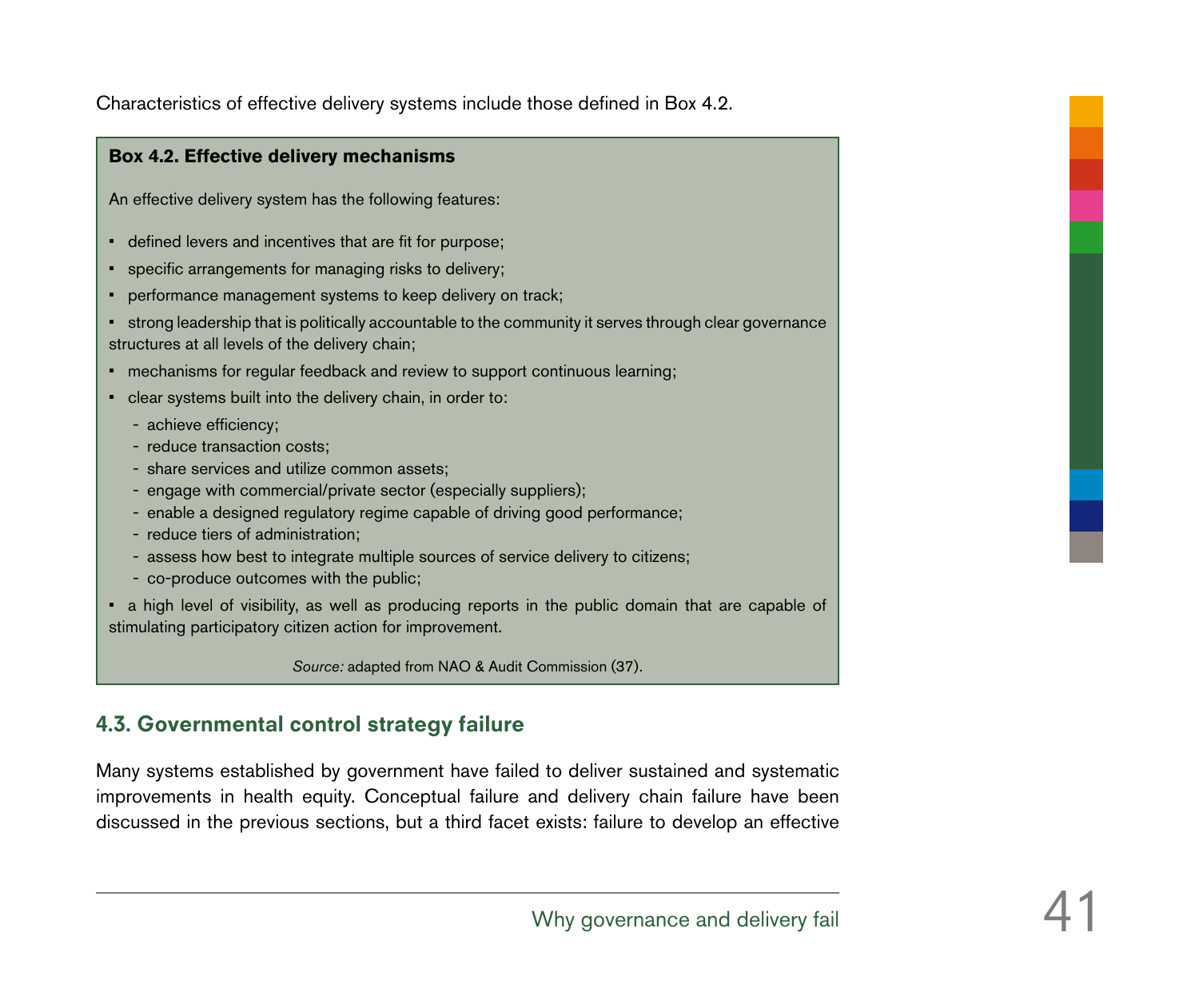Characteristics of effective delivery systems include those defined in Box 4.2.

**Box 4.2. Effective delivery mechanisms**

An effective delivery system has the following features:

- defined levers and incentives that are fit for purpose;
- specific arrangements for managing risks to delivery;
- performance management systems to keep delivery on track;
- strong leadership that is politically accountable to the community it serves through clear governance structures at all levels of the delivery chain;
- mechanisms for regular feedback and review to support continuous learning;
- clear systems built into the delivery chain, in order to:
  - achieve efficiency;
  - reduce transaction costs;
  - share services and utilize common assets;
  - engage with commercial/private sector (especially suppliers);
  - enable a designed regulatory regime capable of driving good performance;
  - reduce tiers of administration;
  - assess how best to integrate multiple sources of service delivery to citizens;
  - co-produce outcomes with the public;
- a high level of visibility, as well as producing reports in the public domain that are capable of stimulating participatory citizen action for improvement.

*Source:* adapted from NAO & Audit Commission (37).

## 4.3. Governmental control strategy failure

Many systems established by government have failed to deliver sustained and systematic improvements in health equity. Conceptual failure and delivery chain failure have been discussed in the previous sections, but a third facet exists: failure to develop an effective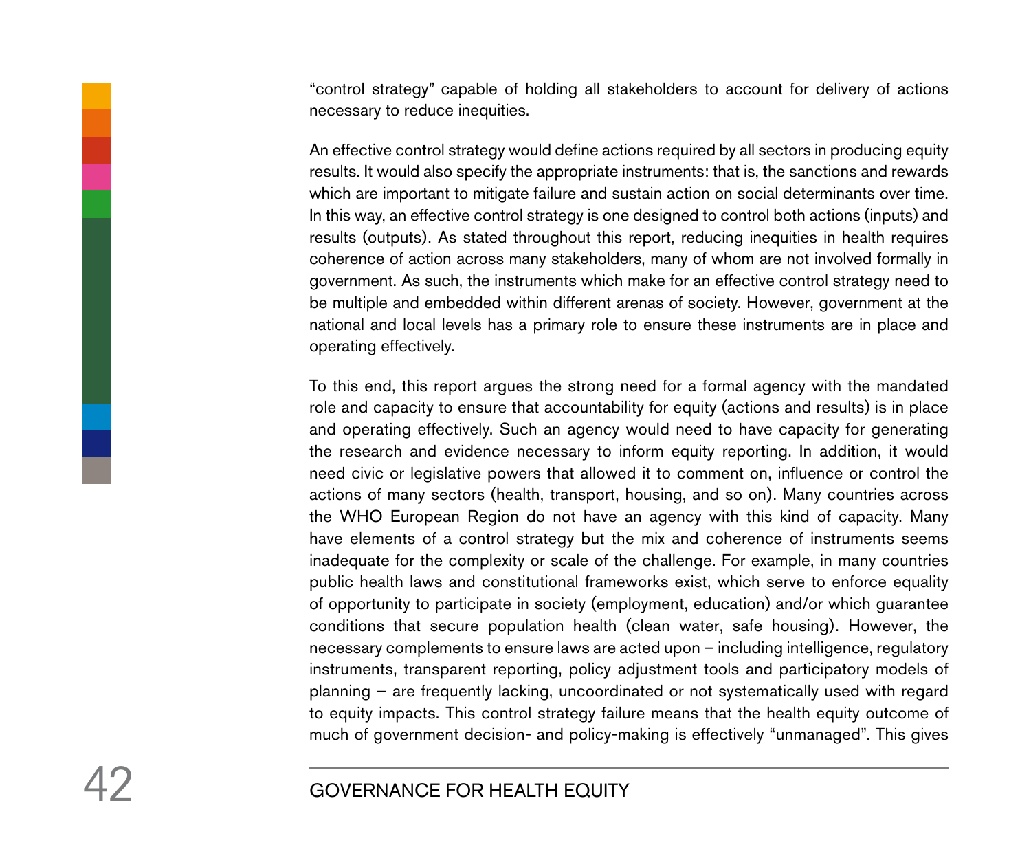"control strategy" capable of holding all stakeholders to account for delivery of actions necessary to reduce inequities.

An effective control strategy would define actions required by all sectors in producing equity results. It would also specify the appropriate instruments: that is, the sanctions and rewards which are important to mitigate failure and sustain action on social determinants over time. In this way, an effective control strategy is one designed to control both actions (inputs) and results (outputs). As stated throughout this report, reducing inequities in health requires coherence of action across many stakeholders, many of whom are not involved formally in government. As such, the instruments which make for an effective control strategy need to be multiple and embedded within different arenas of society. However, government at the national and local levels has a primary role to ensure these instruments are in place and operating effectively.

To this end, this report argues the strong need for a formal agency with the mandated role and capacity to ensure that accountability for equity (actions and results) is in place and operating effectively. Such an agency would need to have capacity for generating the research and evidence necessary to inform equity reporting. In addition, it would need civic or legislative powers that allowed it to comment on, influence or control the actions of many sectors (health, transport, housing, and so on). Many countries across the WHO European Region do not have an agency with this kind of capacity. Many have elements of a control strategy but the mix and coherence of instruments seems inadequate for the complexity or scale of the challenge. For example, in many countries public health laws and constitutional frameworks exist, which serve to enforce equality of opportunity to participate in society (employment, education) and/or which guarantee conditions that secure population health (clean water, safe housing). However, the necessary complements to ensure laws are acted upon – including intelligence, regulatory instruments, transparent reporting, policy adjustment tools and participatory models of planning – are frequently lacking, uncoordinated or not systematically used with regard to equity impacts. This control strategy failure means that the health equity outcome of much of government decision- and policy-making is effectively "unmanaged". This gives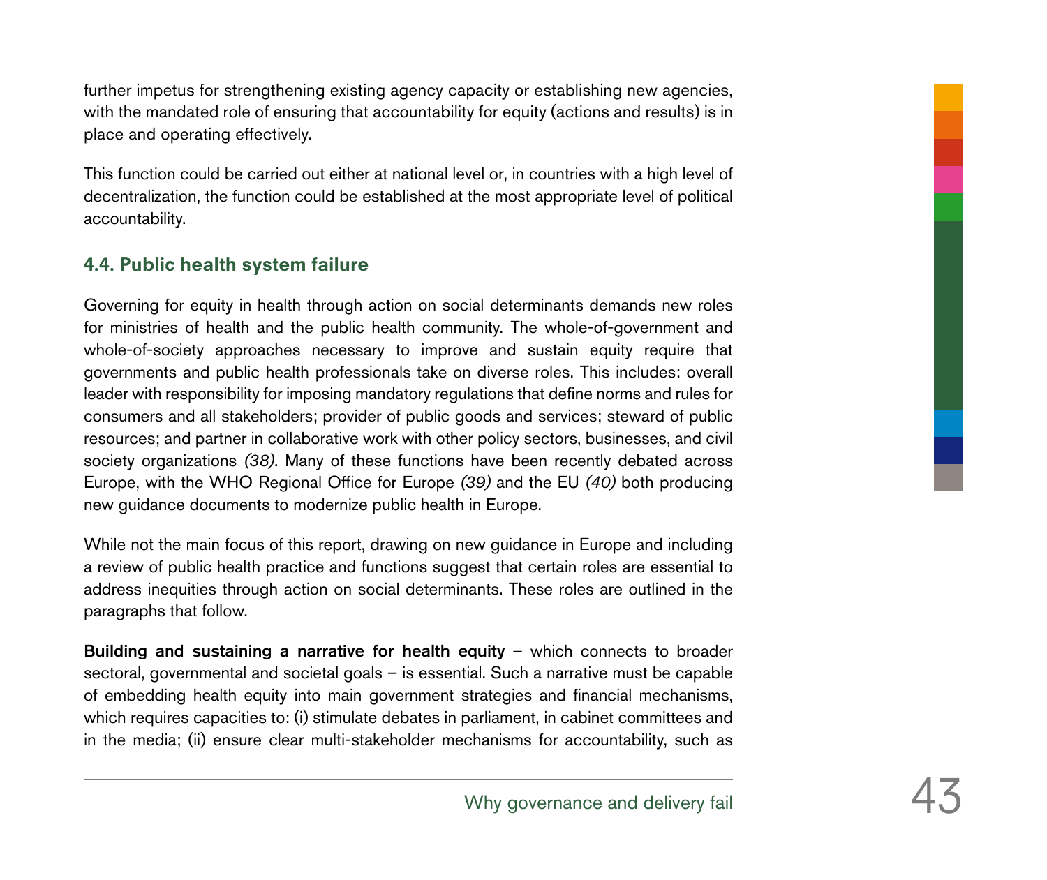further impetus for strengthening existing agency capacity or establishing new agencies, with the mandated role of ensuring that accountability for equity (actions and results) is in place and operating effectively.

This function could be carried out either at national level or, in countries with a high level of decentralization, the function could be established at the most appropriate level of political accountability.

### 4.4. Public health system failure

Governing for equity in health through action on social determinants demands new roles for ministries of health and the public health community. The whole-of-government and whole-of-society approaches necessary to improve and sustain equity require that governments and public health professionals take on diverse roles. This includes: overall leader with responsibility for imposing mandatory regulations that define norms and rules for consumers and all stakeholders; provider of public goods and services; steward of public resources; and partner in collaborative work with other policy sectors, businesses, and civil society organizations *(38)*. Many of these functions have been recently debated across Europe, with the WHO Regional Office for Europe *(39)* and the EU *(40)* both producing new guidance documents to modernize public health in Europe.

While not the main focus of this report, drawing on new guidance in Europe and including a review of public health practice and functions suggest that certain roles are essential to address inequities through action on social determinants. These roles are outlined in the paragraphs that follow.

**Building and sustaining a narrative for health equity** – which connects to broader sectoral, governmental and societal goals – is essential. Such a narrative must be capable of embedding health equity into main government strategies and financial mechanisms, which requires capacities to: (i) stimulate debates in parliament, in cabinet committees and in the media; (ii) ensure clear multi-stakeholder mechanisms for accountability, such as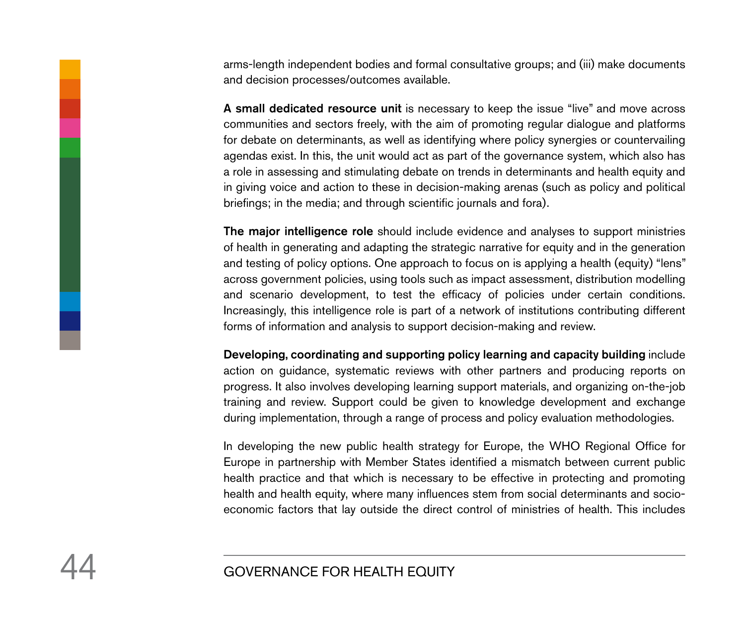arms-length independent bodies and formal consultative groups; and (iii) make documents and decision processes/outcomes available.

**A small dedicated resource unit** is necessary to keep the issue "live" and move across communities and sectors freely, with the aim of promoting regular dialogue and platforms for debate on determinants, as well as identifying where policy synergies or countervailing agendas exist. In this, the unit would act as part of the governance system, which also has a role in assessing and stimulating debate on trends in determinants and health equity and in giving voice and action to these in decision-making arenas (such as policy and political briefings; in the media; and through scientific journals and fora).

**The major intelligence role** should include evidence and analyses to support ministries of health in generating and adapting the strategic narrative for equity and in the generation and testing of policy options. One approach to focus on is applying a health (equity) "lens" across government policies, using tools such as impact assessment, distribution modelling and scenario development, to test the efficacy of policies under certain conditions. Increasingly, this intelligence role is part of a network of institutions contributing different forms of information and analysis to support decision-making and review.

**Developing, coordinating and supporting policy learning and capacity building** include action on guidance, systematic reviews with other partners and producing reports on progress. It also involves developing learning support materials, and organizing on-the-job training and review. Support could be given to knowledge development and exchange during implementation, through a range of process and policy evaluation methodologies.

In developing the new public health strategy for Europe, the WHO Regional Office for Europe in partnership with Member States identified a mismatch between current public health practice and that which is necessary to be effective in protecting and promoting health and health equity, where many influences stem from social determinants and socio-economic factors that lay outside the direct control of ministries of health. This includes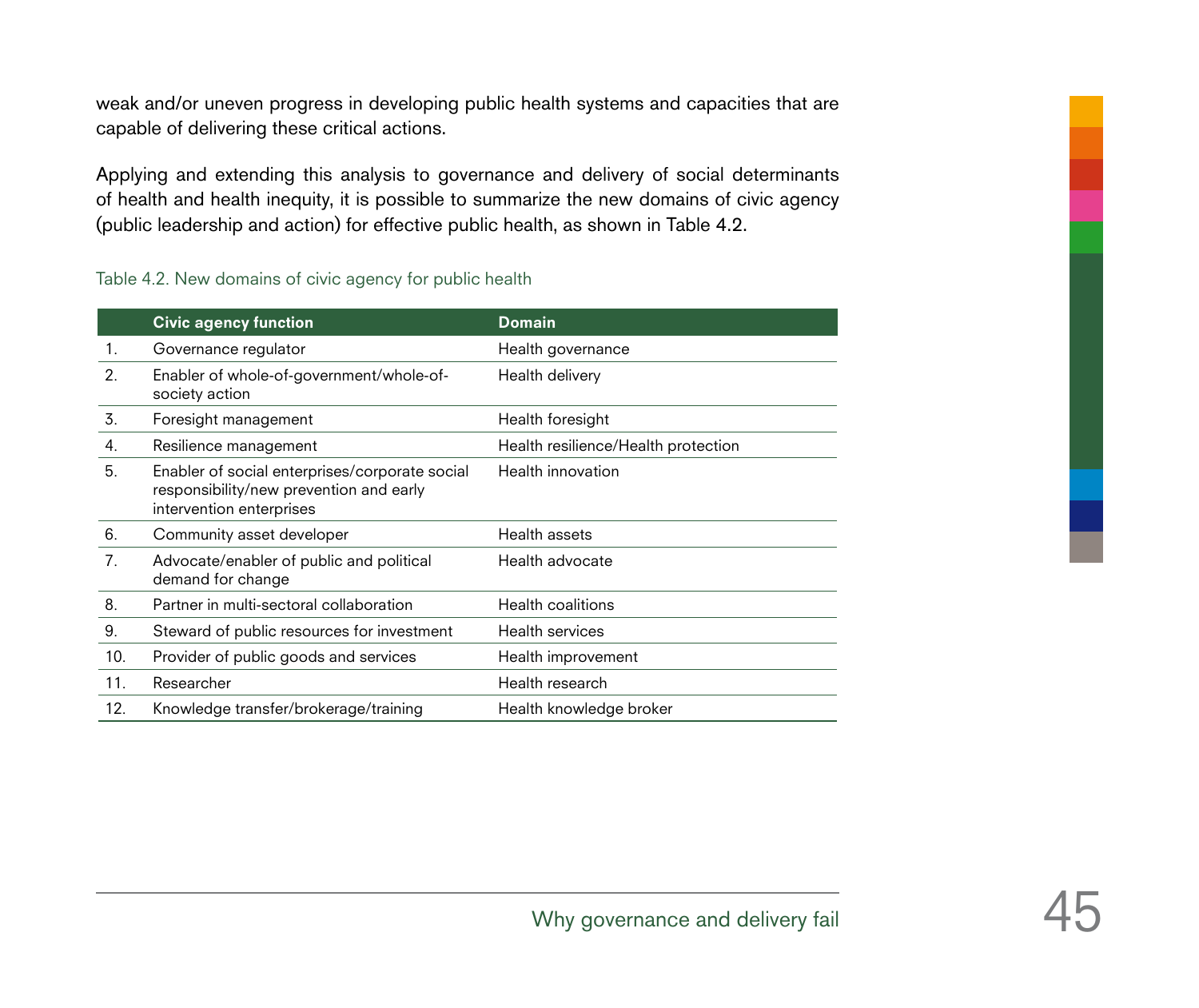weak and/or uneven progress in developing public health systems and capacities that are capable of delivering these critical actions.

Applying and extending this analysis to governance and delivery of social determinants of health and health inequity, it is possible to summarize the new domains of civic agency (public leadership and action) for effective public health, as shown in Table 4.2.

Table 4.2. New domains of civic agency for public health

| | Civic agency function | Domain |
|---|---|---|
| 1. | Governance regulator | Health governance |
| 2. | Enabler of whole-of-government/whole-of-society action | Health delivery |
| 3. | Foresight management | Health foresight |
| 4. | Resilience management | Health resilience/Health protection |
| 5. | Enabler of social enterprises/corporate social responsibility/new prevention and early intervention enterprises | Health innovation |
| 6. | Community asset developer | Health assets |
| 7. | Advocate/enabler of public and political demand for change | Health advocate |
| 8. | Partner in multi-sectoral collaboration | Health coalitions |
| 9. | Steward of public resources for investment | Health services |
| 10. | Provider of public goods and services | Health improvement |
| 11. | Researcher | Health research |
| 12. | Knowledge transfer/brokerage/training | Health knowledge broker |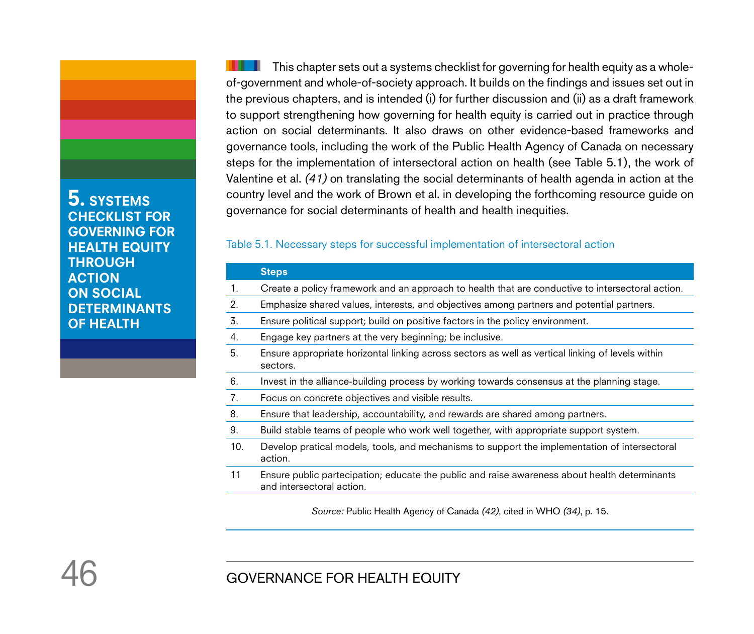# 5. SYSTEMS CHECKLIST FOR GOVERNING FOR HEALTH EQUITY THROUGH ACTION ON SOCIAL DETERMINANTS OF HEALTH

This chapter sets out a systems checklist for governing for health equity as a whole-of-government and whole-of-society approach. It builds on the findings and issues set out in the previous chapters, and is intended (i) for further discussion and (ii) as a draft framework to support strengthening how governing for health equity is carried out in practice through action on social determinants. It also draws on other evidence-based frameworks and governance tools, including the work of the Public Health Agency of Canada on necessary steps for the implementation of intersectoral action on health (see Table 5.1), the work of Valentine et al. *(41)* on translating the social determinants of health agenda in action at the country level and the work of Brown et al. in developing the forthcoming resource guide on governance for social determinants of health and health inequities.

Table 5.1. Necessary steps for successful implementation of intersectoral action

| | Steps |
|---|---|
| 1. | Create a policy framework and an approach to health that are conductive to intersectoral action. |
| 2. | Emphasize shared values, interests, and objectives among partners and potential partners. |
| 3. | Ensure political support; build on positive factors in the policy environment. |
| 4. | Engage key partners at the very beginning; be inclusive. |
| 5. | Ensure appropriate horizontal linking across sectors as well as vertical linking of levels within sectors. |
| 6. | Invest in the alliance-building process by working towards consensus at the planning stage. |
| 7. | Focus on concrete objectives and visible results. |
| 8. | Ensure that leadership, accountability, and rewards are shared among partners. |
| 9. | Build stable teams of people who work well together, with appropriate support system. |
| 10. | Develop pratical models, tools, and mechanisms to support the implementation of intersectoral action. |
| 11 | Ensure public partecipation; educate the public and raise awareness about health determinants and intersectoral action. |

*Source:* Public Health Agency of Canada *(42)*, cited in WHO *(34)*, p. 15.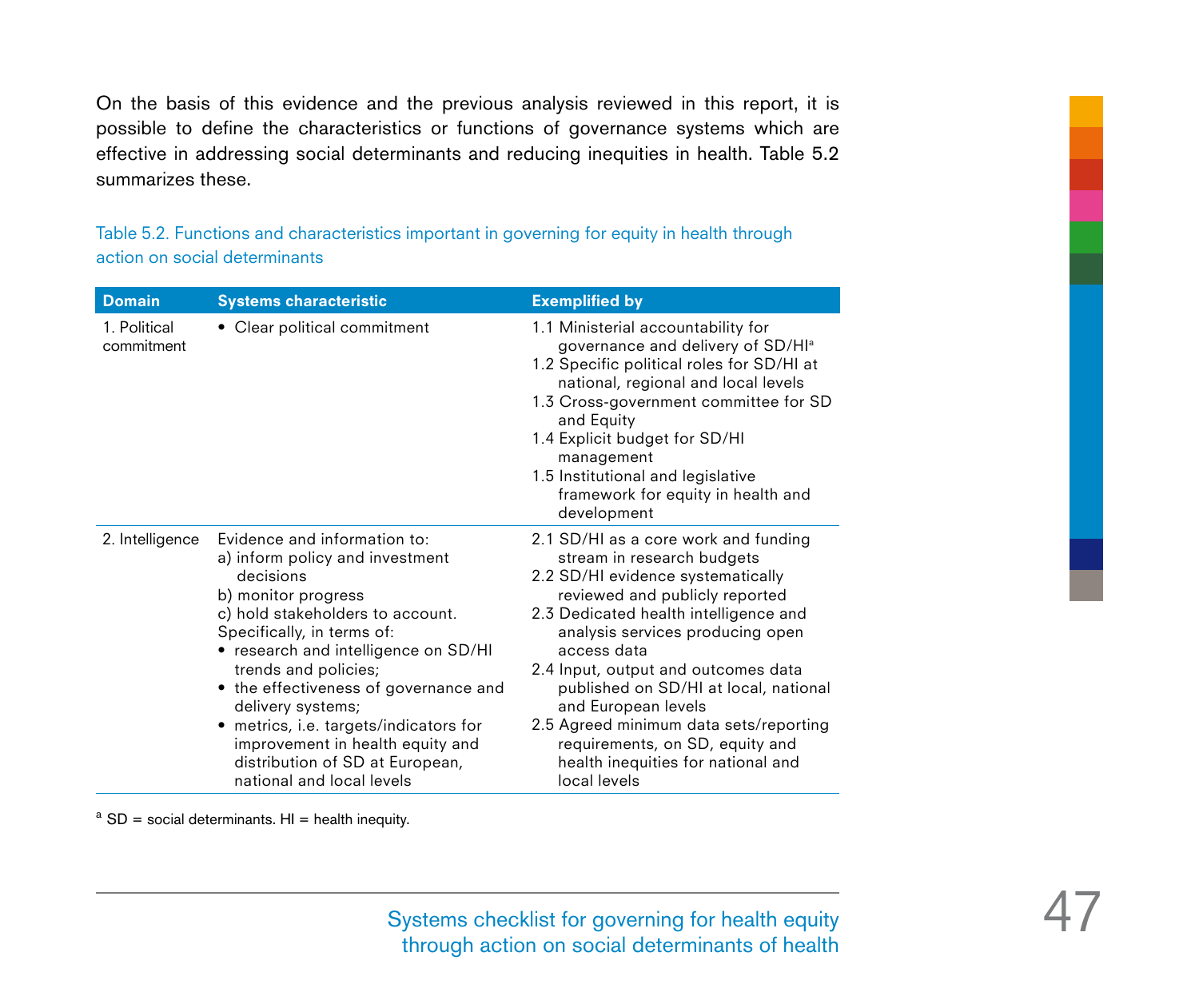On the basis of this evidence and the previous analysis reviewed in this report, it is possible to define the characteristics or functions of governance systems which are effective in addressing social determinants and reducing inequities in health. Table 5.2 summarizes these.

Table 5.2. Functions and characteristics important in governing for equity in health through action on social determinants

| Domain | Systems characteristic | Exemplified by |
| --- | --- | --- |
| 1. Political commitment | • Clear political commitment | 1.1 Ministerial accountability for governance and delivery of SD/HI[a]<br>1.2 Specific political roles for SD/HI at national, regional and local levels<br>1.3 Cross-government committee for SD and Equity<br>1.4 Explicit budget for SD/HI management<br>1.5 Institutional and legislative framework for equity in health and development |
| 2. Intelligence | Evidence and information to:<br>a) inform policy and investment decisions<br>b) monitor progress<br>c) hold stakeholders to account.<br>Specifically, in terms of:<br>• research and intelligence on SD/HI trends and policies;<br>• the effectiveness of governance and delivery systems;<br>• metrics, i.e. targets/indicators for improvement in health equity and distribution of SD at European, national and local levels | 2.1 SD/HI as a core work and funding stream in research budgets<br>2.2 SD/HI evidence systematically reviewed and publicly reported<br>2.3 Dedicated health intelligence and analysis services producing open access data<br>2.4 Input, output and outcomes data published on SD/HI at local, national and European levels<br>2.5 Agreed minimum data sets/reporting requirements, on SD, equity and health inequities for national and local levels |

[a] SD = social determinants. HI = health inequity.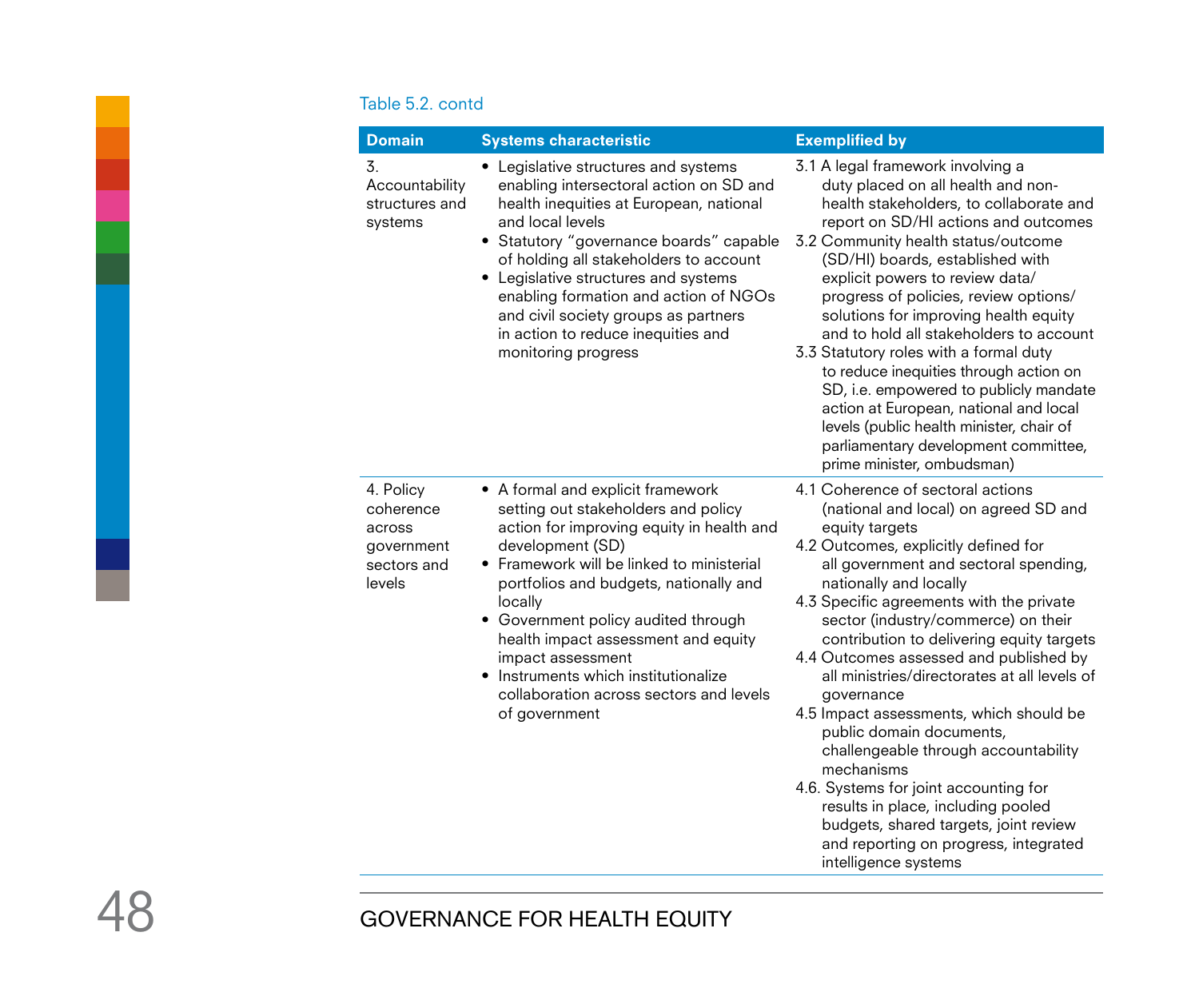Table 5.2. contd

| Domain | Systems characteristic | Exemplified by |
|---|---|---|
| 3. Accountability structures and systems | • Legislative structures and systems enabling intersectoral action on SD and health inequities at European, national and local levels<br>• Statutory "governance boards" capable of holding all stakeholders to account<br>• Legislative structures and systems enabling formation and action of NGOs and civil society groups as partners in action to reduce inequities and monitoring progress | 3.1 A legal framework involving a duty placed on all health and non-health stakeholders, to collaborate and report on SD/HI actions and outcomes<br>3.2 Community health status/outcome (SD/HI) boards, established with explicit powers to review data/ progress of policies, review options/ solutions for improving health equity and to hold all stakeholders to account<br>3.3 Statutory roles with a formal duty to reduce inequities through action on SD, i.e. empowered to publicly mandate action at European, national and local levels (public health minister, chair of parliamentary development committee, prime minister, ombudsman) |
| 4. Policy coherence across government sectors and levels | • A formal and explicit framework setting out stakeholders and policy action for improving equity in health and development (SD)<br>• Framework will be linked to ministerial portfolios and budgets, nationally and locally<br>• Government policy audited through health impact assessment and equity impact assessment<br>• Instruments which institutionalize collaboration across sectors and levels of government | 4.1 Coherence of sectoral actions (national and local) on agreed SD and equity targets<br>4.2 Outcomes, explicitly defined for all government and sectoral spending, nationally and locally<br>4.3 Specific agreements with the private sector (industry/commerce) on their contribution to delivering equity targets<br>4.4 Outcomes assessed and published by all ministries/directorates at all levels of governance<br>4.5 Impact assessments, which should be public domain documents, challengeable through accountability mechanisms<br>4.6. Systems for joint accounting for results in place, including pooled budgets, shared targets, joint review and reporting on progress, integrated intelligence systems |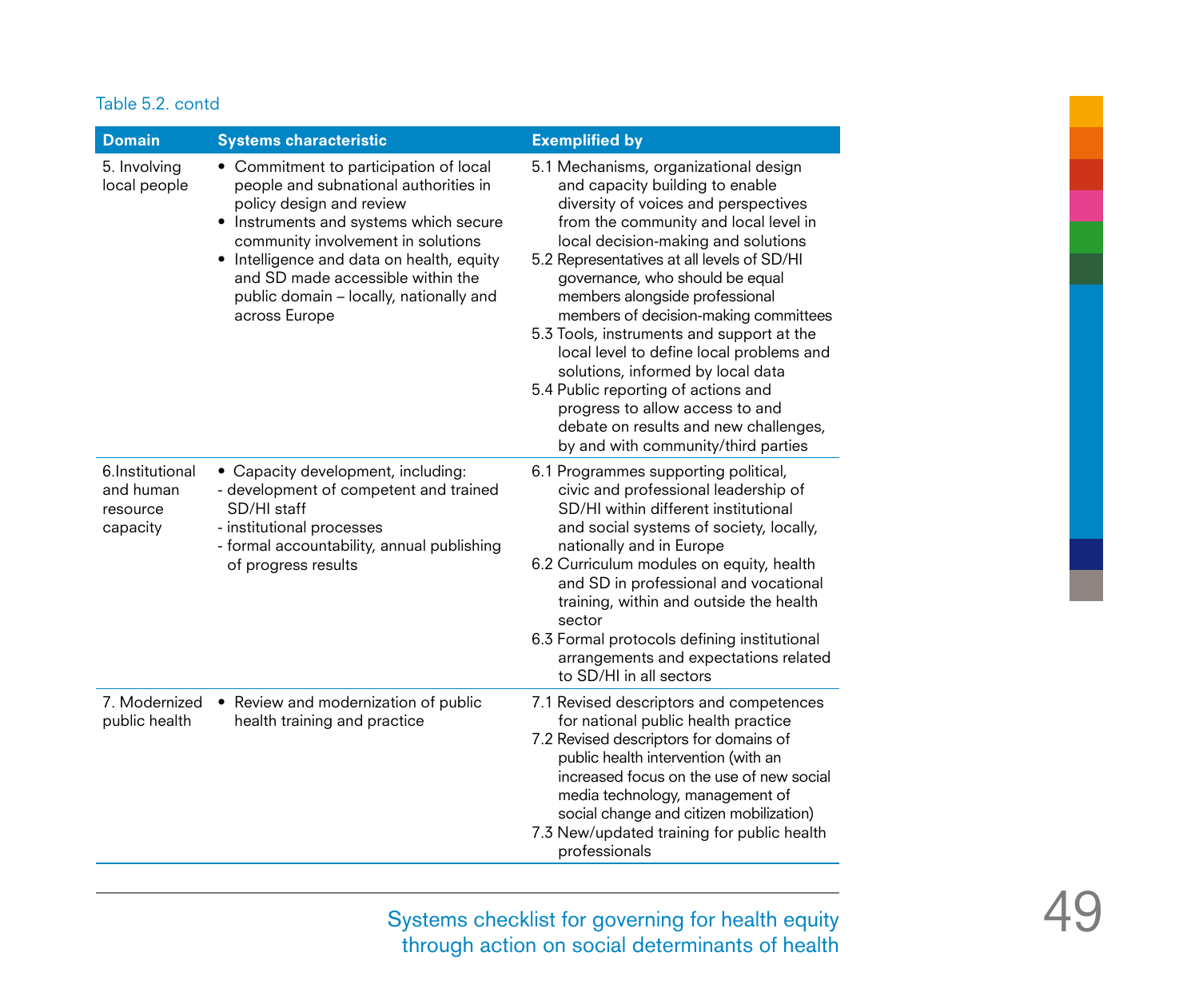Table 5.2. contd

| Domain | Systems characteristic | Exemplified by |
|---|---|---|
| 5. Involving local people | • Commitment to participation of local people and subnational authorities in policy design and review<br>• Instruments and systems which secure community involvement in solutions<br>• Intelligence and data on health, equity and SD made accessible within the public domain – locally, nationally and across Europe | 5.1 Mechanisms, organizational design and capacity building to enable diversity of voices and perspectives from the community and local level in local decision-making and solutions<br>5.2 Representatives at all levels of SD/HI governance, who should be equal members alongside professional members of decision-making committees<br>5.3 Tools, instruments and support at the local level to define local problems and solutions, informed by local data<br>5.4 Public reporting of actions and progress to allow access to and debate on results and new challenges, by and with community/third parties |
| 6.Institutional and human resource capacity | • Capacity development, including:<br>- development of competent and trained SD/HI staff<br>- institutional processes<br>- formal accountability, annual publishing of progress results | 6.1 Programmes supporting political, civic and professional leadership of SD/HI within different institutional and social systems of society, locally, nationally and in Europe<br>6.2 Curriculum modules on equity, health and SD in professional and vocational training, within and outside the health sector<br>6.3 Formal protocols defining institutional arrangements and expectations related to SD/HI in all sectors |
| 7. Modernized public health | • Review and modernization of public health training and practice | 7.1 Revised descriptors and competences for national public health practice<br>7.2 Revised descriptors for domains of public health intervention (with an increased focus on the use of new social media technology, management of social change and citizen mobilization)<br>7.3 New/updated training for public health professionals |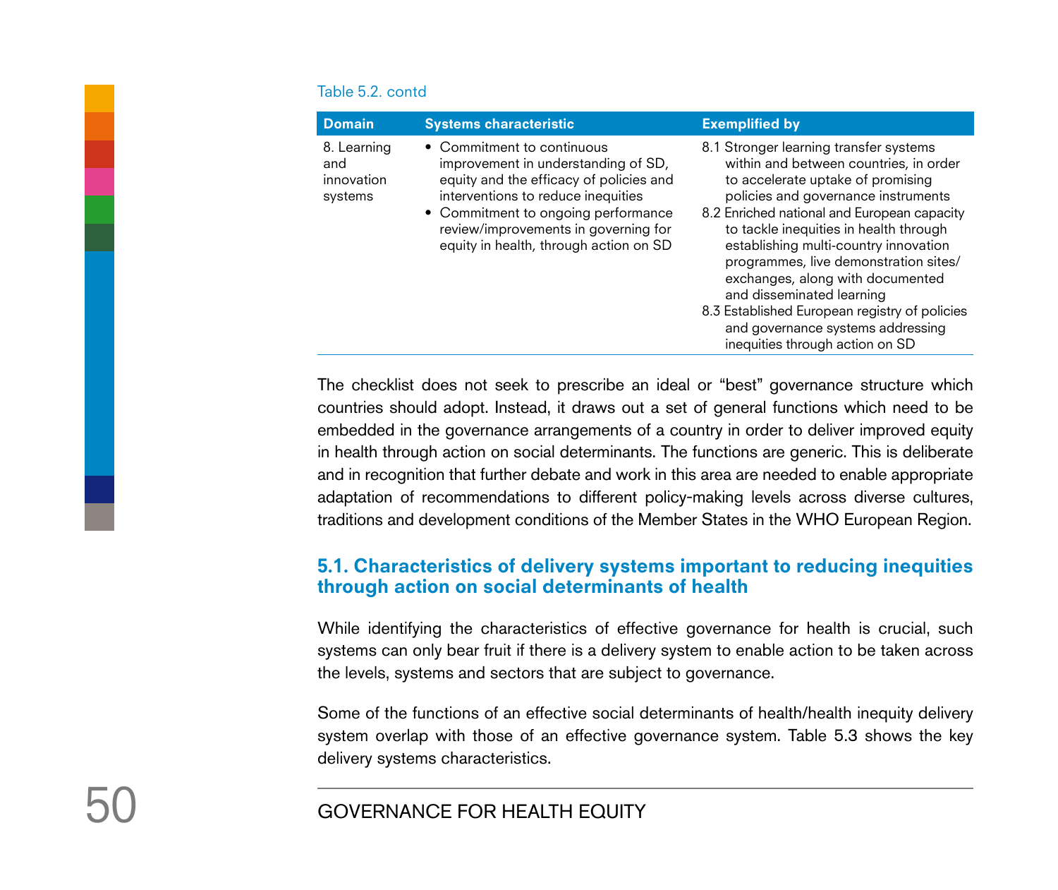Table 5.2. contd

| Domain | Systems characteristic | Exemplified by |
|---|---|---|
| 8. Learning and innovation systems | • Commitment to continuous improvement in understanding of SD, equity and the efficacy of policies and interventions to reduce inequities<br>• Commitment to ongoing performance review/improvements in governing for equity in health, through action on SD | 8.1 Stronger learning transfer systems within and between countries, in order to accelerate uptake of promising policies and governance instruments<br>8.2 Enriched national and European capacity to tackle inequities in health through establishing multi-country innovation programmes, live demonstration sites/ exchanges, along with documented and disseminated learning<br>8.3 Established European registry of policies and governance systems addressing inequities through action on SD |

The checklist does not seek to prescribe an ideal or "best" governance structure which countries should adopt. Instead, it draws out a set of general functions which need to be embedded in the governance arrangements of a country in order to deliver improved equity in health through action on social determinants. The functions are generic. This is deliberate and in recognition that further debate and work in this area are needed to enable appropriate adaptation of recommendations to different policy-making levels across diverse cultures, traditions and development conditions of the Member States in the WHO European Region.

## 5.1. Characteristics of delivery systems important to reducing inequities through action on social determinants of health

While identifying the characteristics of effective governance for health is crucial, such systems can only bear fruit if there is a delivery system to enable action to be taken across the levels, systems and sectors that are subject to governance.

Some of the functions of an effective social determinants of health/health inequity delivery system overlap with those of an effective governance system. Table 5.3 shows the key delivery systems characteristics.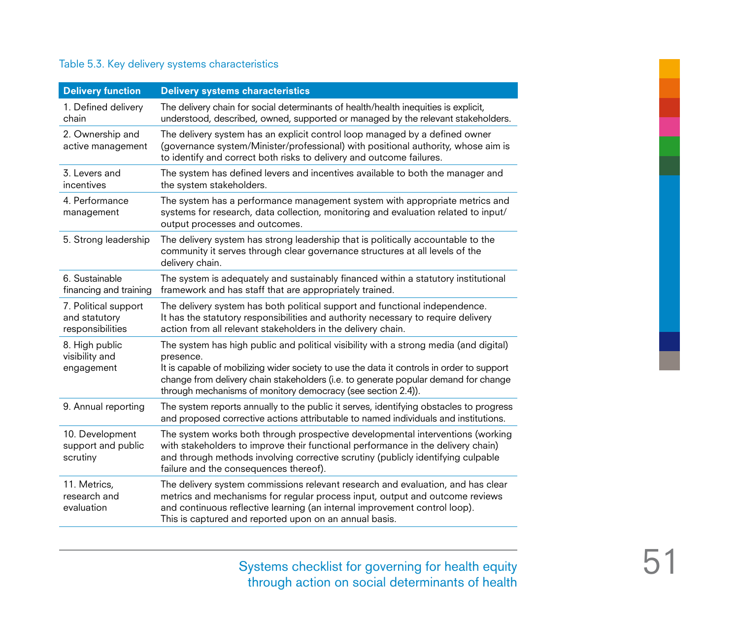Table 5.3. Key delivery systems characteristics

| Delivery function | Delivery systems characteristics |
|---|---|
| 1. Defined delivery chain | The delivery chain for social determinants of health/health inequities is explicit, understood, described, owned, supported or managed by the relevant stakeholders. |
| 2. Ownership and active management | The delivery system has an explicit control loop managed by a defined owner (governance system/Minister/professional) with positional authority, whose aim is to identify and correct both risks to delivery and outcome failures. |
| 3. Levers and incentives | The system has defined levers and incentives available to both the manager and the system stakeholders. |
| 4. Performance management | The system has a performance management system with appropriate metrics and systems for research, data collection, monitoring and evaluation related to input/output processes and outcomes. |
| 5. Strong leadership | The delivery system has strong leadership that is politically accountable to the community it serves through clear governance structures at all levels of the delivery chain. |
| 6. Sustainable financing and training | The system is adequately and sustainably financed within a statutory institutional framework and has staff that are appropriately trained. |
| 7. Political support and statutory responsibilities | The delivery system has both political support and functional independence. It has the statutory responsibilities and authority necessary to require delivery action from all relevant stakeholders in the delivery chain. |
| 8. High public visibility and engagement | The system has high public and political visibility with a strong media (and digital) presence. It is capable of mobilizing wider society to use the data it controls in order to support change from delivery chain stakeholders (i.e. to generate popular demand for change through mechanisms of monitory democracy (see section 2.4)). |
| 9. Annual reporting | The system reports annually to the public it serves, identifying obstacles to progress and proposed corrective actions attributable to named individuals and institutions. |
| 10. Development support and public scrutiny | The system works both through prospective developmental interventions (working with stakeholders to improve their functional performance in the delivery chain) and through methods involving corrective scrutiny (publicly identifying culpable failure and the consequences thereof). |
| 11. Metrics, research and evaluation | The delivery system commissions relevant research and evaluation, and has clear metrics and mechanisms for regular process input, output and outcome reviews and continuous reflective learning (an internal improvement control loop). This is captured and reported upon on an annual basis. |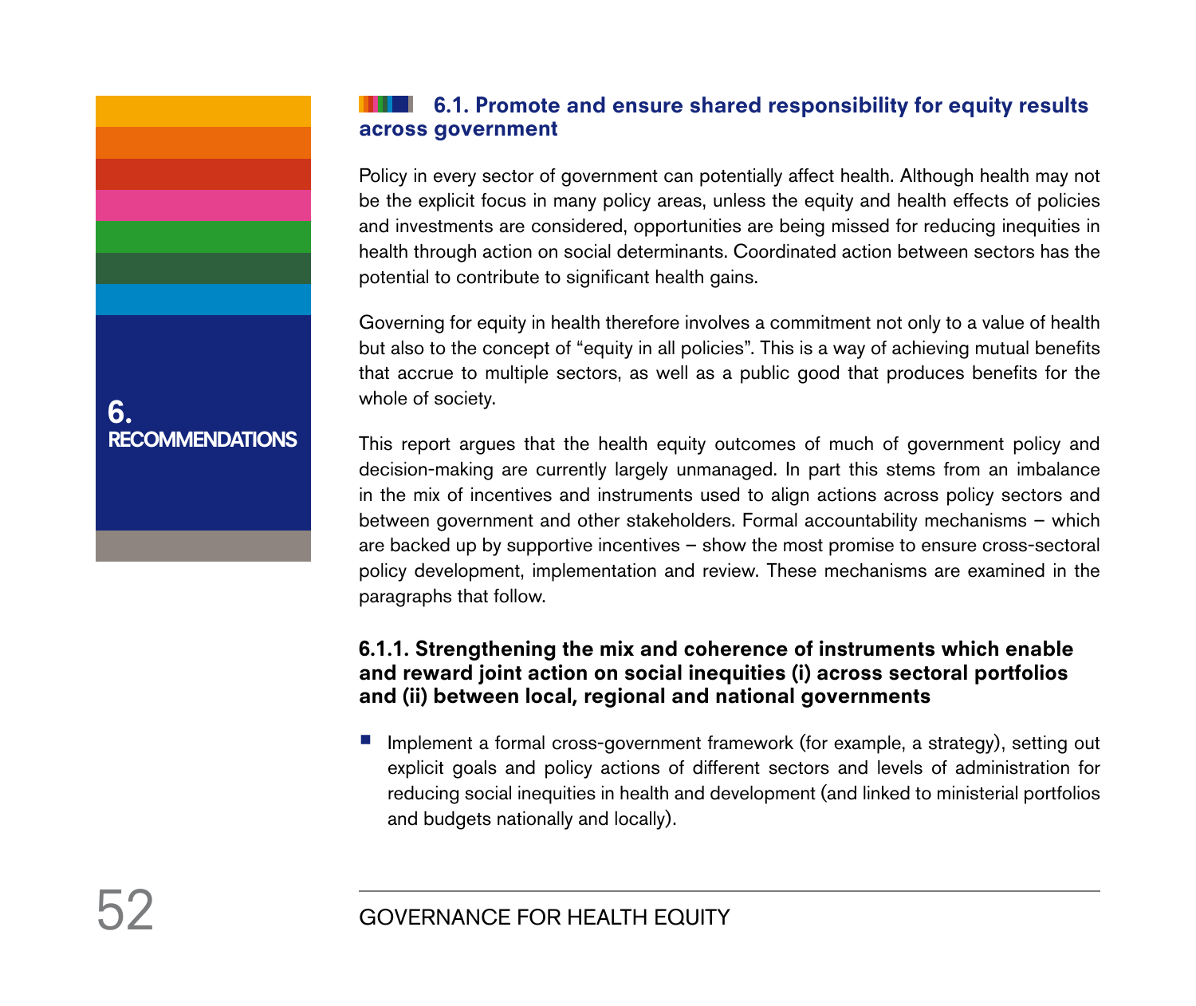## 6.1. Promote and ensure shared responsibility for equity results across government

Policy in every sector of government can potentially affect health. Although health may not be the explicit focus in many policy areas, unless the equity and health effects of policies and investments are considered, opportunities are being missed for reducing inequities in health through action on social determinants. Coordinated action between sectors has the potential to contribute to significant health gains.

Governing for equity in health therefore involves a commitment not only to a value of health but also to the concept of "equity in all policies". This is a way of achieving mutual benefits that accrue to multiple sectors, as well as a public good that produces benefits for the whole of society.

This report argues that the health equity outcomes of much of government policy and decision-making are currently largely unmanaged. In part this stems from an imbalance in the mix of incentives and instruments used to align actions across policy sectors and between government and other stakeholders. Formal accountability mechanisms – which are backed up by supportive incentives – show the most promise to ensure cross-sectoral policy development, implementation and review. These mechanisms are examined in the paragraphs that follow.

### 6.1.1. Strengthening the mix and coherence of instruments which enable and reward joint action on social inequities (i) across sectoral portfolios and (ii) between local, regional and national governments

- Implement a formal cross-government framework (for example, a strategy), setting out explicit goals and policy actions of different sectors and levels of administration for reducing social inequities in health and development (and linked to ministerial portfolios and budgets nationally and locally).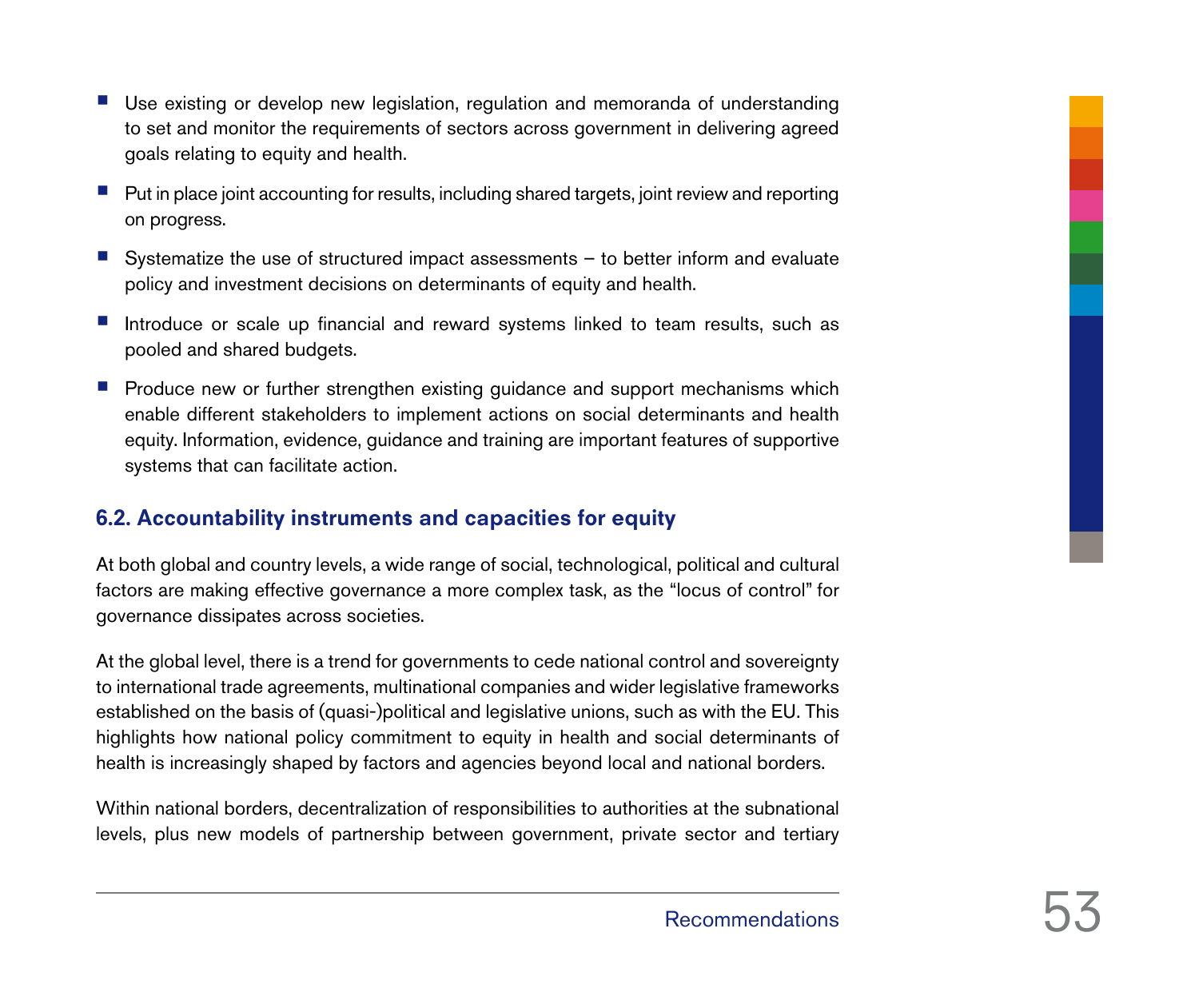- Use existing or develop new legislation, regulation and memoranda of understanding to set and monitor the requirements of sectors across government in delivering agreed goals relating to equity and health.
- Put in place joint accounting for results, including shared targets, joint review and reporting on progress.
- Systematize the use of structured impact assessments – to better inform and evaluate policy and investment decisions on determinants of equity and health.
- Introduce or scale up financial and reward systems linked to team results, such as pooled and shared budgets.
- Produce new or further strengthen existing guidance and support mechanisms which enable different stakeholders to implement actions on social determinants and health equity. Information, evidence, guidance and training are important features of supportive systems that can facilitate action.

### 6.2. Accountability instruments and capacities for equity

At both global and country levels, a wide range of social, technological, political and cultural factors are making effective governance a more complex task, as the "locus of control" for governance dissipates across societies.

At the global level, there is a trend for governments to cede national control and sovereignty to international trade agreements, multinational companies and wider legislative frameworks established on the basis of (quasi-)political and legislative unions, such as with the EU. This highlights how national policy commitment to equity in health and social determinants of health is increasingly shaped by factors and agencies beyond local and national borders.

Within national borders, decentralization of responsibilities to authorities at the subnational levels, plus new models of partnership between government, private sector and tertiary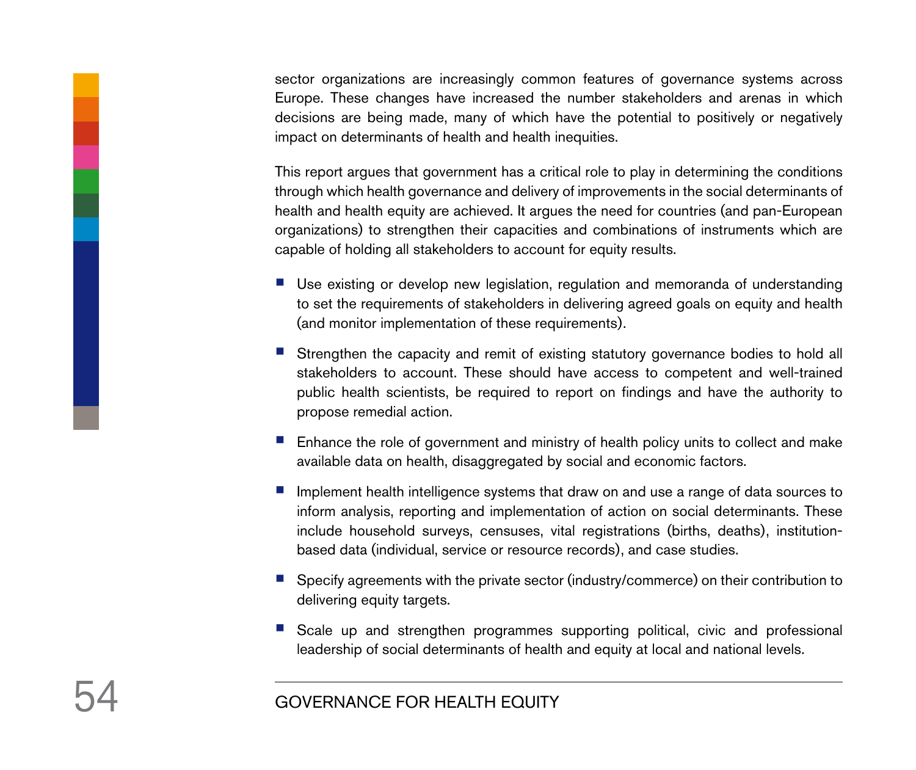sector organizations are increasingly common features of governance systems across Europe. These changes have increased the number stakeholders and arenas in which decisions are being made, many of which have the potential to positively or negatively impact on determinants of health and health inequities.

This report argues that government has a critical role to play in determining the conditions through which health governance and delivery of improvements in the social determinants of health and health equity are achieved. It argues the need for countries (and pan-European organizations) to strengthen their capacities and combinations of instruments which are capable of holding all stakeholders to account for equity results.

- Use existing or develop new legislation, regulation and memoranda of understanding to set the requirements of stakeholders in delivering agreed goals on equity and health (and monitor implementation of these requirements).
- Strengthen the capacity and remit of existing statutory governance bodies to hold all stakeholders to account. These should have access to competent and well-trained public health scientists, be required to report on findings and have the authority to propose remedial action.
- Enhance the role of government and ministry of health policy units to collect and make available data on health, disaggregated by social and economic factors.
- Implement health intelligence systems that draw on and use a range of data sources to inform analysis, reporting and implementation of action on social determinants. These include household surveys, censuses, vital registrations (births, deaths), institution-based data (individual, service or resource records), and case studies.
- Specify agreements with the private sector (industry/commerce) on their contribution to delivering equity targets.
- Scale up and strengthen programmes supporting political, civic and professional leadership of social determinants of health and equity at local and national levels.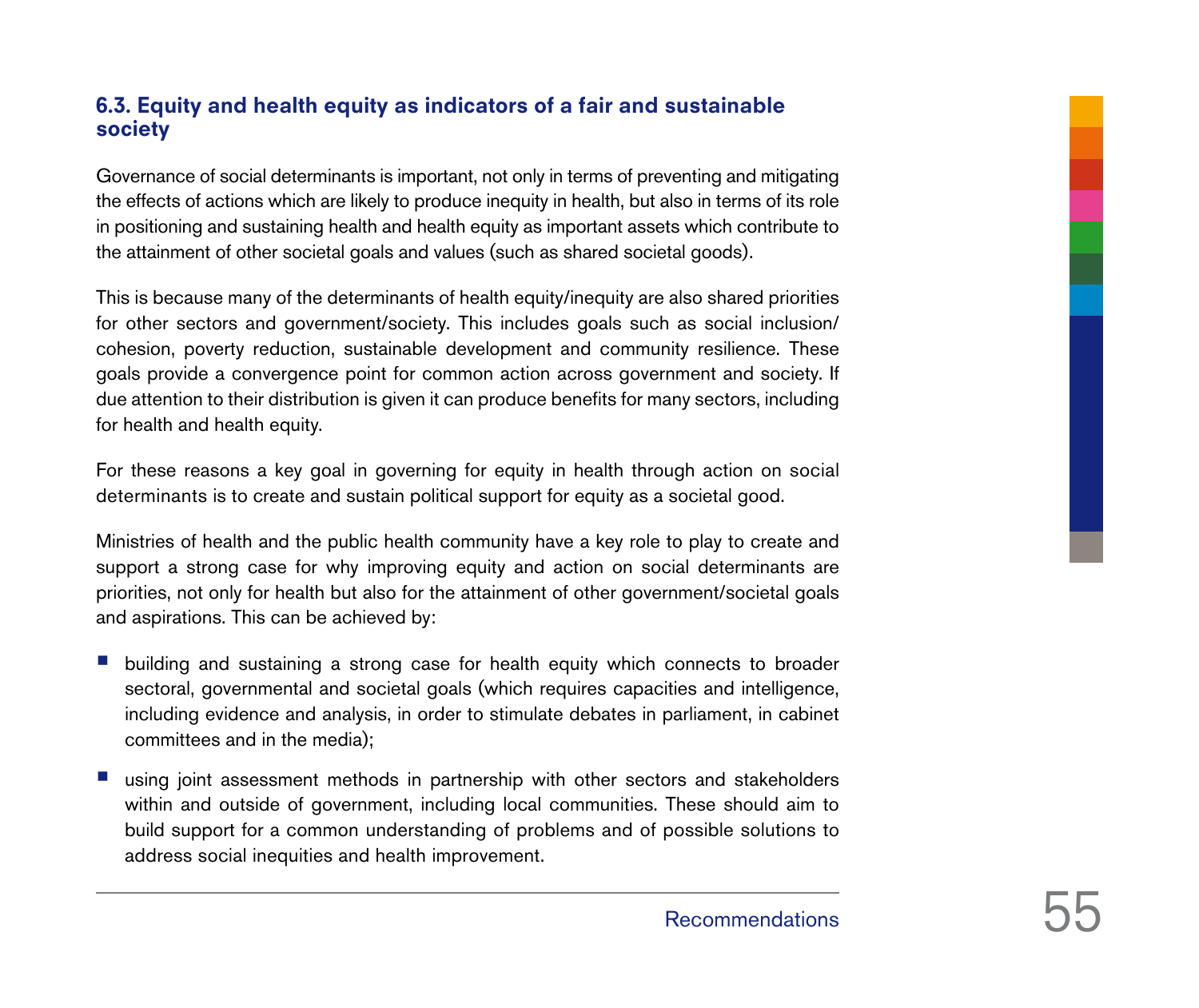### 6.3. Equity and health equity as indicators of a fair and sustainable society

Governance of social determinants is important, not only in terms of preventing and mitigating the effects of actions which are likely to produce inequity in health, but also in terms of its role in positioning and sustaining health and health equity as important assets which contribute to the attainment of other societal goals and values (such as shared societal goods).

This is because many of the determinants of health equity/inequity are also shared priorities for other sectors and government/society. This includes goals such as social inclusion/cohesion, poverty reduction, sustainable development and community resilience. These goals provide a convergence point for common action across government and society. If due attention to their distribution is given it can produce benefits for many sectors, including for health and health equity.

For these reasons a key goal in governing for equity in health through action on social determinants is to create and sustain political support for equity as a societal good.

Ministries of health and the public health community have a key role to play to create and support a strong case for why improving equity and action on social determinants are priorities, not only for health but also for the attainment of other government/societal goals and aspirations. This can be achieved by:

- building and sustaining a strong case for health equity which connects to broader sectoral, governmental and societal goals (which requires capacities and intelligence, including evidence and analysis, in order to stimulate debates in parliament, in cabinet committees and in the media);
- using joint assessment methods in partnership with other sectors and stakeholders within and outside of government, including local communities. These should aim to build support for a common understanding of problems and of possible solutions to address social inequities and health improvement.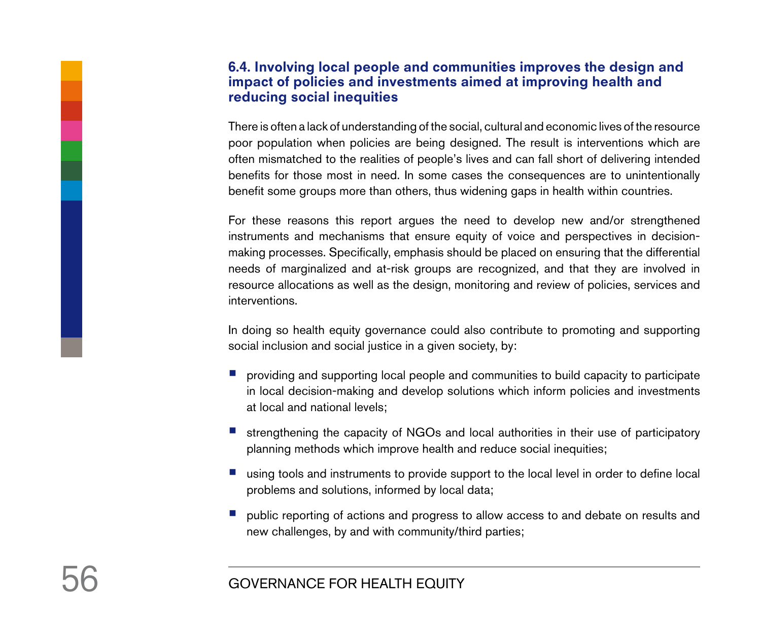### 6.4. Involving local people and communities improves the design and impact of policies and investments aimed at improving health and reducing social inequities

There is often a lack of understanding of the social, cultural and economic lives of the resource poor population when policies are being designed. The result is interventions which are often mismatched to the realities of people's lives and can fall short of delivering intended benefits for those most in need. In some cases the consequences are to unintentionally benefit some groups more than others, thus widening gaps in health within countries.

For these reasons this report argues the need to develop new and/or strengthened instruments and mechanisms that ensure equity of voice and perspectives in decision-making processes. Specifically, emphasis should be placed on ensuring that the differential needs of marginalized and at-risk groups are recognized, and that they are involved in resource allocations as well as the design, monitoring and review of policies, services and interventions.

In doing so health equity governance could also contribute to promoting and supporting social inclusion and social justice in a given society, by:

- providing and supporting local people and communities to build capacity to participate in local decision-making and develop solutions which inform policies and investments at local and national levels;
- strengthening the capacity of NGOs and local authorities in their use of participatory planning methods which improve health and reduce social inequities;
- using tools and instruments to provide support to the local level in order to define local problems and solutions, informed by local data;
- public reporting of actions and progress to allow access to and debate on results and new challenges, by and with community/third parties;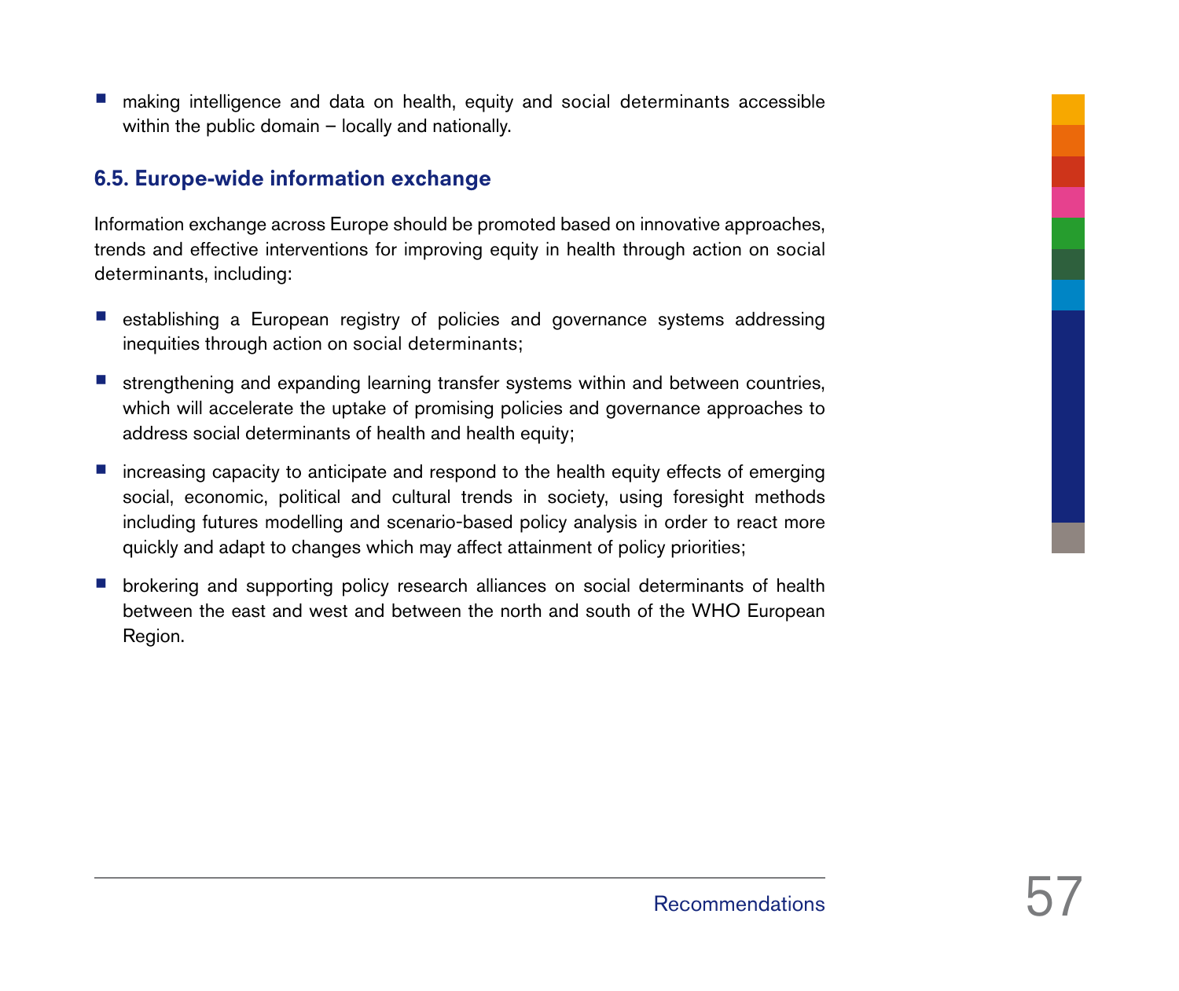- making intelligence and data on health, equity and social determinants accessible within the public domain – locally and nationally.

### 6.5. Europe-wide information exchange

Information exchange across Europe should be promoted based on innovative approaches, trends and effective interventions for improving equity in health through action on social determinants, including:

- establishing a European registry of policies and governance systems addressing inequities through action on social determinants;
- strengthening and expanding learning transfer systems within and between countries, which will accelerate the uptake of promising policies and governance approaches to address social determinants of health and health equity;
- increasing capacity to anticipate and respond to the health equity effects of emerging social, economic, political and cultural trends in society, using foresight methods including futures modelling and scenario-based policy analysis in order to react more quickly and adapt to changes which may affect attainment of policy priorities;
- brokering and supporting policy research alliances on social determinants of health between the east and west and between the north and south of the WHO European Region.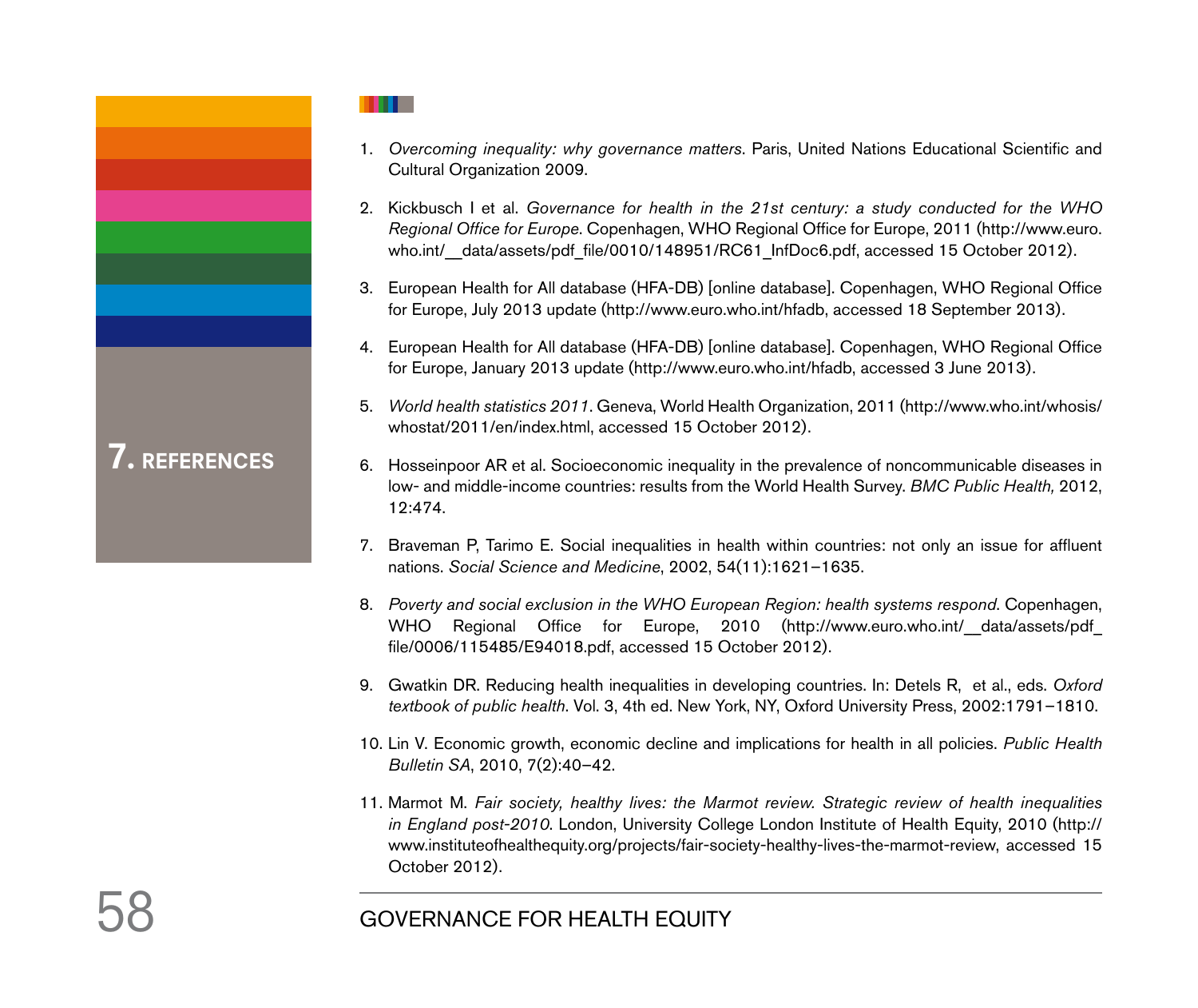# 7. REFERENCES

1. *Overcoming inequality: why governance matters*. Paris, United Nations Educational Scientific and Cultural Organization 2009.

2. Kickbusch I et al. *Governance for health in the 21st century: a study conducted for the WHO Regional Office for Europe*. Copenhagen, WHO Regional Office for Europe, 2011 (http://www.euro.who.int/__data/assets/pdf_file/0010/148951/RC61_InfDoc6.pdf, accessed 15 October 2012).

3. European Health for All database (HFA-DB) [online database]. Copenhagen, WHO Regional Office for Europe, July 2013 update (http://www.euro.who.int/hfadb, accessed 18 September 2013).

4. European Health for All database (HFA-DB) [online database]. Copenhagen, WHO Regional Office for Europe, January 2013 update (http://www.euro.who.int/hfadb, accessed 3 June 2013).

5. *World health statistics 2011*. Geneva, World Health Organization, 2011 (http://www.who.int/whosis/whostat/2011/en/index.html, accessed 15 October 2012).

6. Hosseinpoor AR et al. Socioeconomic inequality in the prevalence of noncommunicable diseases in low- and middle-income countries: results from the World Health Survey. *BMC Public Health,* 2012, 12:474.

7. Braveman P, Tarimo E. Social inequalities in health within countries: not only an issue for affluent nations. *Social Science and Medicine*, 2002, 54(11):1621–1635.

8. *Poverty and social exclusion in the WHO European Region: health systems respond*. Copenhagen, WHO Regional Office for Europe, 2010 (http://www.euro.who.int/__data/assets/pdf_file/0006/115485/E94018.pdf, accessed 15 October 2012).

9. Gwatkin DR. Reducing health inequalities in developing countries. In: Detels R, et al., eds. *Oxford textbook of public health*. Vol. 3, 4th ed. New York, NY, Oxford University Press, 2002:1791–1810.

10. Lin V. Economic growth, economic decline and implications for health in all policies. *Public Health Bulletin SA*, 2010, 7(2):40–42.

11. Marmot M. *Fair society, healthy lives: the Marmot review. Strategic review of health inequalities in England post-2010*. London, University College London Institute of Health Equity, 2010 (http://www.instituteofhealthequity.org/projects/fair-society-healthy-lives-the-marmot-review, accessed 15 October 2012).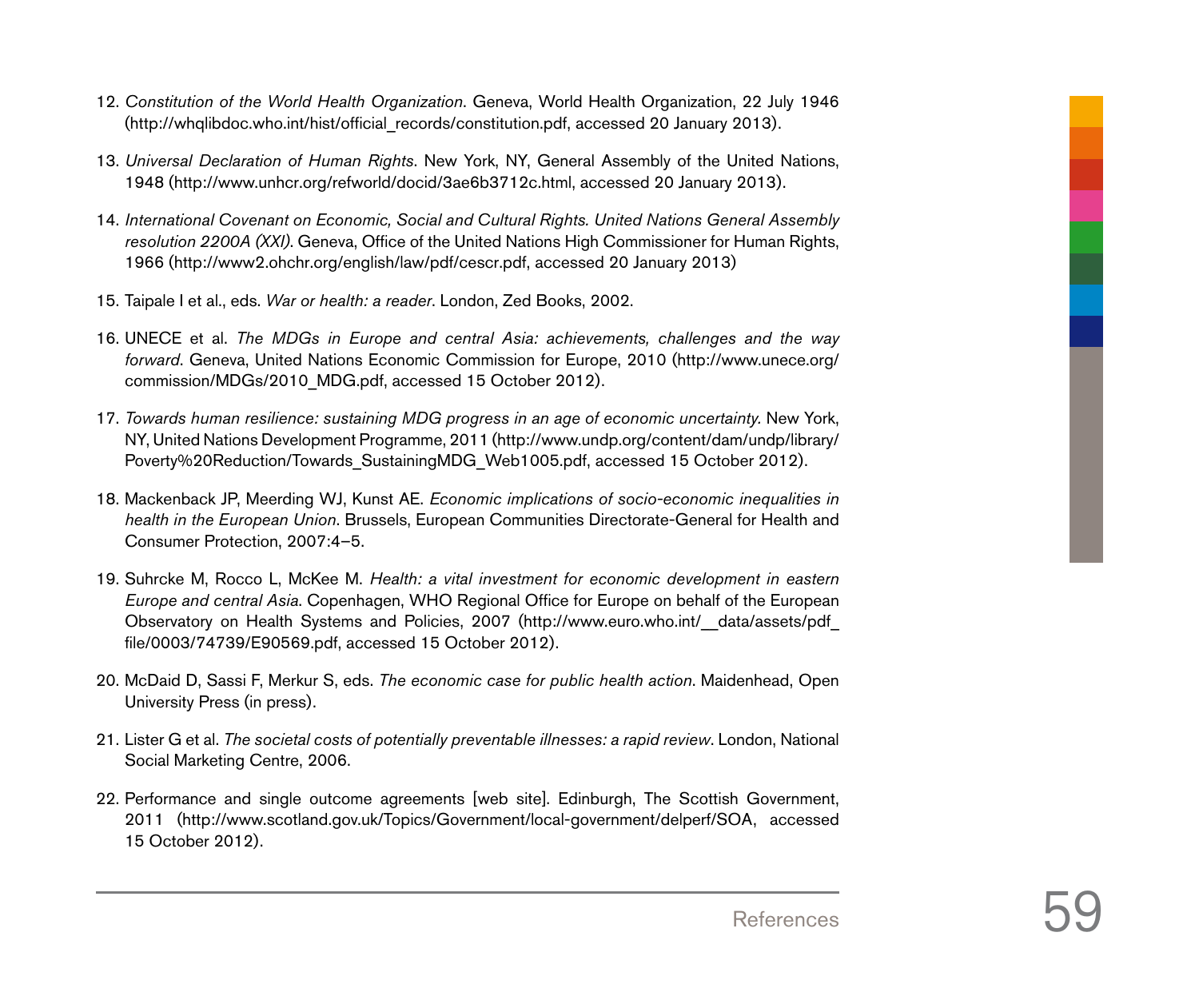12. *Constitution of the World Health Organization*. Geneva, World Health Organization, 22 July 1946 (http://whqlibdoc.who.int/hist/official_records/constitution.pdf, accessed 20 January 2013).

13. *Universal Declaration of Human Rights*. New York, NY, General Assembly of the United Nations, 1948 (http://www.unhcr.org/refworld/docid/3ae6b3712c.html, accessed 20 January 2013).

14. *International Covenant on Economic, Social and Cultural Rights. United Nations General Assembly resolution 2200A (XXI)*. Geneva, Office of the United Nations High Commissioner for Human Rights, 1966 (http://www2.ohchr.org/english/law/pdf/cescr.pdf, accessed 20 January 2013)

15. Taipale I et al., eds. *War or health: a reader*. London, Zed Books, 2002.

16. UNECE et al. *The MDGs in Europe and central Asia: achievements, challenges and the way forward*. Geneva, United Nations Economic Commission for Europe, 2010 (http://www.unece.org/commission/MDGs/2010_MDG.pdf, accessed 15 October 2012).

17. *Towards human resilience: sustaining MDG progress in an age of economic uncertainty*. New York, NY, United Nations Development Programme, 2011 (http://www.undp.org/content/dam/undp/library/Poverty%20Reduction/Towards_SustainingMDG_Web1005.pdf, accessed 15 October 2012).

18. Mackenback JP, Meerding WJ, Kunst AE. *Economic implications of socio-economic inequalities in health in the European Union*. Brussels, European Communities Directorate-General for Health and Consumer Protection, 2007:4–5.

19. Suhrcke M, Rocco L, McKee M. *Health: a vital investment for economic development in eastern Europe and central Asia*. Copenhagen, WHO Regional Office for Europe on behalf of the European Observatory on Health Systems and Policies, 2007 (http://www.euro.who.int/__data/assets/pdf_file/0003/74739/E90569.pdf, accessed 15 October 2012).

20. McDaid D, Sassi F, Merkur S, eds. *The economic case for public health action*. Maidenhead, Open University Press (in press).

21. Lister G et al. *The societal costs of potentially preventable illnesses: a rapid review*. London, National Social Marketing Centre, 2006.

22. Performance and single outcome agreements [web site]. Edinburgh, The Scottish Government, 2011 (http://www.scotland.gov.uk/Topics/Government/local-government/delperf/SOA, accessed 15 October 2012).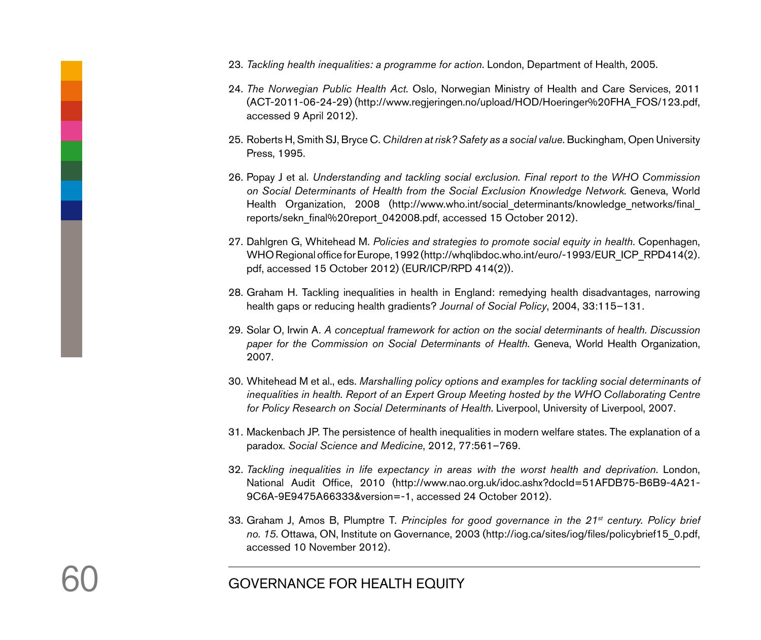23. *Tackling health inequalities: a programme for action*. London, Department of Health, 2005.

24. *The Norwegian Public Health Act*. Oslo, Norwegian Ministry of Health and Care Services, 2011 (ACT-2011-06-24-29) (http://www.regjeringen.no/upload/HOD/Hoeringer%20FHA_FOS/123.pdf, accessed 9 April 2012).

25. Roberts H, Smith SJ, Bryce C. *Children at risk? Safety as a social value*. Buckingham, Open University Press, 1995.

26. Popay J et al. *Understanding and tackling social exclusion. Final report to the WHO Commission on Social Determinants of Health from the Social Exclusion Knowledge Network*. Geneva, World Health Organization, 2008 (http://www.who.int/social_determinants/knowledge_networks/final_reports/sekn_final%20report_042008.pdf, accessed 15 October 2012).

27. Dahlgren G, Whitehead M. *Policies and strategies to promote social equity in health*. Copenhagen, WHO Regional office for Europe, 1992 (http://whqlibdoc.who.int/euro/-1993/EUR_ICP_RPD414(2).pdf, accessed 15 October 2012) (EUR/ICP/RPD 414(2)).

28. Graham H. Tackling inequalities in health in England: remedying health disadvantages, narrowing health gaps or reducing health gradients? *Journal of Social Policy*, 2004, 33:115–131.

29. Solar O, Irwin A. *A conceptual framework for action on the social determinants of health. Discussion paper for the Commission on Social Determinants of Health*. Geneva, World Health Organization, 2007.

30. Whitehead M et al., eds. *Marshalling policy options and examples for tackling social determinants of inequalities in health. Report of an Expert Group Meeting hosted by the WHO Collaborating Centre for Policy Research on Social Determinants of Health*. Liverpool, University of Liverpool, 2007.

31. Mackenbach JP. The persistence of health inequalities in modern welfare states. The explanation of a paradox. *Social Science and Medicine*, 2012, 77:561–769.

32. *Tackling inequalities in life expectancy in areas with the worst health and deprivation*. London, National Audit Office, 2010 (http://www.nao.org.uk/idoc.ashx?docId=51AFDB75-B6B9-4A21-9C6A-9E9475A66333&version=-1, accessed 24 October 2012).

33. Graham J, Amos B, Plumptre T. *Principles for good governance in the 21st century. Policy brief no. 15*. Ottawa, ON, Institute on Governance, 2003 (http://iog.ca/sites/iog/files/policybrief15_0.pdf, accessed 10 November 2012).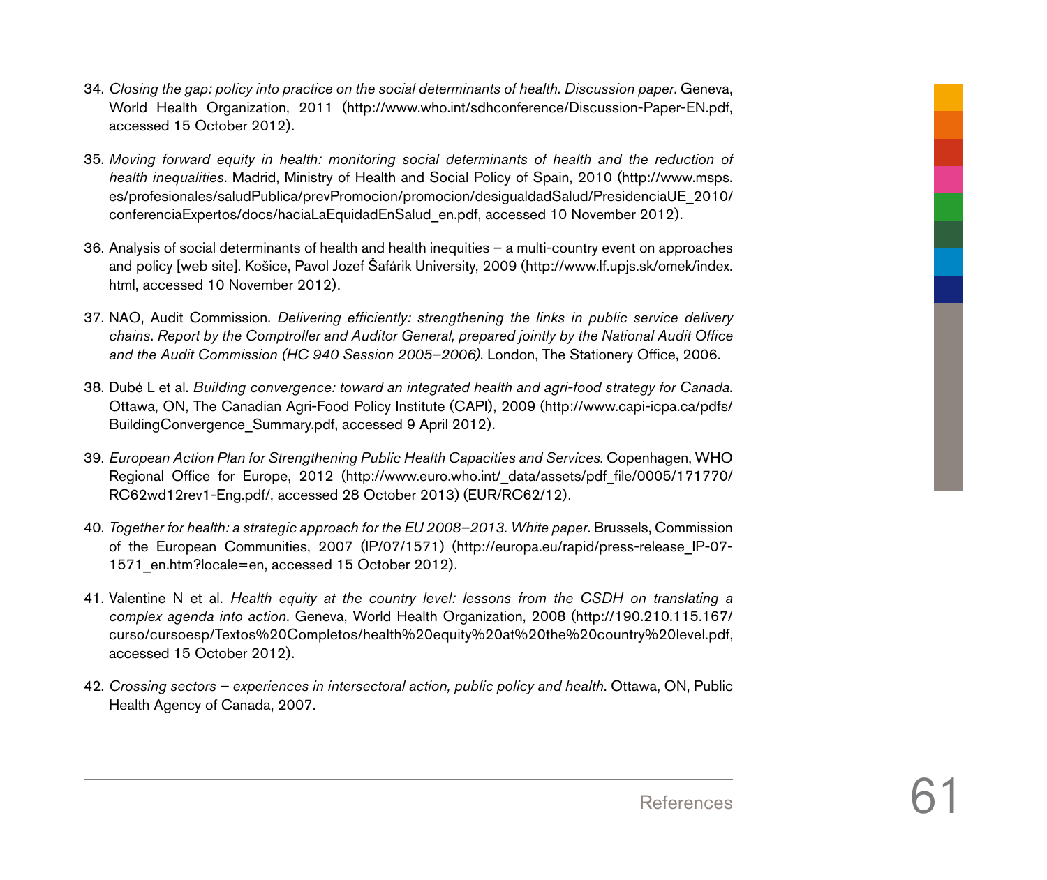34. *Closing the gap: policy into practice on the social determinants of health. Discussion paper*. Geneva, World Health Organization, 2011 (http://www.who.int/sdhconference/Discussion-Paper-EN.pdf, accessed 15 October 2012).

35. *Moving forward equity in health: monitoring social determinants of health and the reduction of health inequalities*. Madrid, Ministry of Health and Social Policy of Spain, 2010 (http://www.msps.es/profesionales/saludPublica/prevPromocion/promocion/desigualdadSalud/PresidenciaUE_2010/conferenciaExpertos/docs/haciaLaEquidadEnSalud_en.pdf, accessed 10 November 2012).

36. Analysis of social determinants of health and health inequities – a multi-country event on approaches and policy [web site]. Košice, Pavol Jozef Šafárik University, 2009 (http://www.lf.upjs.sk/omek/index.html, accessed 10 November 2012).

37. NAO, Audit Commission. *Delivering efficiently: strengthening the links in public service delivery chains. Report by the Comptroller and Auditor General, prepared jointly by the National Audit Office and the Audit Commission (HC 940 Session 2005–2006)*. London, The Stationery Office, 2006.

38. Dubé L et al. *Building convergence: toward an integrated health and agri-food strategy for Canada*. Ottawa, ON, The Canadian Agri-Food Policy Institute (CAPI), 2009 (http://www.capi-icpa.ca/pdfs/BuildingConvergence_Summary.pdf, accessed 9 April 2012).

39. *European Action Plan for Strengthening Public Health Capacities and Services.* Copenhagen, WHO Regional Office for Europe, 2012 (http://www.euro.who.int/_data/assets/pdf_file/0005/171770/RC62wd12rev1-Eng.pdf/, accessed 28 October 2013) (EUR/RC62/12).

40. *Together for health: a strategic approach for the EU 2008–2013. White paper*. Brussels, Commission of the European Communities, 2007 (IP/07/1571) (http://europa.eu/rapid/press-release_IP-07-1571_en.htm?locale=en, accessed 15 October 2012).

41. Valentine N et al. *Health equity at the country level: lessons from the CSDH on translating a complex agenda into action*. Geneva, World Health Organization, 2008 (http://190.210.115.167/curso/cursoesp/Textos%20Completos/health%20equity%20at%20the%20country%20level.pdf, accessed 15 October 2012).

42. *Crossing sectors – experiences in intersectoral action, public policy and health*. Ottawa, ON, Public Health Agency of Canada, 2007.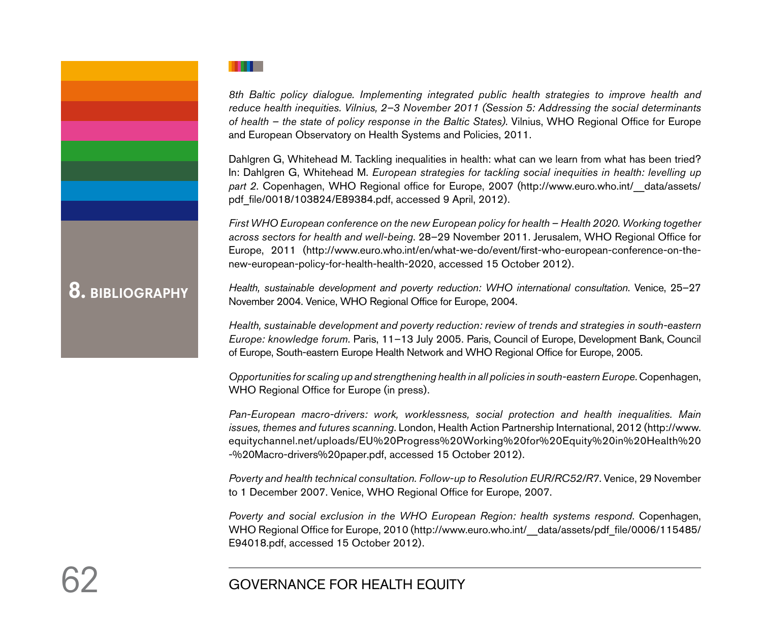## 8. BIBLIOGRAPHY

*8th Baltic policy dialogue. Implementing integrated public health strategies to improve health and reduce health inequities. Vilnius, 2–3 November 2011 (Session 5: Addressing the social determinants of health – the state of policy response in the Baltic States)*. Vilnius, WHO Regional Office for Europe and European Observatory on Health Systems and Policies, 2011.

Dahlgren G, Whitehead M. Tackling inequalities in health: what can we learn from what has been tried? In: Dahlgren G, Whitehead M. *European strategies for tackling social inequities in health: levelling up part 2*. Copenhagen, WHO Regional office for Europe, 2007 (http://www.euro.who.int/__data/assets/pdf_file/0018/103824/E89384.pdf, accessed 9 April, 2012).

*First WHO European conference on the new European policy for health – Health 2020. Working together across sectors for health and well-being*. 28–29 November 2011. Jerusalem, WHO Regional Office for Europe, 2011 (http://www.euro.who.int/en/what-we-do/event/first-who-european-conference-on-the-new-european-policy-for-health-health-2020, accessed 15 October 2012).

*Health, sustainable development and poverty reduction: WHO international consultation*. Venice, 25–27 November 2004. Venice, WHO Regional Office for Europe, 2004.

*Health, sustainable development and poverty reduction: review of trends and strategies in south-eastern Europe: knowledge forum*. Paris, 11–13 July 2005. Paris, Council of Europe, Development Bank, Council of Europe, South-eastern Europe Health Network and WHO Regional Office for Europe, 2005.

*Opportunities for scaling up and strengthening health in all policies in south-eastern Europe*. Copenhagen, WHO Regional Office for Europe (in press).

*Pan-European macro-drivers: work, worklessness, social protection and health inequalities. Main issues, themes and futures scanning*. London, Health Action Partnership International, 2012 (http://www.equitychannel.net/uploads/EU%20Progress%20Working%20for%20Equity%20in%20Health%20-%20Macro-drivers%20paper.pdf, accessed 15 October 2012).

*Poverty and health technical consultation. Follow-up to Resolution EUR/RC52/R7*. Venice, 29 November to 1 December 2007. Venice, WHO Regional Office for Europe, 2007.

*Poverty and social exclusion in the WHO European Region: health systems respond*. Copenhagen, WHO Regional Office for Europe, 2010 (http://www.euro.who.int/__data/assets/pdf_file/0006/115485/E94018.pdf, accessed 15 October 2012).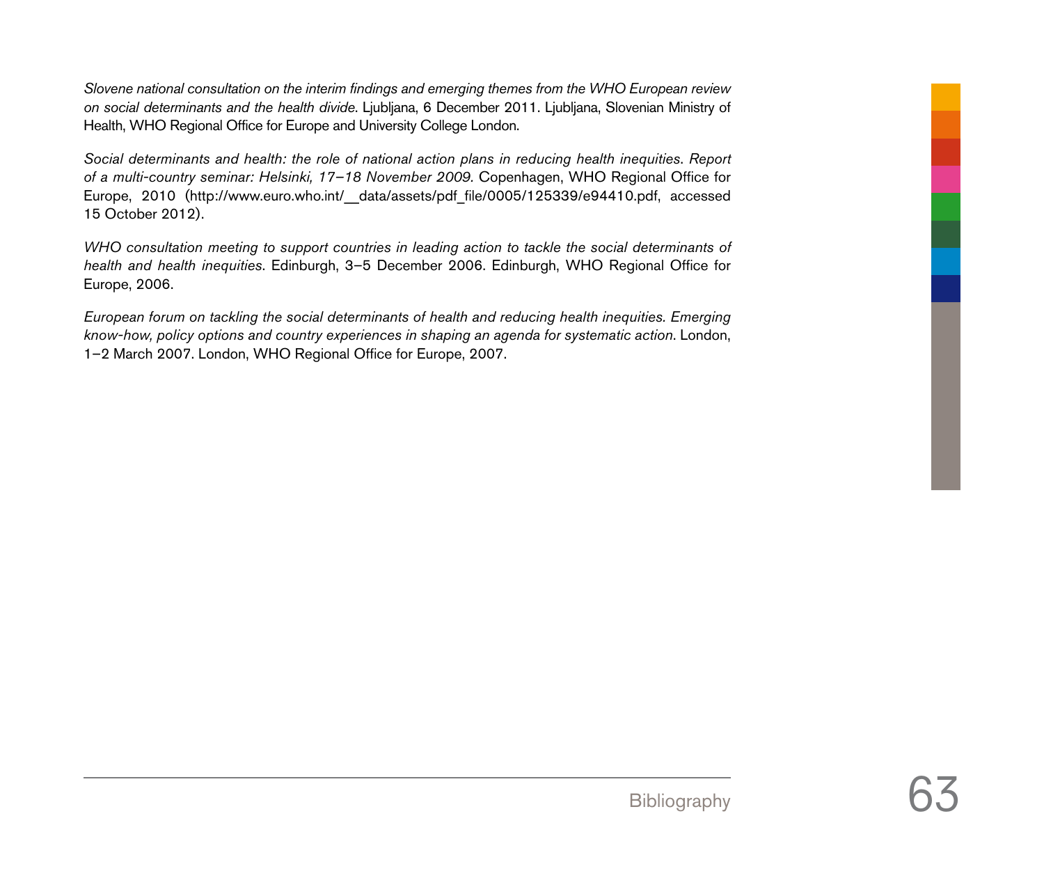*Slovene national consultation on the interim findings and emerging themes from the WHO European review on social determinants and the health divide*. Ljubljana, 6 December 2011. Ljubljana, Slovenian Ministry of Health, WHO Regional Office for Europe and University College London.

*Social determinants and health: the role of national action plans in reducing health inequities. Report of a multi-country seminar: Helsinki, 17–18 November 2009.* Copenhagen, WHO Regional Office for Europe, 2010 (http://www.euro.who.int/__data/assets/pdf_file/0005/125339/e94410.pdf, accessed 15 October 2012).

*WHO consultation meeting to support countries in leading action to tackle the social determinants of health and health inequities*. Edinburgh, 3–5 December 2006. Edinburgh, WHO Regional Office for Europe, 2006.

*European forum on tackling the social determinants of health and reducing health inequities. Emerging know-how, policy options and country experiences in shaping an agenda for systematic action*. London, 1–2 March 2007. London, WHO Regional Office for Europe, 2007.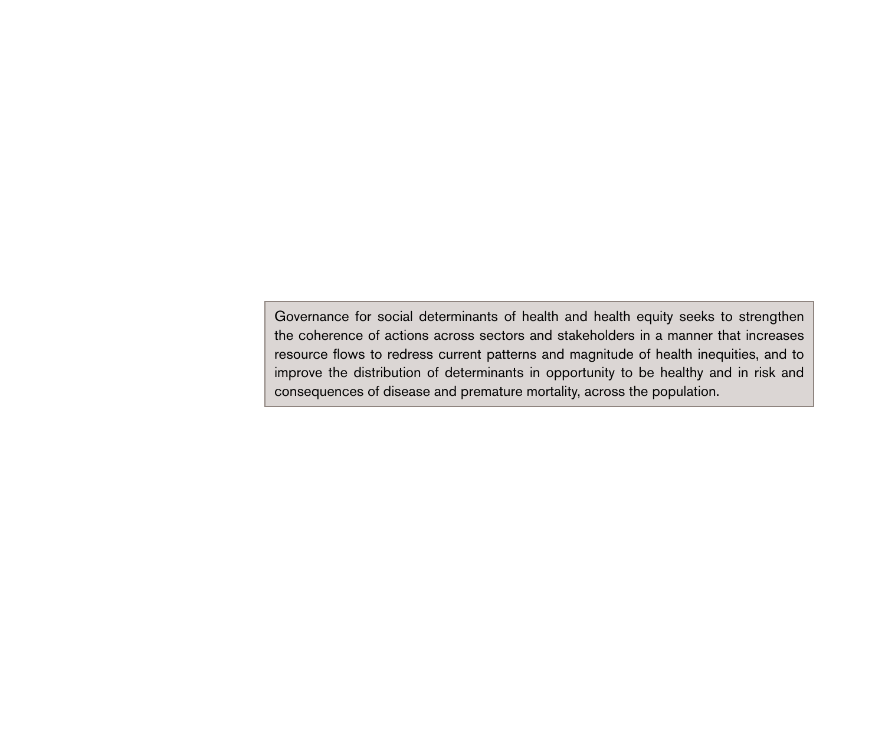Governance for social determinants of health and health equity seeks to strengthen the coherence of actions across sectors and stakeholders in a manner that increases resource flows to redress current patterns and magnitude of health inequities, and to improve the distribution of determinants in opportunity to be healthy and in risk and consequences of disease and premature mortality, across the population.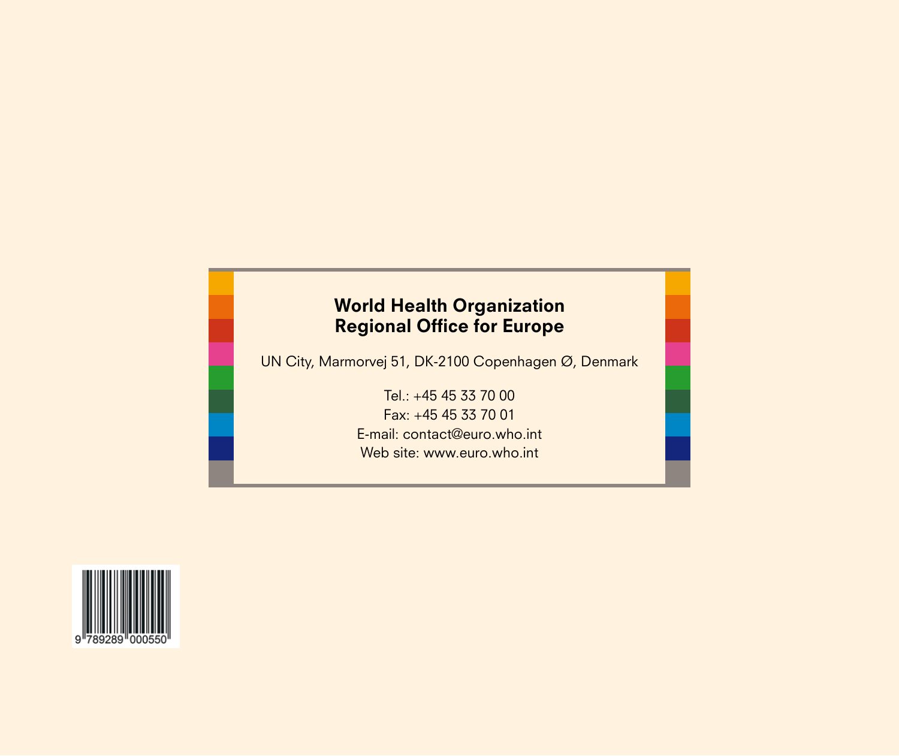**World Health Organization**
**Regional Office for Europe**

UN City, Marmorvej 51, DK-2100 Copenhagen Ø, Denmark

Tel.: +45 45 33 70 00
Fax: +45 45 33 70 01
E-mail: contact@euro.who.int
Web site: www.euro.who.int

9 789289 000550